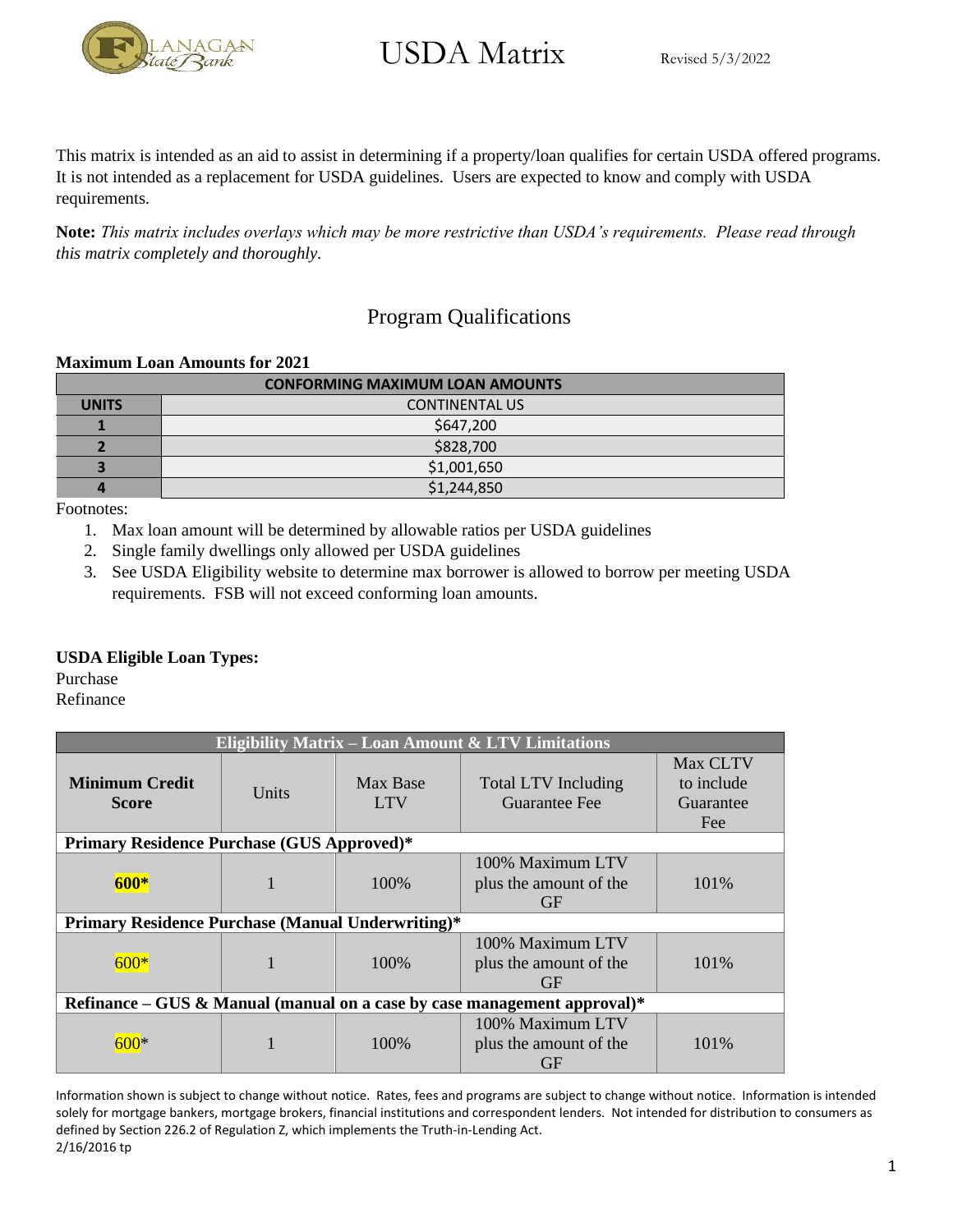# USDA Matrix

Revised 5/3/2022

This matrix is intended as an aid to assist in determining if a property/loan qualifies for certain USDA offered programs. It is not intended as a replacement for USDA guidelines. Users are expected to know and comply with USDA requirements.

**Note:** *This matrix includes overlays which may be more restrictive than USDA's requirements. Please read through this matrix completely and thoroughly*.

## Program Qualifications

**Maximum Loan Amounts for 2021**

| CONFORMING MAXIMUM LOAN AMOUNTS | |
|---|---|
| **UNITS** | CONTINENTAL US |
| **1** | $647,200 |
| **2** | $828,700 |
| **3** | $1,001,650 |
| **4** | $1,244,850 |

Footnotes:

1. Max loan amount will be determined by allowable ratios per USDA guidelines
2. Single family dwellings only allowed per USDA guidelines
3. See USDA Eligibility website to determine max borrower is allowed to borrow per meeting USDA requirements. FSB will not exceed conforming loan amounts.

**USDA Eligible Loan Types:**

Purchase
Refinance

| Eligibility Matrix – Loan Amount & LTV Limitations | | | | |
|---|---|---|---|---|
| **Minimum Credit Score** | Units | Max Base LTV | Total LTV Including Guarantee Fee | Max CLTV to include Guarantee Fee |
| **Primary Residence Purchase (GUS Approved)*** | | | | |
| **600*** | 1 | 100% | 100% Maximum LTV plus the amount of the GF | 101% |
| **Primary Residence Purchase (Manual Underwriting)*** | | | | |
| 600* | 1 | 100% | 100% Maximum LTV plus the amount of the GF | 101% |
| **Refinance – GUS & Manual (manual on a case by case management approval)*** | | | | |
| 600* | 1 | 100% | 100% Maximum LTV plus the amount of the GF | 101% |

Information shown is subject to change without notice. Rates, fees and programs are subject to change without notice. Information is intended solely for mortgage bankers, mortgage brokers, financial institutions and correspondent lenders. Not intended for distribution to consumers as defined by Section 226.2 of Regulation Z, which implements the Truth-in-Lending Act.
2/16/2016 tp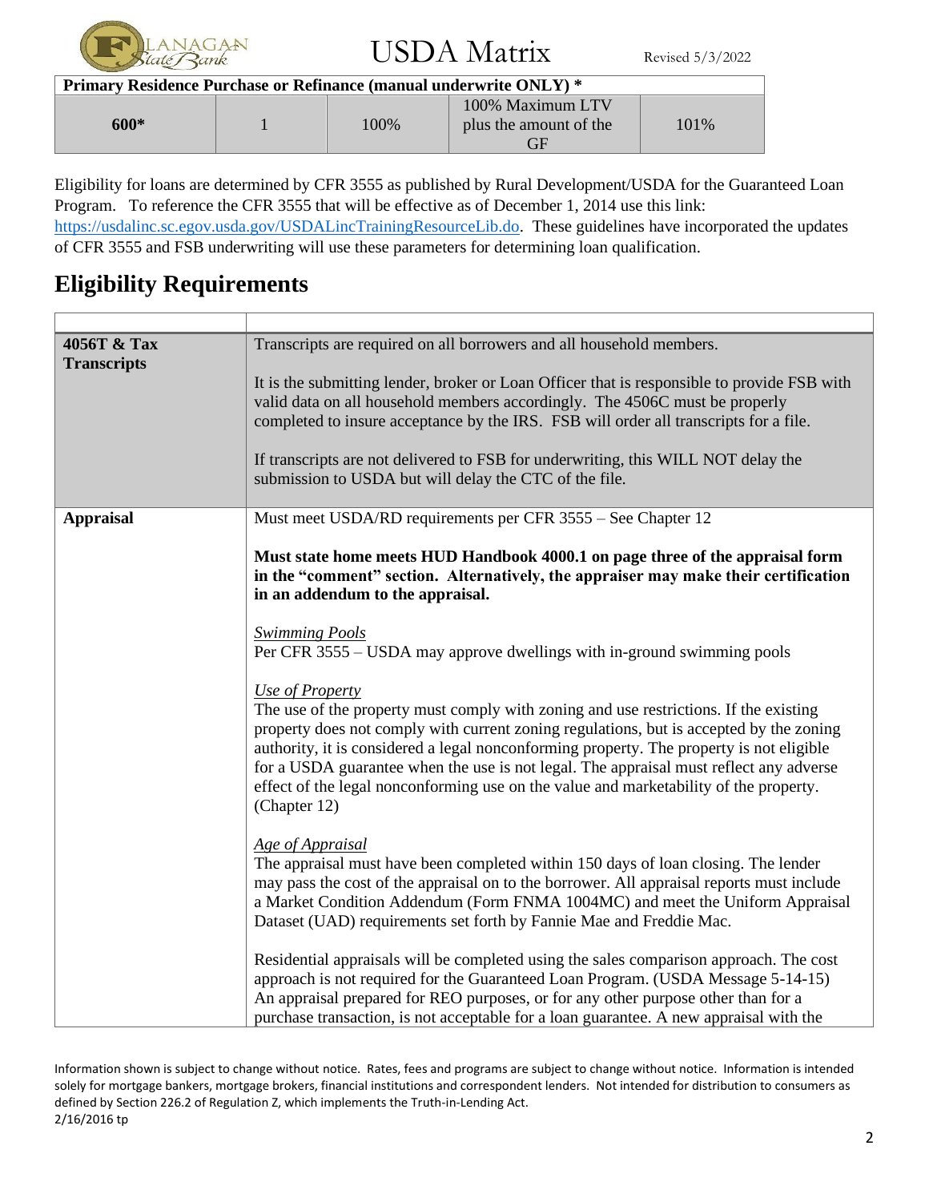| Primary Residence Purchase or Refinance (manual underwrite ONLY) * | | | | |
|---|---|---|---|---|
| 600* | 1 | 100% | 100% Maximum LTV plus the amount of the GF | 101% |

Eligibility for loans are determined by CFR 3555 as published by Rural Development/USDA for the Guaranteed Loan Program. To reference the CFR 3555 that will be effective as of December 1, 2014 use this link: https://usdalinc.sc.egov.usda.gov/USDALincTrainingResourceLib.do. These guidelines have incorporated the updates of CFR 3555 and FSB underwriting will use these parameters for determining loan qualification.

# Eligibility Requirements

| | |
|---|---|
| **4056T & Tax Transcripts** | Transcripts are required on all borrowers and all household members.<br><br>It is the submitting lender, broker or Loan Officer that is responsible to provide FSB with valid data on all household members accordingly. The 4506C must be properly completed to insure acceptance by the IRS. FSB will order all transcripts for a file.<br><br>If transcripts are not delivered to FSB for underwriting, this WILL NOT delay the submission to USDA but will delay the CTC of the file. |
| **Appraisal** | Must meet USDA/RD requirements per CFR 3555 – See Chapter 12<br><br>**Must state home meets HUD Handbook 4000.1 on page three of the appraisal form in the "comment" section. Alternatively, the appraiser may make their certification in an addendum to the appraisal.**<br><br>*Swimming Pools*<br>Per CFR 3555 – USDA may approve dwellings with in-ground swimming pools<br><br>*Use of Property*<br>The use of the property must comply with zoning and use restrictions. If the existing property does not comply with current zoning regulations, but is accepted by the zoning authority, it is considered a legal nonconforming property. The property is not eligible for a USDA guarantee when the use is not legal. The appraisal must reflect any adverse effect of the legal nonconforming use on the value and marketability of the property. (Chapter 12)<br><br>*Age of Appraisal*<br>The appraisal must have been completed within 150 days of loan closing. The lender may pass the cost of the appraisal on to the borrower. All appraisal reports must include a Market Condition Addendum (Form FNMA 1004MC) and meet the Uniform Appraisal Dataset (UAD) requirements set forth by Fannie Mae and Freddie Mac.<br><br>Residential appraisals will be completed using the sales comparison approach. The cost approach is not required for the Guaranteed Loan Program. (USDA Message 5-14-15) An appraisal prepared for REO purposes, or for any other purpose other than for a purchase transaction, is not acceptable for a loan guarantee. A new appraisal with the |

Information shown is subject to change without notice. Rates, fees and programs are subject to change without notice. Information is intended solely for mortgage bankers, mortgage brokers, financial institutions and correspondent lenders. Not intended for distribution to consumers as defined by Section 226.2 of Regulation Z, which implements the Truth-in-Lending Act.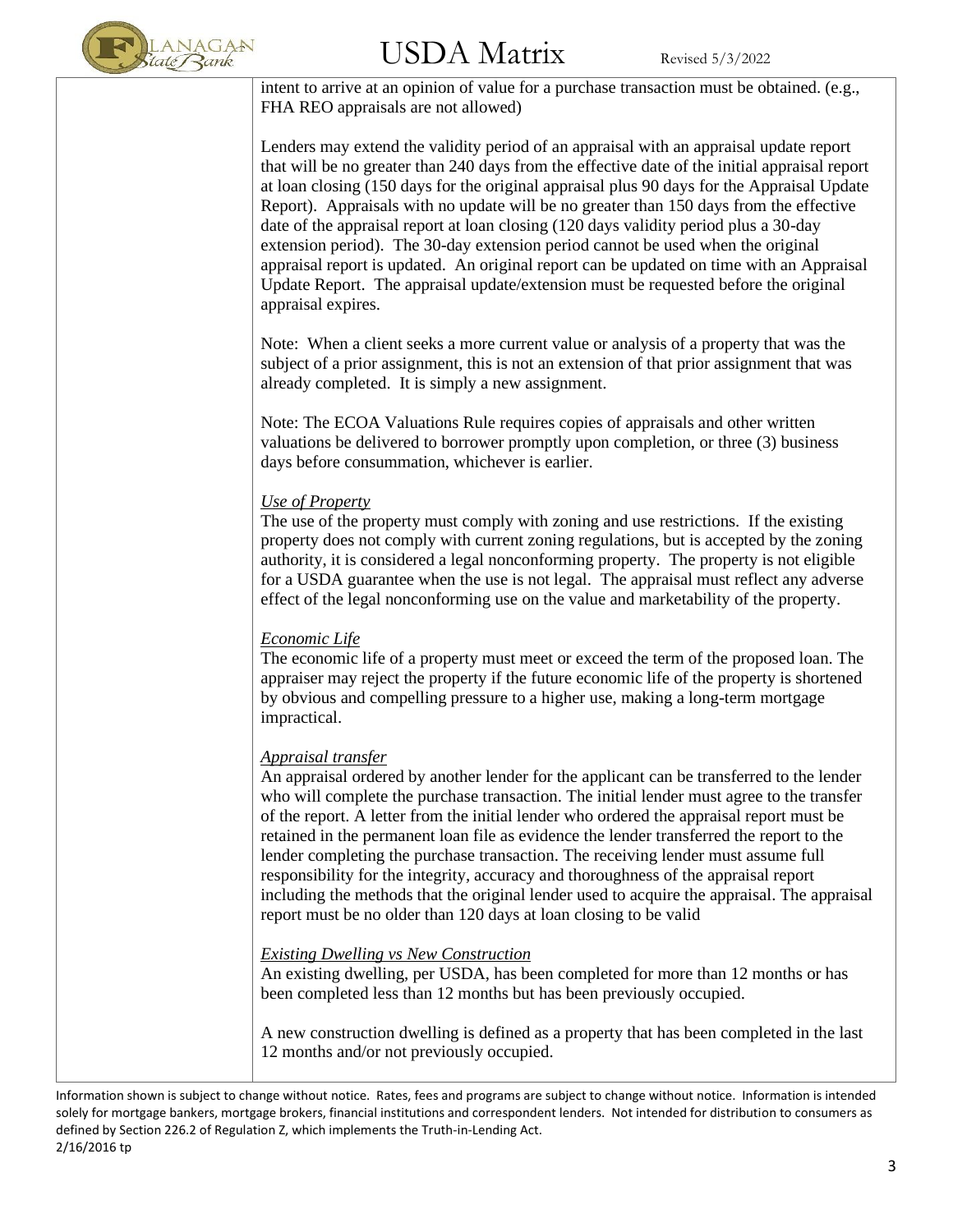intent to arrive at an opinion of value for a purchase transaction must be obtained. (e.g., FHA REO appraisals are not allowed)

Lenders may extend the validity period of an appraisal with an appraisal update report that will be no greater than 240 days from the effective date of the initial appraisal report at loan closing (150 days for the original appraisal plus 90 days for the Appraisal Update Report). Appraisals with no update will be no greater than 150 days from the effective date of the appraisal report at loan closing (120 days validity period plus a 30-day extension period). The 30-day extension period cannot be used when the original appraisal report is updated. An original report can be updated on time with an Appraisal Update Report. The appraisal update/extension must be requested before the original appraisal expires.

Note: When a client seeks a more current value or analysis of a property that was the subject of a prior assignment, this is not an extension of that prior assignment that was already completed. It is simply a new assignment.

Note: The ECOA Valuations Rule requires copies of appraisals and other written valuations be delivered to borrower promptly upon completion, or three (3) business days before consummation, whichever is earlier.

*Use of Property*

The use of the property must comply with zoning and use restrictions. If the existing property does not comply with current zoning regulations, but is accepted by the zoning authority, it is considered a legal nonconforming property. The property is not eligible for a USDA guarantee when the use is not legal. The appraisal must reflect any adverse effect of the legal nonconforming use on the value and marketability of the property.

*Economic Life*

The economic life of a property must meet or exceed the term of the proposed loan. The appraiser may reject the property if the future economic life of the property is shortened by obvious and compelling pressure to a higher use, making a long-term mortgage impractical.

*Appraisal transfer*

An appraisal ordered by another lender for the applicant can be transferred to the lender who will complete the purchase transaction. The initial lender must agree to the transfer of the report. A letter from the initial lender who ordered the appraisal report must be retained in the permanent loan file as evidence the lender transferred the report to the lender completing the purchase transaction. The receiving lender must assume full responsibility for the integrity, accuracy and thoroughness of the appraisal report including the methods that the original lender used to acquire the appraisal. The appraisal report must be no older than 120 days at loan closing to be valid

*Existing Dwelling vs New Construction*

An existing dwelling, per USDA, has been completed for more than 12 months or has been completed less than 12 months but has been previously occupied.

A new construction dwelling is defined as a property that has been completed in the last 12 months and/or not previously occupied.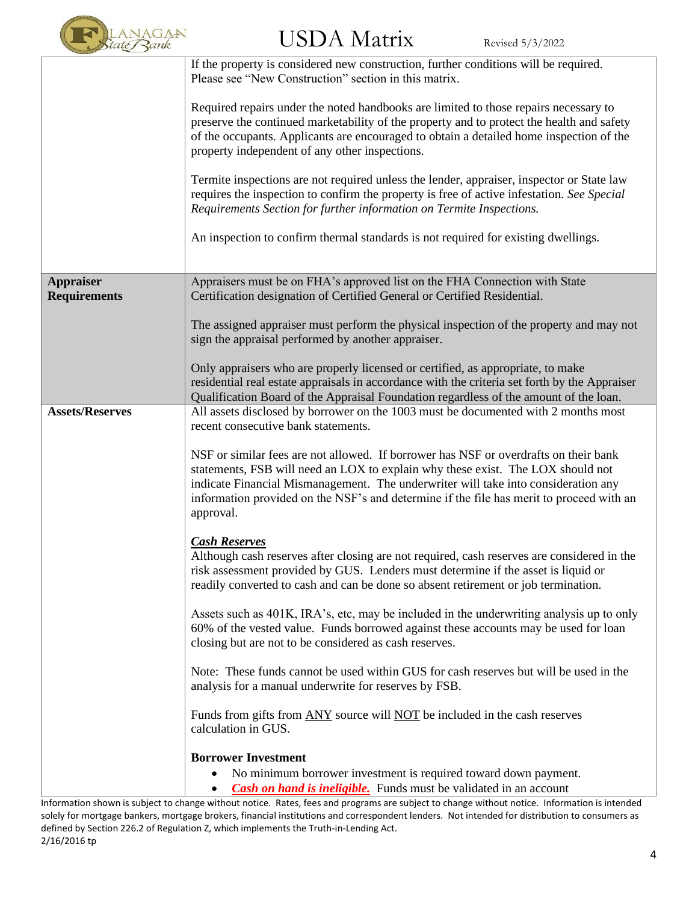| | |
|---|---|
| | If the property is considered new construction, further conditions will be required. Please see "New Construction" section in this matrix.<br><br>Required repairs under the noted handbooks are limited to those repairs necessary to preserve the continued marketability of the property and to protect the health and safety of the occupants. Applicants are encouraged to obtain a detailed home inspection of the property independent of any other inspections.<br><br>Termite inspections are not required unless the lender, appraiser, inspector or State law requires the inspection to confirm the property is free of active infestation. *See Special Requirements Section for further information on Termite Inspections.*<br><br>An inspection to confirm thermal standards is not required for existing dwellings. |
| **Appraiser Requirements** | Appraisers must be on FHA's approved list on the FHA Connection with State Certification designation of Certified General or Certified Residential.<br><br>The assigned appraiser must perform the physical inspection of the property and may not sign the appraisal performed by another appraiser.<br><br>Only appraisers who are properly licensed or certified, as appropriate, to make residential real estate appraisals in accordance with the criteria set forth by the Appraiser Qualification Board of the Appraisal Foundation regardless of the amount of the loan. |
| **Assets/Reserves** | All assets disclosed by borrower on the 1003 must be documented with 2 months most recent consecutive bank statements.<br><br>NSF or similar fees are not allowed. If borrower has NSF or overdrafts on their bank statements, FSB will need an LOX to explain why these exist. The LOX should not indicate Financial Mismanagement. The underwriter will take into consideration any information provided on the NSF's and determine if the file has merit to proceed with an approval.<br><br>***Cash Reserves***<br>Although cash reserves after closing are not required, cash reserves are considered in the risk assessment provided by GUS. Lenders must determine if the asset is liquid or readily converted to cash and can be done so absent retirement or job termination.<br><br>Assets such as 401K, IRA's, etc, may be included in the underwriting analysis up to only 60% of the vested value. Funds borrowed against these accounts may be used for loan closing but are not to be considered as cash reserves.<br><br>Note: These funds cannot be used within GUS for cash reserves but will be used in the analysis for a manual underwrite for reserves by FSB.<br><br>Funds from gifts from ANY source will NOT be included in the cash reserves calculation in GUS.<br><br>**Borrower Investment**<br>• No minimum borrower investment is required toward down payment.<br>• ***Cash on hand is ineligible.*** Funds must be validated in an account |

Information shown is subject to change without notice. Rates, fees and programs are subject to change without notice. Information is intended solely for mortgage bankers, mortgage brokers, financial institutions and correspondent lenders. Not intended for distribution to consumers as defined by Section 226.2 of Regulation Z, which implements the Truth-in-Lending Act.
2/16/2016 tp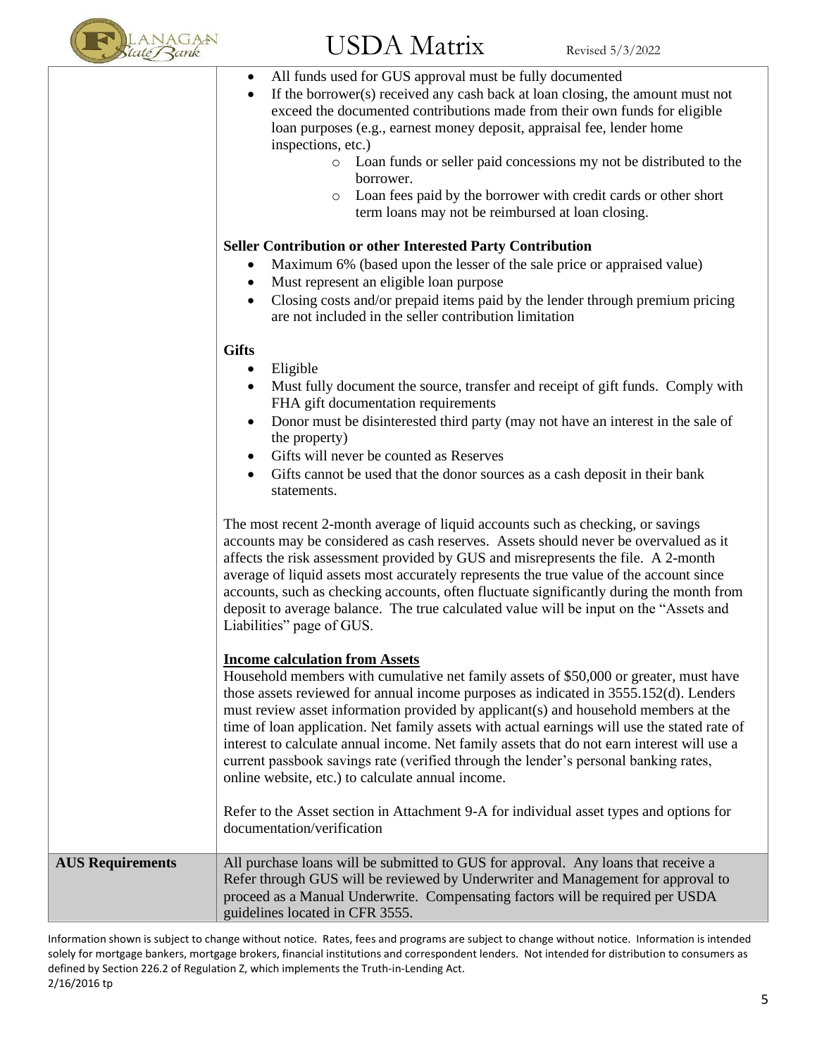| | |
|---|---|
| | • All funds used for GUS approval must be fully documented<br>• If the borrower(s) received any cash back at loan closing, the amount must not exceed the documented contributions made from their own funds for eligible loan purposes (e.g., earnest money deposit, appraisal fee, lender home inspections, etc.)<br>  ○ Loan funds or seller paid concessions my not be distributed to the borrower.<br>  ○ Loan fees paid by the borrower with credit cards or other short term loans may not be reimbursed at loan closing.<br><br>**Seller Contribution or other Interested Party Contribution**<br>• Maximum 6% (based upon the lesser of the sale price or appraised value)<br>• Must represent an eligible loan purpose<br>• Closing costs and/or prepaid items paid by the lender through premium pricing are not included in the seller contribution limitation<br><br>**Gifts**<br>• Eligible<br>• Must fully document the source, transfer and receipt of gift funds. Comply with FHA gift documentation requirements<br>• Donor must be disinterested third party (may not have an interest in the sale of the property)<br>• Gifts will never be counted as Reserves<br>• Gifts cannot be used that the donor sources as a cash deposit in their bank statements.<br><br>The most recent 2-month average of liquid accounts such as checking, or savings accounts may be considered as cash reserves. Assets should never be overvalued as it affects the risk assessment provided by GUS and misrepresents the file. A 2-month average of liquid assets most accurately represents the true value of the account since accounts, such as checking accounts, often fluctuate significantly during the month from deposit to average balance. The true calculated value will be input on the "Assets and Liabilities" page of GUS.<br><br>**Income calculation from Assets**<br>Household members with cumulative net family assets of $50,000 or greater, must have those assets reviewed for annual income purposes as indicated in 3555.152(d). Lenders must review asset information provided by applicant(s) and household members at the time of loan application. Net family assets with actual earnings will use the stated rate of interest to calculate annual income. Net family assets that do not earn interest will use a current passbook savings rate (verified through the lender's personal banking rates, online website, etc.) to calculate annual income.<br><br>Refer to the Asset section in Attachment 9-A for individual asset types and options for documentation/verification |
| **AUS Requirements** | All purchase loans will be submitted to GUS for approval. Any loans that receive a Refer through GUS will be reviewed by Underwriter and Management for approval to proceed as a Manual Underwrite. Compensating factors will be required per USDA guidelines located in CFR 3555. |

Information shown is subject to change without notice. Rates, fees and programs are subject to change without notice. Information is intended solely for mortgage bankers, mortgage brokers, financial institutions and correspondent lenders. Not intended for distribution to consumers as defined by Section 226.2 of Regulation Z, which implements the Truth-in-Lending Act.
2/16/2016 tp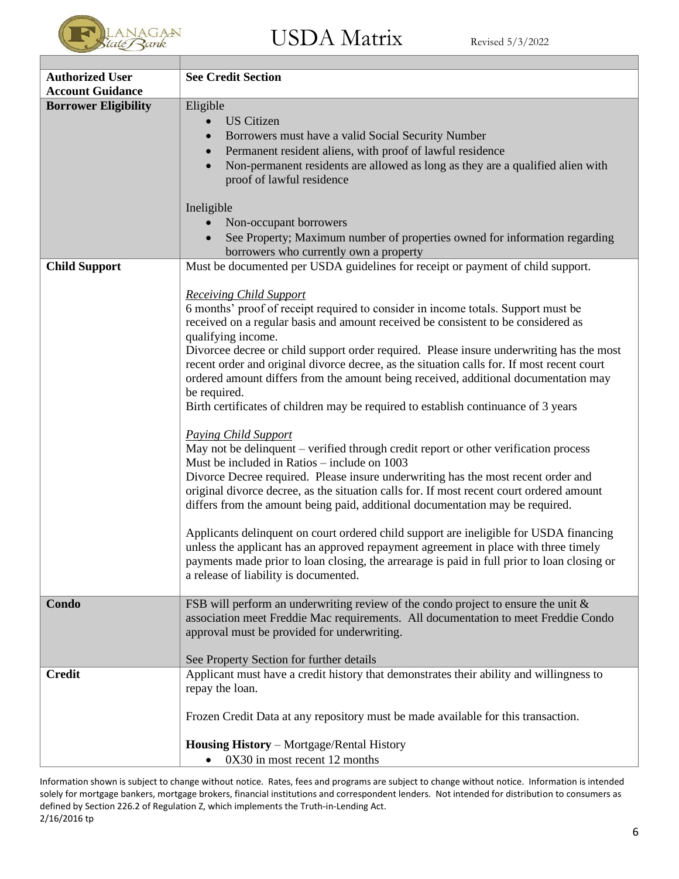| | |
|---|---|
| **Authorized User Account Guidance** | **See Credit Section** |
| **Borrower Eligibility** | Eligible<br>• US Citizen<br>• Borrowers must have a valid Social Security Number<br>• Permanent resident aliens, with proof of lawful residence<br>• Non-permanent residents are allowed as long as they are a qualified alien with proof of lawful residence<br><br>Ineligible<br>• Non-occupant borrowers<br>• See Property; Maximum number of properties owned for information regarding borrowers who currently own a property |
| **Child Support** | Must be documented per USDA guidelines for receipt or payment of child support.<br><br>*Receiving Child Support*<br>6 months' proof of receipt required to consider in income totals. Support must be received on a regular basis and amount received be consistent to be considered as qualifying income.<br>Divorcee decree or child support order required. Please insure underwriting has the most recent order and original divorce decree, as the situation calls for. If most recent court ordered amount differs from the amount being received, additional documentation may be required.<br>Birth certificates of children may be required to establish continuance of 3 years<br><br>*Paying Child Support*<br>May not be delinquent – verified through credit report or other verification process<br>Must be included in Ratios – include on 1003<br>Divorce Decree required. Please insure underwriting has the most recent order and original divorce decree, as the situation calls for. If most recent court ordered amount differs from the amount being paid, additional documentation may be required.<br><br>Applicants delinquent on court ordered child support are ineligible for USDA financing unless the applicant has an approved repayment agreement in place with three timely payments made prior to loan closing, the arrearage is paid in full prior to loan closing or a release of liability is documented. |
| **Condo** | FSB will perform an underwriting review of the condo project to ensure the unit & association meet Freddie Mac requirements. All documentation to meet Freddie Condo approval must be provided for underwriting.<br><br>See Property Section for further details |
| **Credit** | Applicant must have a credit history that demonstrates their ability and willingness to repay the loan.<br><br>Frozen Credit Data at any repository must be made available for this transaction.<br><br>**Housing History** – Mortgage/Rental History<br>• 0X30 in most recent 12 months |

Information shown is subject to change without notice. Rates, fees and programs are subject to change without notice. Information is intended solely for mortgage bankers, mortgage brokers, financial institutions and correspondent lenders. Not intended for distribution to consumers as defined by Section 226.2 of Regulation Z, which implements the Truth-in-Lending Act.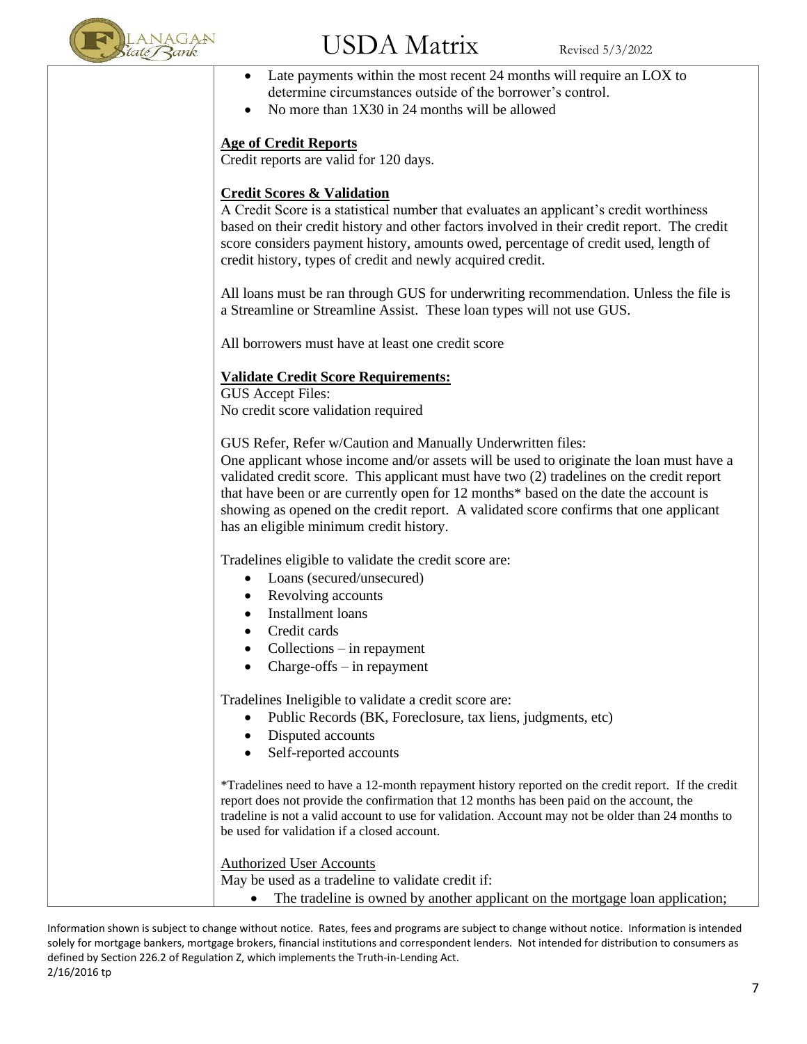- Late payments within the most recent 24 months will require an LOX to determine circumstances outside of the borrower's control.
- No more than 1X30 in 24 months will be allowed

**Age of Credit Reports**

Credit reports are valid for 120 days.

**Credit Scores & Validation**

A Credit Score is a statistical number that evaluates an applicant's credit worthiness based on their credit history and other factors involved in their credit report. The credit score considers payment history, amounts owed, percentage of credit used, length of credit history, types of credit and newly acquired credit.

All loans must be ran through GUS for underwriting recommendation. Unless the file is a Streamline or Streamline Assist. These loan types will not use GUS.

All borrowers must have at least one credit score

**Validate Credit Score Requirements:**

GUS Accept Files:
No credit score validation required

GUS Refer, Refer w/Caution and Manually Underwritten files:
One applicant whose income and/or assets will be used to originate the loan must have a validated credit score. This applicant must have two (2) tradelines on the credit report that have been or are currently open for 12 months* based on the date the account is showing as opened on the credit report. A validated score confirms that one applicant has an eligible minimum credit history.

Tradelines eligible to validate the credit score are:

- Loans (secured/unsecured)
- Revolving accounts
- Installment loans
- Credit cards
- Collections – in repayment
- Charge-offs – in repayment

Tradelines Ineligible to validate a credit score are:

- Public Records (BK, Foreclosure, tax liens, judgments, etc)
- Disputed accounts
- Self-reported accounts

*Tradelines need to have a 12-month repayment history reported on the credit report. If the credit report does not provide the confirmation that 12 months has been paid on the account, the tradeline is not a valid account to use for validation. Account may not be older than 24 months to be used for validation if a closed account.

Authorized User Accounts

May be used as a tradeline to validate credit if:

- The tradeline is owned by another applicant on the mortgage loan application;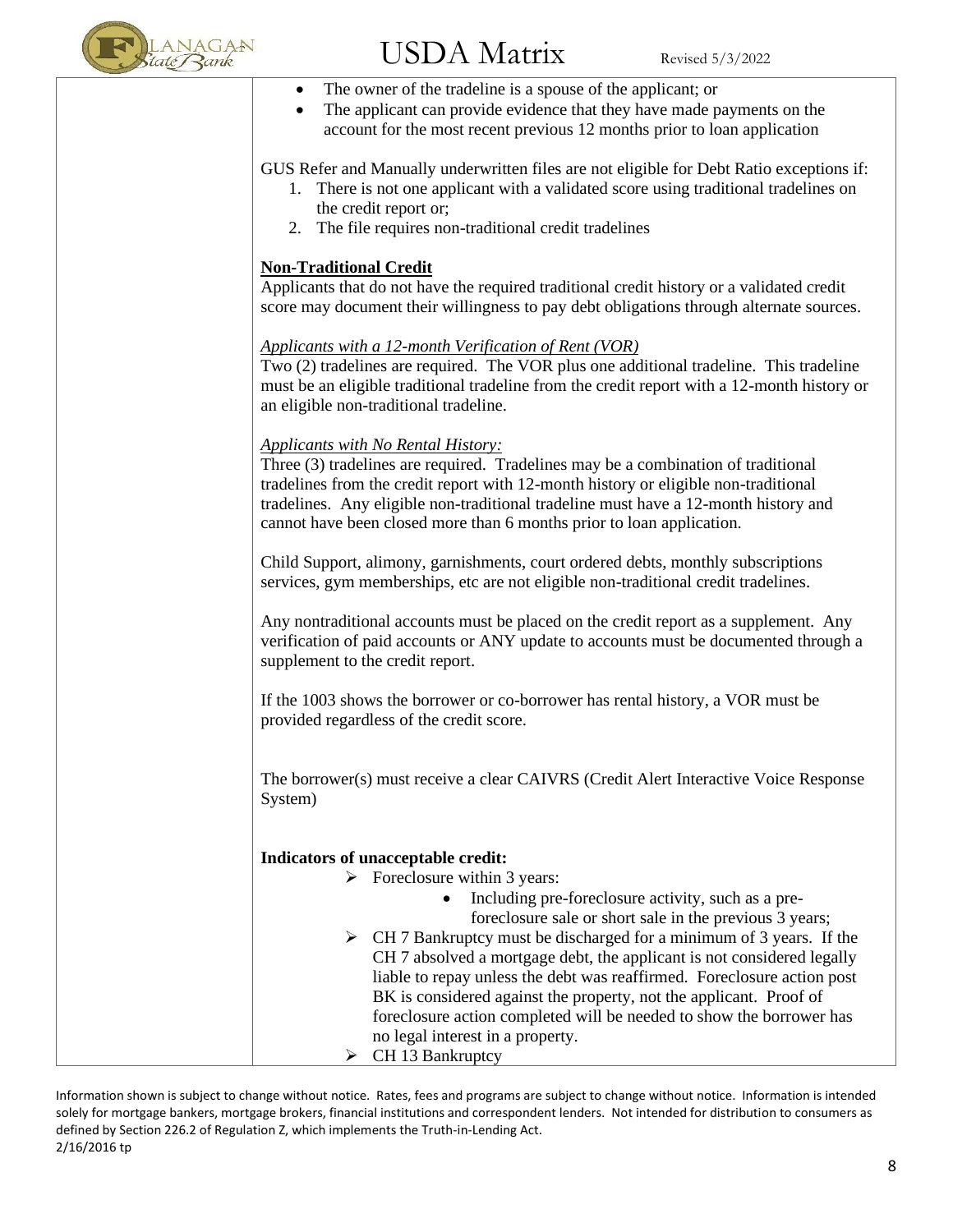- The owner of the tradeline is a spouse of the applicant; or
- The applicant can provide evidence that they have made payments on the account for the most recent previous 12 months prior to loan application

GUS Refer and Manually underwritten files are not eligible for Debt Ratio exceptions if:

1. There is not one applicant with a validated score using traditional tradelines on the credit report or;
2. The file requires non-traditional credit tradelines

**Non-Traditional Credit**

Applicants that do not have the required traditional credit history or a validated credit score may document their willingness to pay debt obligations through alternate sources.

*Applicants with a 12-month Verification of Rent (VOR)*

Two (2) tradelines are required. The VOR plus one additional tradeline. This tradeline must be an eligible traditional tradeline from the credit report with a 12-month history or an eligible non-traditional tradeline.

*Applicants with No Rental History:*

Three (3) tradelines are required. Tradelines may be a combination of traditional tradelines from the credit report with 12-month history or eligible non-traditional tradelines. Any eligible non-traditional tradeline must have a 12-month history and cannot have been closed more than 6 months prior to loan application.

Child Support, alimony, garnishments, court ordered debts, monthly subscriptions services, gym memberships, etc are not eligible non-traditional credit tradelines.

Any nontraditional accounts must be placed on the credit report as a supplement. Any verification of paid accounts or ANY update to accounts must be documented through a supplement to the credit report.

If the 1003 shows the borrower or co-borrower has rental history, a VOR must be provided regardless of the credit score.

The borrower(s) must receive a clear CAIVRS (Credit Alert Interactive Voice Response System)

**Indicators of unacceptable credit:**

- Foreclosure within 3 years:
  - Including pre-foreclosure activity, such as a pre-foreclosure sale or short sale in the previous 3 years;
- CH 7 Bankruptcy must be discharged for a minimum of 3 years. If the CH 7 absolved a mortgage debt, the applicant is not considered legally liable to repay unless the debt was reaffirmed. Foreclosure action post BK is considered against the property, not the applicant. Proof of foreclosure action completed will be needed to show the borrower has no legal interest in a property.
- CH 13 Bankruptcy

Information shown is subject to change without notice. Rates, fees and programs are subject to change without notice. Information is intended solely for mortgage bankers, mortgage brokers, financial institutions and correspondent lenders. Not intended for distribution to consumers as defined by Section 226.2 of Regulation Z, which implements the Truth-in-Lending Act.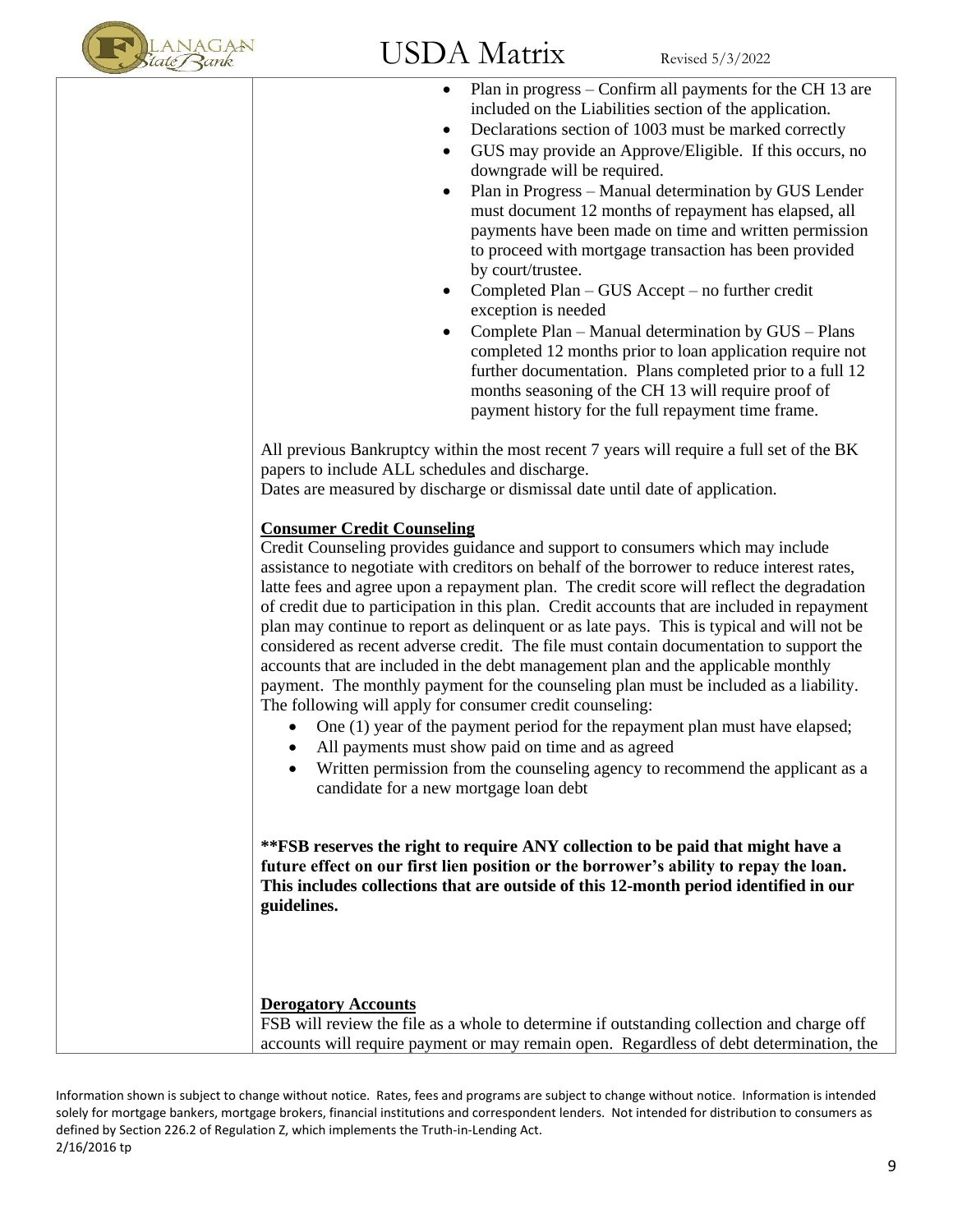- Plan in progress – Confirm all payments for the CH 13 are included on the Liabilities section of the application.
- Declarations section of 1003 must be marked correctly
- GUS may provide an Approve/Eligible. If this occurs, no downgrade will be required.
- Plan in Progress – Manual determination by GUS Lender must document 12 months of repayment has elapsed, all payments have been made on time and written permission to proceed with mortgage transaction has been provided by court/trustee.
- Completed Plan – GUS Accept – no further credit exception is needed
- Complete Plan – Manual determination by GUS – Plans completed 12 months prior to loan application require not further documentation. Plans completed prior to a full 12 months seasoning of the CH 13 will require proof of payment history for the full repayment time frame.

All previous Bankruptcy within the most recent 7 years will require a full set of the BK papers to include ALL schedules and discharge.
Dates are measured by discharge or dismissal date until date of application.

**Consumer Credit Counseling**

Credit Counseling provides guidance and support to consumers which may include assistance to negotiate with creditors on behalf of the borrower to reduce interest rates, latte fees and agree upon a repayment plan. The credit score will reflect the degradation of credit due to participation in this plan. Credit accounts that are included in repayment plan may continue to report as delinquent or as late pays. This is typical and will not be considered as recent adverse credit. The file must contain documentation to support the accounts that are included in the debt management plan and the applicable monthly payment. The monthly payment for the counseling plan must be included as a liability. The following will apply for consumer credit counseling:

- One (1) year of the payment period for the repayment plan must have elapsed;
- All payments must show paid on time and as agreed
- Written permission from the counseling agency to recommend the applicant as a candidate for a new mortgage loan debt

**\*\*FSB reserves the right to require ANY collection to be paid that might have a future effect on our first lien position or the borrower's ability to repay the loan. This includes collections that are outside of this 12-month period identified in our guidelines.**

**Derogatory Accounts**

FSB will review the file as a whole to determine if outstanding collection and charge off accounts will require payment or may remain open. Regardless of debt determination, the

Information shown is subject to change without notice. Rates, fees and programs are subject to change without notice. Information is intended solely for mortgage bankers, mortgage brokers, financial institutions and correspondent lenders. Not intended for distribution to consumers as defined by Section 226.2 of Regulation Z, which implements the Truth-in-Lending Act.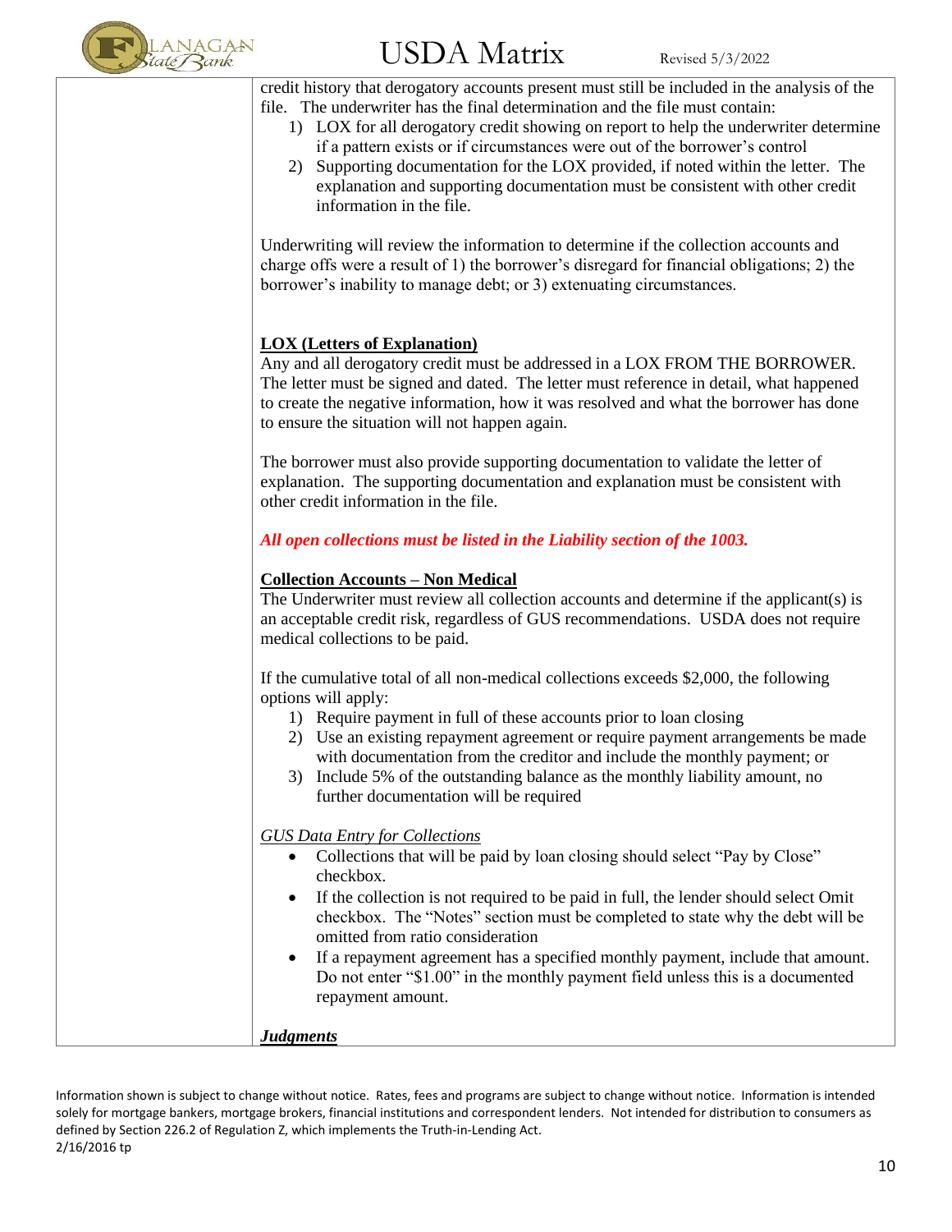credit history that derogatory accounts present must still be included in the analysis of the file. The underwriter has the final determination and the file must contain:

1) LOX for all derogatory credit showing on report to help the underwriter determine if a pattern exists or if circumstances were out of the borrower's control
2) Supporting documentation for the LOX provided, if noted within the letter. The explanation and supporting documentation must be consistent with other credit information in the file.

Underwriting will review the information to determine if the collection accounts and charge offs were a result of 1) the borrower's disregard for financial obligations; 2) the borrower's inability to manage debt; or 3) extenuating circumstances.

**LOX (Letters of Explanation)**

Any and all derogatory credit must be addressed in a LOX FROM THE BORROWER. The letter must be signed and dated. The letter must reference in detail, what happened to create the negative information, how it was resolved and what the borrower has done to ensure the situation will not happen again.

The borrower must also provide supporting documentation to validate the letter of explanation. The supporting documentation and explanation must be consistent with other credit information in the file.

***All open collections must be listed in the Liability section of the 1003.***

**Collection Accounts – Non Medical**

The Underwriter must review all collection accounts and determine if the applicant(s) is an acceptable credit risk, regardless of GUS recommendations. USDA does not require medical collections to be paid.

If the cumulative total of all non-medical collections exceeds $2,000, the following options will apply:

1) Require payment in full of these accounts prior to loan closing
2) Use an existing repayment agreement or require payment arrangements be made with documentation from the creditor and include the monthly payment; or
3) Include 5% of the outstanding balance as the monthly liability amount, no further documentation will be required

*GUS Data Entry for Collections*

- Collections that will be paid by loan closing should select "Pay by Close" checkbox.
- If the collection is not required to be paid in full, the lender should select Omit checkbox. The "Notes" section must be completed to state why the debt will be omitted from ratio consideration
- If a repayment agreement has a specified monthly payment, include that amount. Do not enter "$1.00" in the monthly payment field unless this is a documented repayment amount.

***Judgments***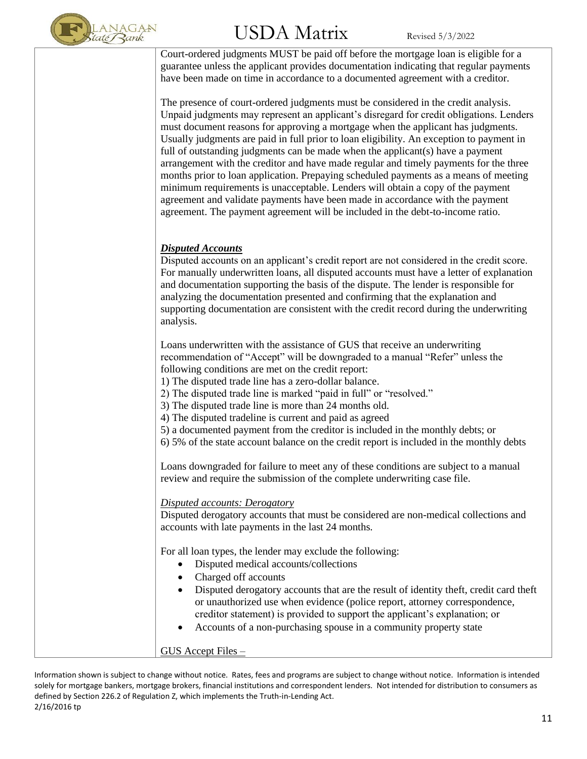Court-ordered judgments MUST be paid off before the mortgage loan is eligible for a guarantee unless the applicant provides documentation indicating that regular payments have been made on time in accordance to a documented agreement with a creditor.

The presence of court-ordered judgments must be considered in the credit analysis. Unpaid judgments may represent an applicant's disregard for credit obligations. Lenders must document reasons for approving a mortgage when the applicant has judgments. Usually judgments are paid in full prior to loan eligibility. An exception to payment in full of outstanding judgments can be made when the applicant(s) have a payment arrangement with the creditor and have made regular and timely payments for the three months prior to loan application. Prepaying scheduled payments as a means of meeting minimum requirements is unacceptable. Lenders will obtain a copy of the payment agreement and validate payments have been made in accordance with the payment agreement. The payment agreement will be included in the debt-to-income ratio.

***Disputed Accounts***

Disputed accounts on an applicant's credit report are not considered in the credit score. For manually underwritten loans, all disputed accounts must have a letter of explanation and documentation supporting the basis of the dispute. The lender is responsible for analyzing the documentation presented and confirming that the explanation and supporting documentation are consistent with the credit record during the underwriting analysis.

Loans underwritten with the assistance of GUS that receive an underwriting recommendation of "Accept" will be downgraded to a manual "Refer" unless the following conditions are met on the credit report:

1) The disputed trade line has a zero-dollar balance.
2) The disputed trade line is marked "paid in full" or "resolved."
3) The disputed trade line is more than 24 months old.
4) The disputed tradeline is current and paid as agreed
5) a documented payment from the creditor is included in the monthly debts; or
6) 5% of the state account balance on the credit report is included in the monthly debts

Loans downgraded for failure to meet any of these conditions are subject to a manual review and require the submission of the complete underwriting case file.

*Disputed accounts: Derogatory*

Disputed derogatory accounts that must be considered are non-medical collections and accounts with late payments in the last 24 months.

For all loan types, the lender may exclude the following:

- Disputed medical accounts/collections
- Charged off accounts
- Disputed derogatory accounts that are the result of identity theft, credit card theft or unauthorized use when evidence (police report, attorney correspondence, creditor statement) is provided to support the applicant's explanation; or
- Accounts of a non-purchasing spouse in a community property state

GUS Accept Files –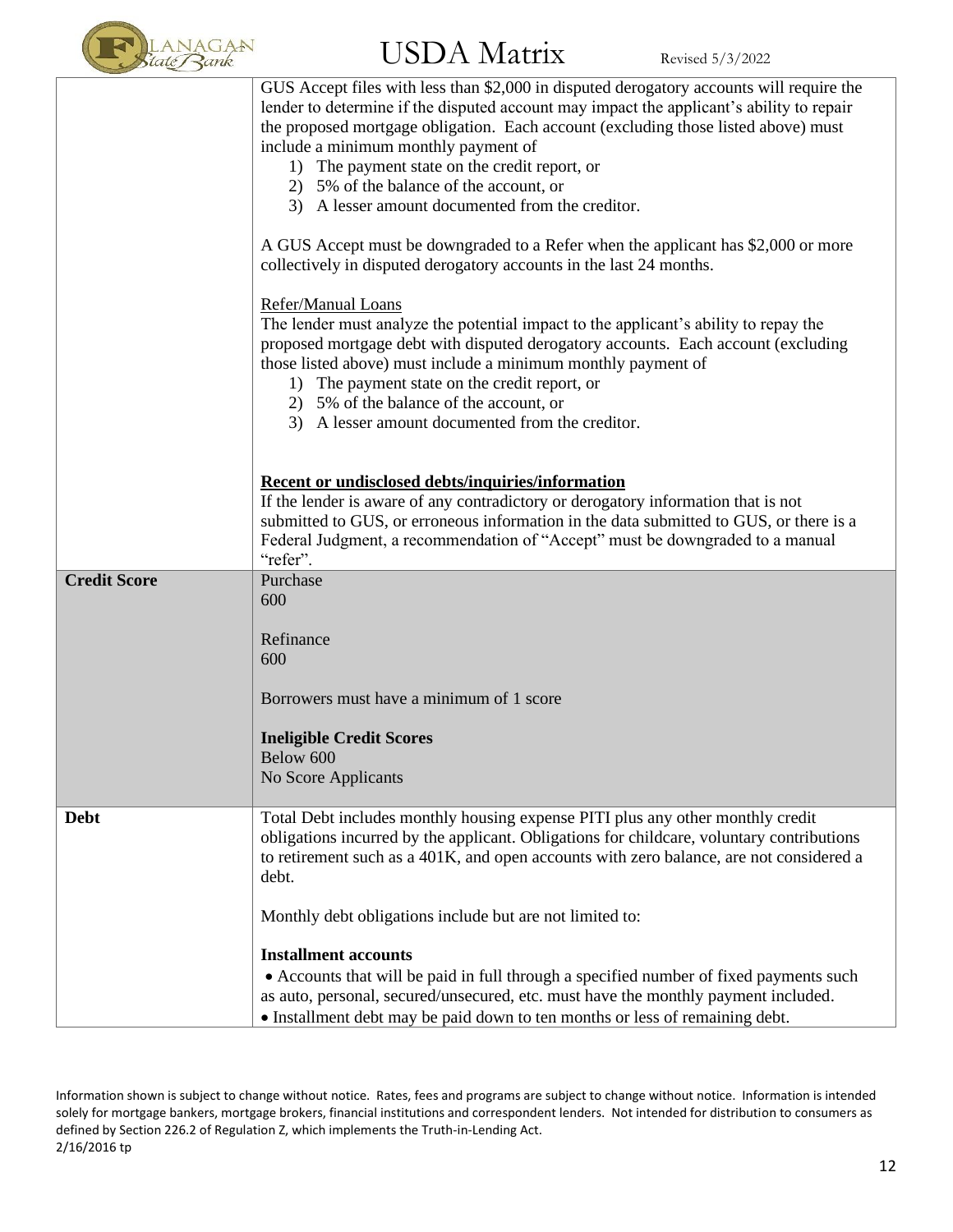| | |
|---|---|
| | GUS Accept files with less than $2,000 in disputed derogatory accounts will require the lender to determine if the disputed account may impact the applicant's ability to repair the proposed mortgage obligation. Each account (excluding those listed above) must include a minimum monthly payment of<br>1) The payment state on the credit report, or<br>2) 5% of the balance of the account, or<br>3) A lesser amount documented from the creditor.<br><br>A GUS Accept must be downgraded to a Refer when the applicant has $2,000 or more collectively in disputed derogatory accounts in the last 24 months.<br><br>Refer/Manual Loans<br>The lender must analyze the potential impact to the applicant's ability to repay the proposed mortgage debt with disputed derogatory accounts. Each account (excluding those listed above) must include a minimum monthly payment of<br>1) The payment state on the credit report, or<br>2) 5% of the balance of the account, or<br>3) A lesser amount documented from the creditor.<br><br>**Recent or undisclosed debts/inquiries/information**<br>If the lender is aware of any contradictory or derogatory information that is not submitted to GUS, or erroneous information in the data submitted to GUS, or there is a Federal Judgment, a recommendation of "Accept" must be downgraded to a manual "refer". |
| **Credit Score** | Purchase<br>600<br><br>Refinance<br>600<br><br>Borrowers must have a minimum of 1 score<br><br>**Ineligible Credit Scores**<br>Below 600<br>No Score Applicants |
| **Debt** | Total Debt includes monthly housing expense PITI plus any other monthly credit obligations incurred by the applicant. Obligations for childcare, voluntary contributions to retirement such as a 401K, and open accounts with zero balance, are not considered a debt.<br><br>Monthly debt obligations include but are not limited to:<br><br>**Installment accounts**<br>• Accounts that will be paid in full through a specified number of fixed payments such as auto, personal, secured/unsecured, etc. must have the monthly payment included.<br>• Installment debt may be paid down to ten months or less of remaining debt. |

Information shown is subject to change without notice. Rates, fees and programs are subject to change without notice. Information is intended solely for mortgage bankers, mortgage brokers, financial institutions and correspondent lenders. Not intended for distribution to consumers as defined by Section 226.2 of Regulation Z, which implements the Truth-in-Lending Act.
2/16/2016 tp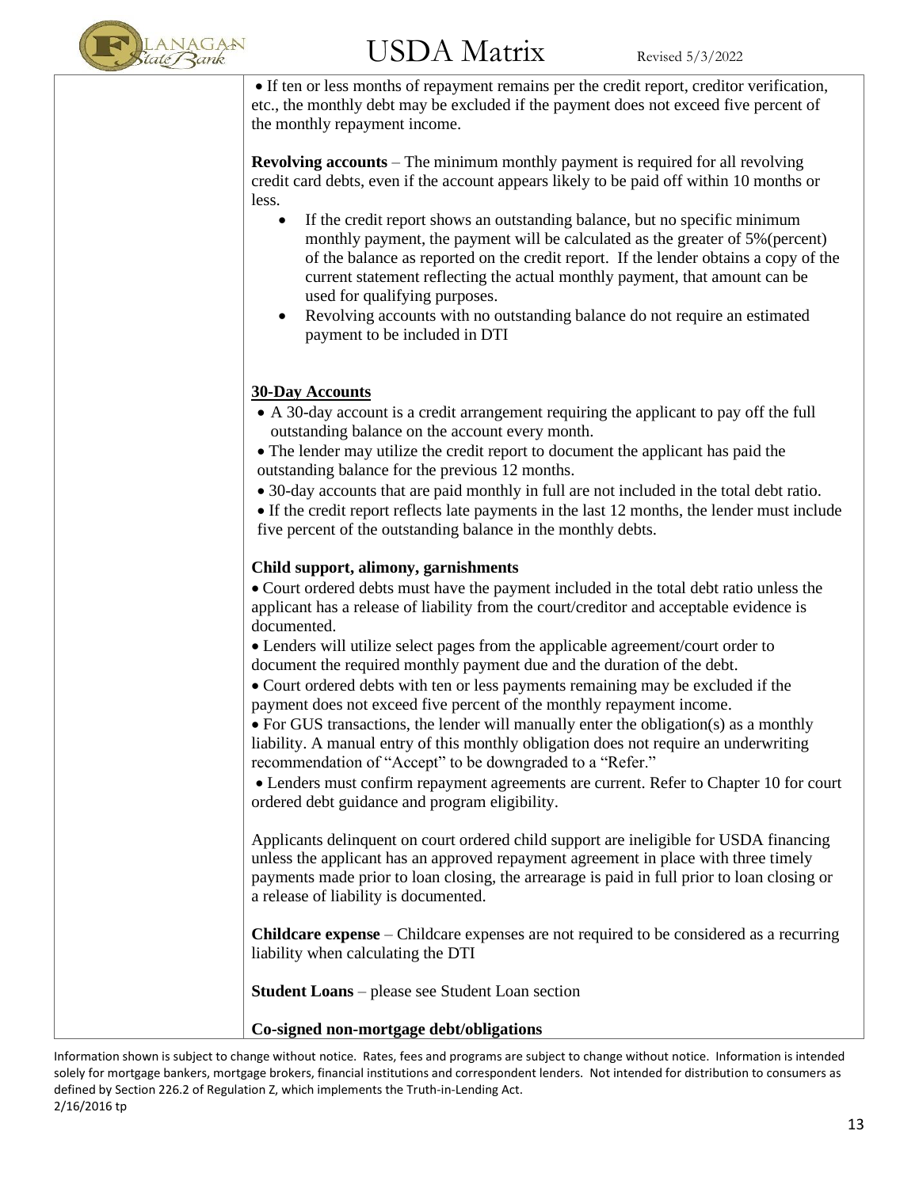- If ten or less months of repayment remains per the credit report, creditor verification, etc., the monthly debt may be excluded if the payment does not exceed five percent of the monthly repayment income.

**Revolving accounts** – The minimum monthly payment is required for all revolving credit card debts, even if the account appears likely to be paid off within 10 months or less.

- If the credit report shows an outstanding balance, but no specific minimum monthly payment, the payment will be calculated as the greater of 5%(percent) of the balance as reported on the credit report. If the lender obtains a copy of the current statement reflecting the actual monthly payment, that amount can be used for qualifying purposes.
- Revolving accounts with no outstanding balance do not require an estimated payment to be included in DTI

**30-Day Accounts**

- A 30-day account is a credit arrangement requiring the applicant to pay off the full outstanding balance on the account every month.
- The lender may utilize the credit report to document the applicant has paid the outstanding balance for the previous 12 months.
- 30-day accounts that are paid monthly in full are not included in the total debt ratio.
- If the credit report reflects late payments in the last 12 months, the lender must include five percent of the outstanding balance in the monthly debts.

**Child support, alimony, garnishments**

- Court ordered debts must have the payment included in the total debt ratio unless the applicant has a release of liability from the court/creditor and acceptable evidence is documented.
- Lenders will utilize select pages from the applicable agreement/court order to document the required monthly payment due and the duration of the debt.
- Court ordered debts with ten or less payments remaining may be excluded if the payment does not exceed five percent of the monthly repayment income.
- For GUS transactions, the lender will manually enter the obligation(s) as a monthly liability. A manual entry of this monthly obligation does not require an underwriting recommendation of "Accept" to be downgraded to a "Refer."
- Lenders must confirm repayment agreements are current. Refer to Chapter 10 for court ordered debt guidance and program eligibility.

Applicants delinquent on court ordered child support are ineligible for USDA financing unless the applicant has an approved repayment agreement in place with three timely payments made prior to loan closing, the arrearage is paid in full prior to loan closing or a release of liability is documented.

**Childcare expense** – Childcare expenses are not required to be considered as a recurring liability when calculating the DTI

**Student Loans** – please see Student Loan section

**Co-signed non-mortgage debt/obligations**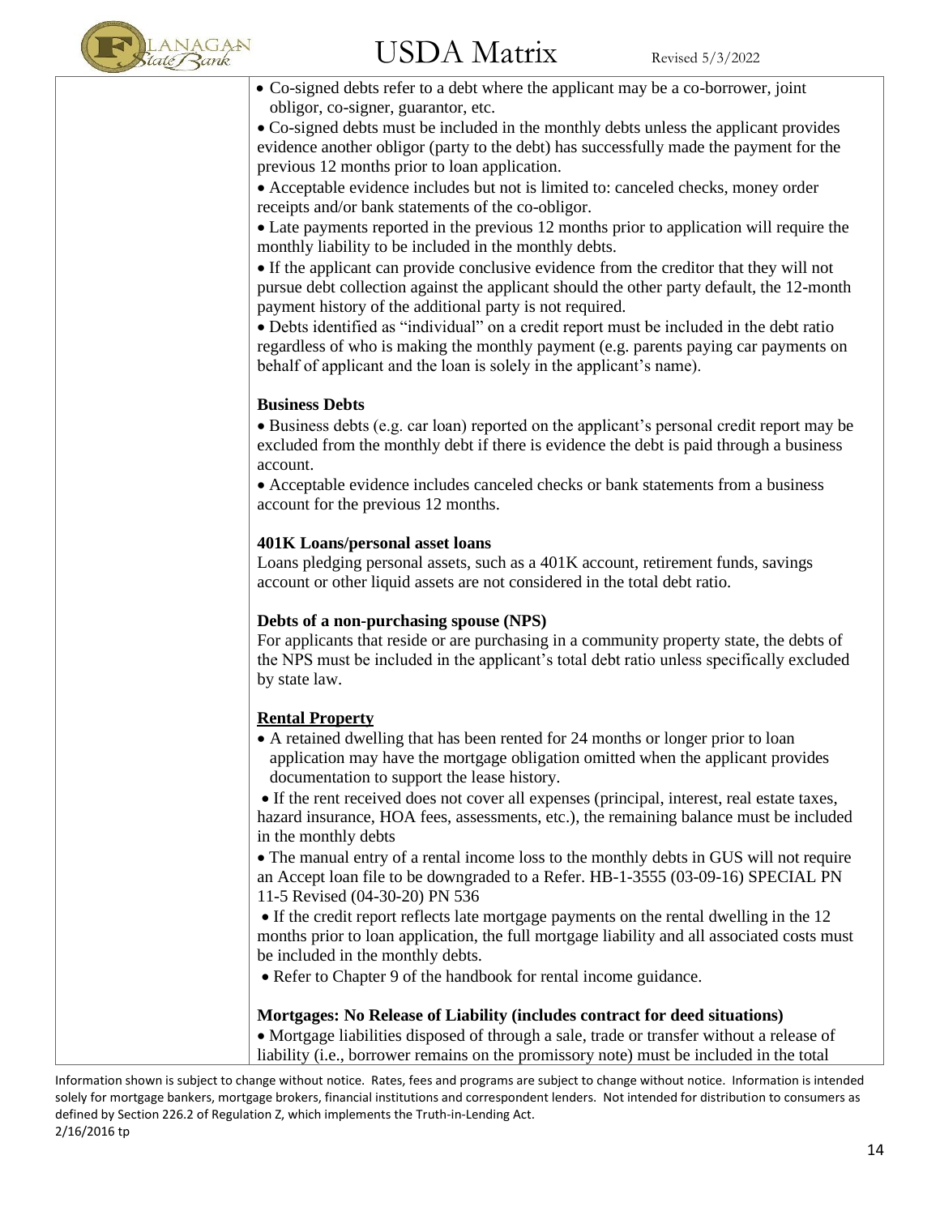- Co-signed debts refer to a debt where the applicant may be a co-borrower, joint obligor, co-signer, guarantor, etc.
- Co-signed debts must be included in the monthly debts unless the applicant provides evidence another obligor (party to the debt) has successfully made the payment for the previous 12 months prior to loan application.
- Acceptable evidence includes but not is limited to: canceled checks, money order receipts and/or bank statements of the co-obligor.
- Late payments reported in the previous 12 months prior to application will require the monthly liability to be included in the monthly debts.
- If the applicant can provide conclusive evidence from the creditor that they will not pursue debt collection against the applicant should the other party default, the 12-month payment history of the additional party is not required.
- Debts identified as "individual" on a credit report must be included in the debt ratio regardless of who is making the monthly payment (e.g. parents paying car payments on behalf of applicant and the loan is solely in the applicant's name).

**Business Debts**

- Business debts (e.g. car loan) reported on the applicant's personal credit report may be excluded from the monthly debt if there is evidence the debt is paid through a business account.
- Acceptable evidence includes canceled checks or bank statements from a business account for the previous 12 months.

**401K Loans/personal asset loans**

Loans pledging personal assets, such as a 401K account, retirement funds, savings account or other liquid assets are not considered in the total debt ratio.

**Debts of a non-purchasing spouse (NPS)**

For applicants that reside or are purchasing in a community property state, the debts of the NPS must be included in the applicant's total debt ratio unless specifically excluded by state law.

**Rental Property**

- A retained dwelling that has been rented for 24 months or longer prior to loan application may have the mortgage obligation omitted when the applicant provides documentation to support the lease history.
- If the rent received does not cover all expenses (principal, interest, real estate taxes, hazard insurance, HOA fees, assessments, etc.), the remaining balance must be included in the monthly debts
- The manual entry of a rental income loss to the monthly debts in GUS will not require an Accept loan file to be downgraded to a Refer. HB-1-3555 (03-09-16) SPECIAL PN 11-5 Revised (04-30-20) PN 536
- If the credit report reflects late mortgage payments on the rental dwelling in the 12 months prior to loan application, the full mortgage liability and all associated costs must be included in the monthly debts.
- Refer to Chapter 9 of the handbook for rental income guidance.

**Mortgages: No Release of Liability (includes contract for deed situations)**

- Mortgage liabilities disposed of through a sale, trade or transfer without a release of liability (i.e., borrower remains on the promissory note) must be included in the total

Information shown is subject to change without notice. Rates, fees and programs are subject to change without notice. Information is intended solely for mortgage bankers, mortgage brokers, financial institutions and correspondent lenders. Not intended for distribution to consumers as defined by Section 226.2 of Regulation Z, which implements the Truth-in-Lending Act.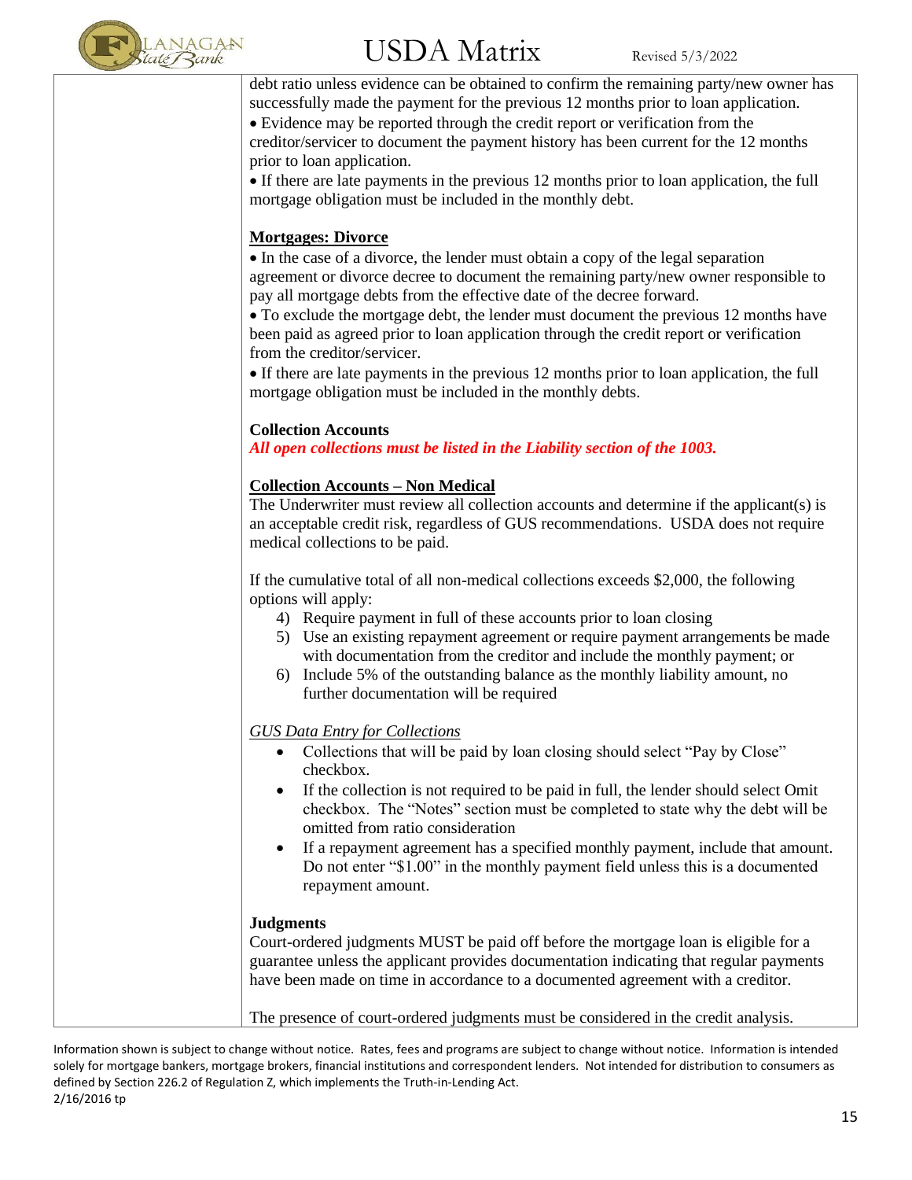debt ratio unless evidence can be obtained to confirm the remaining party/new owner has successfully made the payment for the previous 12 months prior to loan application.

- Evidence may be reported through the credit report or verification from the creditor/servicer to document the payment history has been current for the 12 months prior to loan application.
- If there are late payments in the previous 12 months prior to loan application, the full mortgage obligation must be included in the monthly debt.

**Mortgages: Divorce**

- In the case of a divorce, the lender must obtain a copy of the legal separation agreement or divorce decree to document the remaining party/new owner responsible to pay all mortgage debts from the effective date of the decree forward.
- To exclude the mortgage debt, the lender must document the previous 12 months have been paid as agreed prior to loan application through the credit report or verification from the creditor/servicer.
- If there are late payments in the previous 12 months prior to loan application, the full mortgage obligation must be included in the monthly debts.

**Collection Accounts**

***All open collections must be listed in the Liability section of the 1003.***

**Collection Accounts – Non Medical**

The Underwriter must review all collection accounts and determine if the applicant(s) is an acceptable credit risk, regardless of GUS recommendations. USDA does not require medical collections to be paid.

If the cumulative total of all non-medical collections exceeds $2,000, the following options will apply:

4) Require payment in full of these accounts prior to loan closing
5) Use an existing repayment agreement or require payment arrangements be made with documentation from the creditor and include the monthly payment; or
6) Include 5% of the outstanding balance as the monthly liability amount, no further documentation will be required

*GUS Data Entry for Collections*

- Collections that will be paid by loan closing should select "Pay by Close" checkbox.
- If the collection is not required to be paid in full, the lender should select Omit checkbox. The "Notes" section must be completed to state why the debt will be omitted from ratio consideration
- If a repayment agreement has a specified monthly payment, include that amount. Do not enter "$1.00" in the monthly payment field unless this is a documented repayment amount.

**Judgments**

Court-ordered judgments MUST be paid off before the mortgage loan is eligible for a guarantee unless the applicant provides documentation indicating that regular payments have been made on time in accordance to a documented agreement with a creditor.

The presence of court-ordered judgments must be considered in the credit analysis.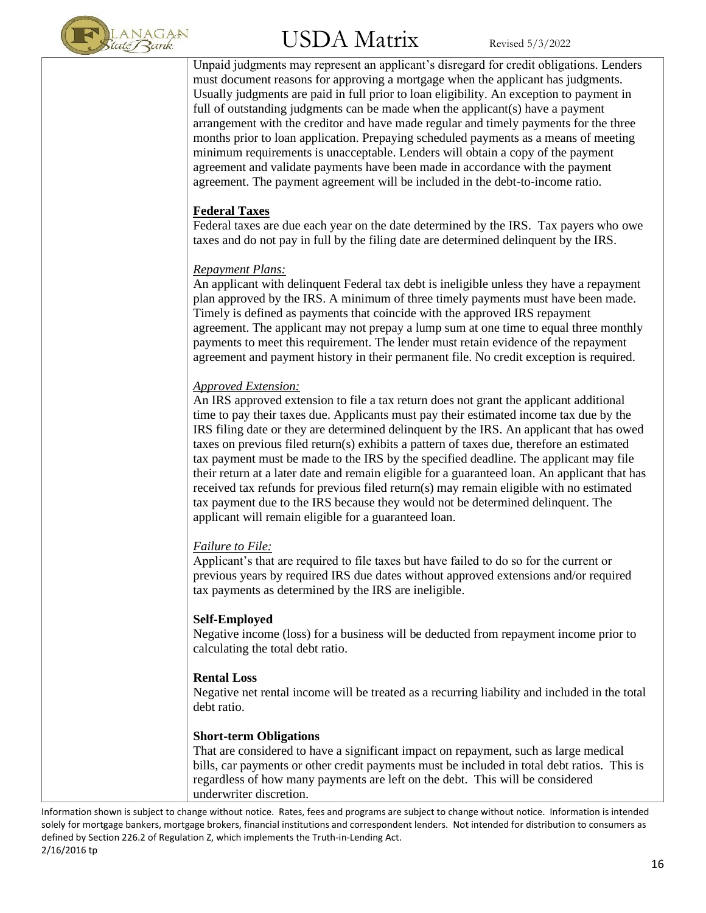Unpaid judgments may represent an applicant's disregard for credit obligations. Lenders must document reasons for approving a mortgage when the applicant has judgments. Usually judgments are paid in full prior to loan eligibility. An exception to payment in full of outstanding judgments can be made when the applicant(s) have a payment arrangement with the creditor and have made regular and timely payments for the three months prior to loan application. Prepaying scheduled payments as a means of meeting minimum requirements is unacceptable. Lenders will obtain a copy of the payment agreement and validate payments have been made in accordance with the payment agreement. The payment agreement will be included in the debt-to-income ratio.

**Federal Taxes**

Federal taxes are due each year on the date determined by the IRS. Tax payers who owe taxes and do not pay in full by the filing date are determined delinquent by the IRS.

*Repayment Plans:*

An applicant with delinquent Federal tax debt is ineligible unless they have a repayment plan approved by the IRS. A minimum of three timely payments must have been made. Timely is defined as payments that coincide with the approved IRS repayment agreement. The applicant may not prepay a lump sum at one time to equal three monthly payments to meet this requirement. The lender must retain evidence of the repayment agreement and payment history in their permanent file. No credit exception is required.

*Approved Extension:*

An IRS approved extension to file a tax return does not grant the applicant additional time to pay their taxes due. Applicants must pay their estimated income tax due by the IRS filing date or they are determined delinquent by the IRS. An applicant that has owed taxes on previous filed return(s) exhibits a pattern of taxes due, therefore an estimated tax payment must be made to the IRS by the specified deadline. The applicant may file their return at a later date and remain eligible for a guaranteed loan. An applicant that has received tax refunds for previous filed return(s) may remain eligible with no estimated tax payment due to the IRS because they would not be determined delinquent. The applicant will remain eligible for a guaranteed loan.

*Failure to File:*

Applicant's that are required to file taxes but have failed to do so for the current or previous years by required IRS due dates without approved extensions and/or required tax payments as determined by the IRS are ineligible.

**Self-Employed**

Negative income (loss) for a business will be deducted from repayment income prior to calculating the total debt ratio.

**Rental Loss**

Negative net rental income will be treated as a recurring liability and included in the total debt ratio.

**Short-term Obligations**

That are considered to have a significant impact on repayment, such as large medical bills, car payments or other credit payments must be included in total debt ratios. This is regardless of how many payments are left on the debt. This will be considered underwriter discretion.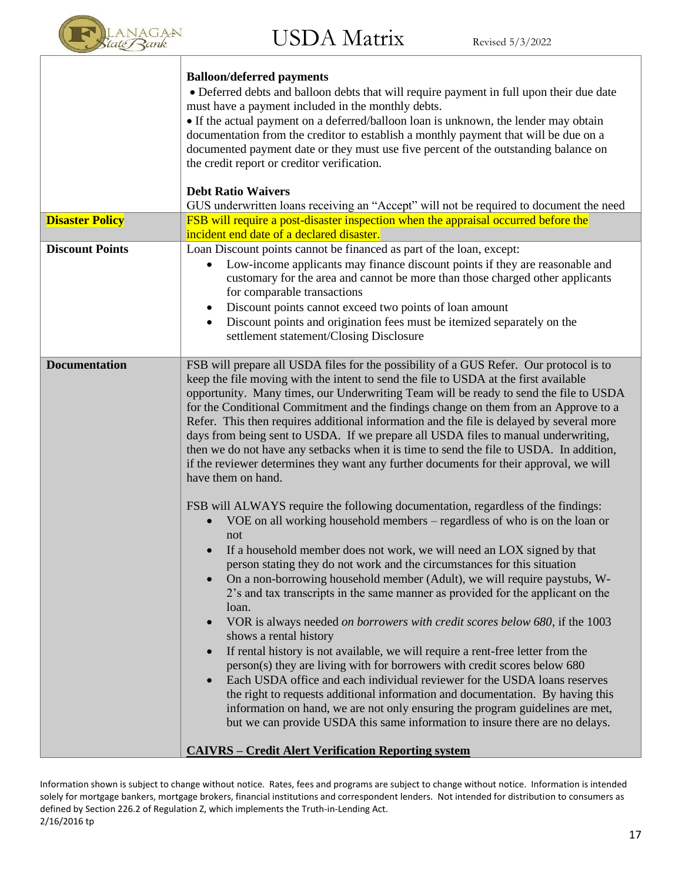| | |
|---|---|
| | **Balloon/deferred payments**<br>• Deferred debts and balloon debts that will require payment in full upon their due date must have a payment included in the monthly debts.<br>• If the actual payment on a deferred/balloon loan is unknown, the lender may obtain documentation from the creditor to establish a monthly payment that will be due on a documented payment date or they must use five percent of the outstanding balance on the credit report or creditor verification.<br><br>**Debt Ratio Waivers**<br>GUS underwritten loans receiving an "Accept" will not be required to document the need |
| **Disaster Policy** | FSB will require a post-disaster inspection when the appraisal occurred before the incident end date of a declared disaster. |
| **Discount Points** | Loan Discount points cannot be financed as part of the loan, except:<br>• Low-income applicants may finance discount points if they are reasonable and customary for the area and cannot be more than those charged other applicants for comparable transactions<br>• Discount points cannot exceed two points of loan amount<br>• Discount points and origination fees must be itemized separately on the settlement statement/Closing Disclosure |
| **Documentation** | FSB will prepare all USDA files for the possibility of a GUS Refer. Our protocol is to keep the file moving with the intent to send the file to USDA at the first available opportunity. Many times, our Underwriting Team will be ready to send the file to USDA for the Conditional Commitment and the findings change on them from an Approve to a Refer. This then requires additional information and the file is delayed by several more days from being sent to USDA. If we prepare all USDA files to manual underwriting, then we do not have any setbacks when it is time to send the file to USDA. In addition, if the reviewer determines they want any further documents for their approval, we will have them on hand.<br><br>FSB will ALWAYS require the following documentation, regardless of the findings:<br>• VOE on all working household members – regardless of who is on the loan or not<br>• If a household member does not work, we will need an LOX signed by that person stating they do not work and the circumstances for this situation<br>• On a non-borrowing household member (Adult), we will require paystubs, W-2's and tax transcripts in the same manner as provided for the applicant on the loan.<br>• VOR is always needed *on borrowers with credit scores below 680*, if the 1003 shows a rental history<br>• If rental history is not available, we will require a rent-free letter from the person(s) they are living with for borrowers with credit scores below 680<br>• Each USDA office and each individual reviewer for the USDA loans reserves the right to requests additional information and documentation. By having this information on hand, we are not only ensuring the program guidelines are met, but we can provide USDA this same information to insure there are no delays.<br><br>**CAIVRS – Credit Alert Verification Reporting system** |

Information shown is subject to change without notice. Rates, fees and programs are subject to change without notice. Information is intended solely for mortgage bankers, mortgage brokers, financial institutions and correspondent lenders. Not intended for distribution to consumers as defined by Section 226.2 of Regulation Z, which implements the Truth-in-Lending Act.
2/16/2016 tp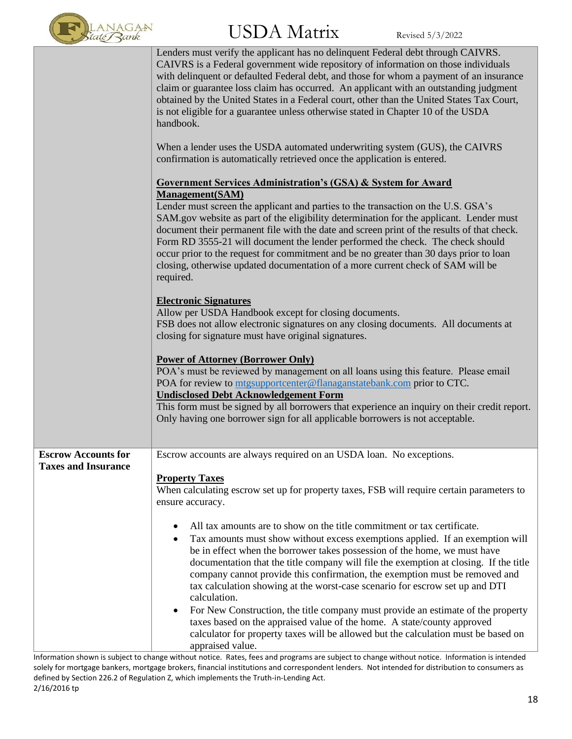| | |
|---|---|
| | Lenders must verify the applicant has no delinquent Federal debt through CAIVRS. CAIVRS is a Federal government wide repository of information on those individuals with delinquent or defaulted Federal debt, and those for whom a payment of an insurance claim or guarantee loss claim has occurred. An applicant with an outstanding judgment obtained by the United States in a Federal court, other than the United States Tax Court, is not eligible for a guarantee unless otherwise stated in Chapter 10 of the USDA handbook.<br><br>When a lender uses the USDA automated underwriting system (GUS), the CAIVRS confirmation is automatically retrieved once the application is entered.<br><br>**Government Services Administration's (GSA) & System for Award Management(SAM)**<br>Lender must screen the applicant and parties to the transaction on the U.S. GSA's SAM.gov website as part of the eligibility determination for the applicant. Lender must document their permanent file with the date and screen print of the results of that check. Form RD 3555-21 will document the lender performed the check. The check should occur prior to the request for commitment and be no greater than 30 days prior to loan closing, otherwise updated documentation of a more current check of SAM will be required.<br><br>**Electronic Signatures**<br>Allow per USDA Handbook except for closing documents.<br>FSB does not allow electronic signatures on any closing documents. All documents at closing for signature must have original signatures.<br><br>**Power of Attorney (Borrower Only)**<br>POA's must be reviewed by management on all loans using this feature. Please email POA for review to mtgsupportcenter@flanaganstatebank.com prior to CTC.<br>**Undisclosed Debt Acknowledgement Form**<br>This form must be signed by all borrowers that experience an inquiry on their credit report. Only having one borrower sign for all applicable borrowers is not acceptable. |
| **Escrow Accounts for Taxes and Insurance** | Escrow accounts are always required on an USDA loan. No exceptions.<br><br>**Property Taxes**<br>When calculating escrow set up for property taxes, FSB will require certain parameters to ensure accuracy.<br><br>• All tax amounts are to show on the title commitment or tax certificate.<br>• Tax amounts must show without excess exemptions applied. If an exemption will be in effect when the borrower takes possession of the home, we must have documentation that the title company will file the exemption at closing. If the title company cannot provide this confirmation, the exemption must be removed and tax calculation showing at the worst-case scenario for escrow set up and DTI calculation.<br>• For New Construction, the title company must provide an estimate of the property taxes based on the appraised value of the home. A state/county approved calculator for property taxes will be allowed but the calculation must be based on appraised value. |

Information shown is subject to change without notice. Rates, fees and programs are subject to change without notice. Information is intended solely for mortgage bankers, mortgage brokers, financial institutions and correspondent lenders. Not intended for distribution to consumers as defined by Section 226.2 of Regulation Z, which implements the Truth-in-Lending Act.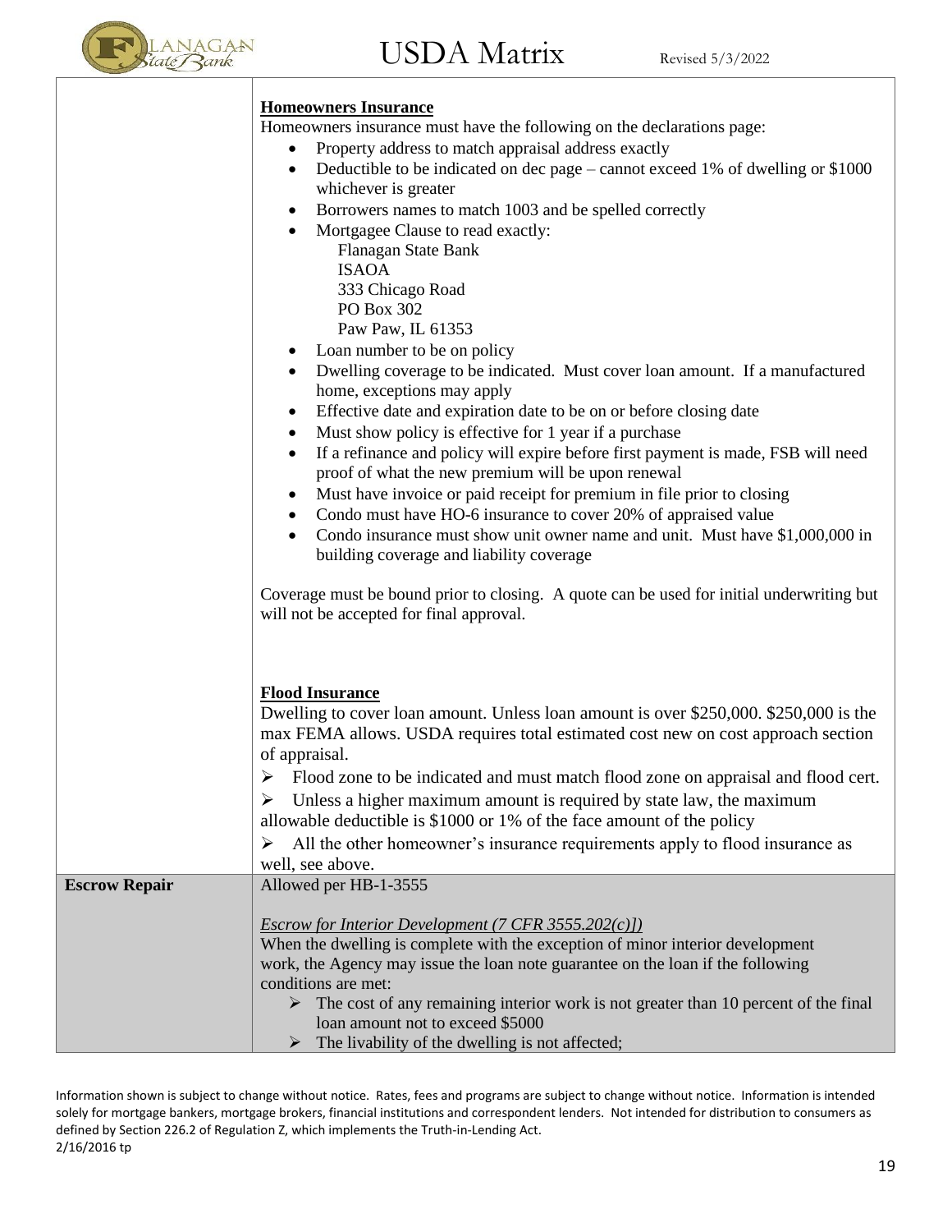| | |
|---|---|
| | **Homeowners Insurance**<br>Homeowners insurance must have the following on the declarations page:<br>• Property address to match appraisal address exactly<br>• Deductible to be indicated on dec page – cannot exceed 1% of dwelling or $1000 whichever is greater<br>• Borrowers names to match 1003 and be spelled correctly<br>• Mortgagee Clause to read exactly:<br>  Flanagan State Bank<br>  ISAOA<br>  333 Chicago Road<br>  PO Box 302<br>  Paw Paw, IL 61353<br>• Loan number to be on policy<br>• Dwelling coverage to be indicated. Must cover loan amount. If a manufactured home, exceptions may apply<br>• Effective date and expiration date to be on or before closing date<br>• Must show policy is effective for 1 year if a purchase<br>• If a refinance and policy will expire before first payment is made, FSB will need proof of what the new premium will be upon renewal<br>• Must have invoice or paid receipt for premium in file prior to closing<br>• Condo must have HO-6 insurance to cover 20% of appraised value<br>• Condo insurance must show unit owner name and unit. Must have $1,000,000 in building coverage and liability coverage<br><br>Coverage must be bound prior to closing. A quote can be used for initial underwriting but will not be accepted for final approval.<br><br>**Flood Insurance**<br>Dwelling to cover loan amount. Unless loan amount is over $250,000. $250,000 is the max FEMA allows. USDA requires total estimated cost new on cost approach section of appraisal.<br>➢ Flood zone to be indicated and must match flood zone on appraisal and flood cert.<br>➢ Unless a higher maximum amount is required by state law, the maximum allowable deductible is $1000 or 1% of the face amount of the policy<br>➢ All the other homeowner's insurance requirements apply to flood insurance as well, see above. |
| **Escrow Repair** | Allowed per HB-1-3555<br><br>*Escrow for Interior Development (7 CFR 3555.202(c)])*<br>When the dwelling is complete with the exception of minor interior development work, the Agency may issue the loan note guarantee on the loan if the following conditions are met:<br>➢ The cost of any remaining interior work is not greater than 10 percent of the final loan amount not to exceed $5000<br>➢ The livability of the dwelling is not affected; |

Information shown is subject to change without notice. Rates, fees and programs are subject to change without notice. Information is intended solely for mortgage bankers, mortgage brokers, financial institutions and correspondent lenders. Not intended for distribution to consumers as defined by Section 226.2 of Regulation Z, which implements the Truth-in-Lending Act.
2/16/2016 tp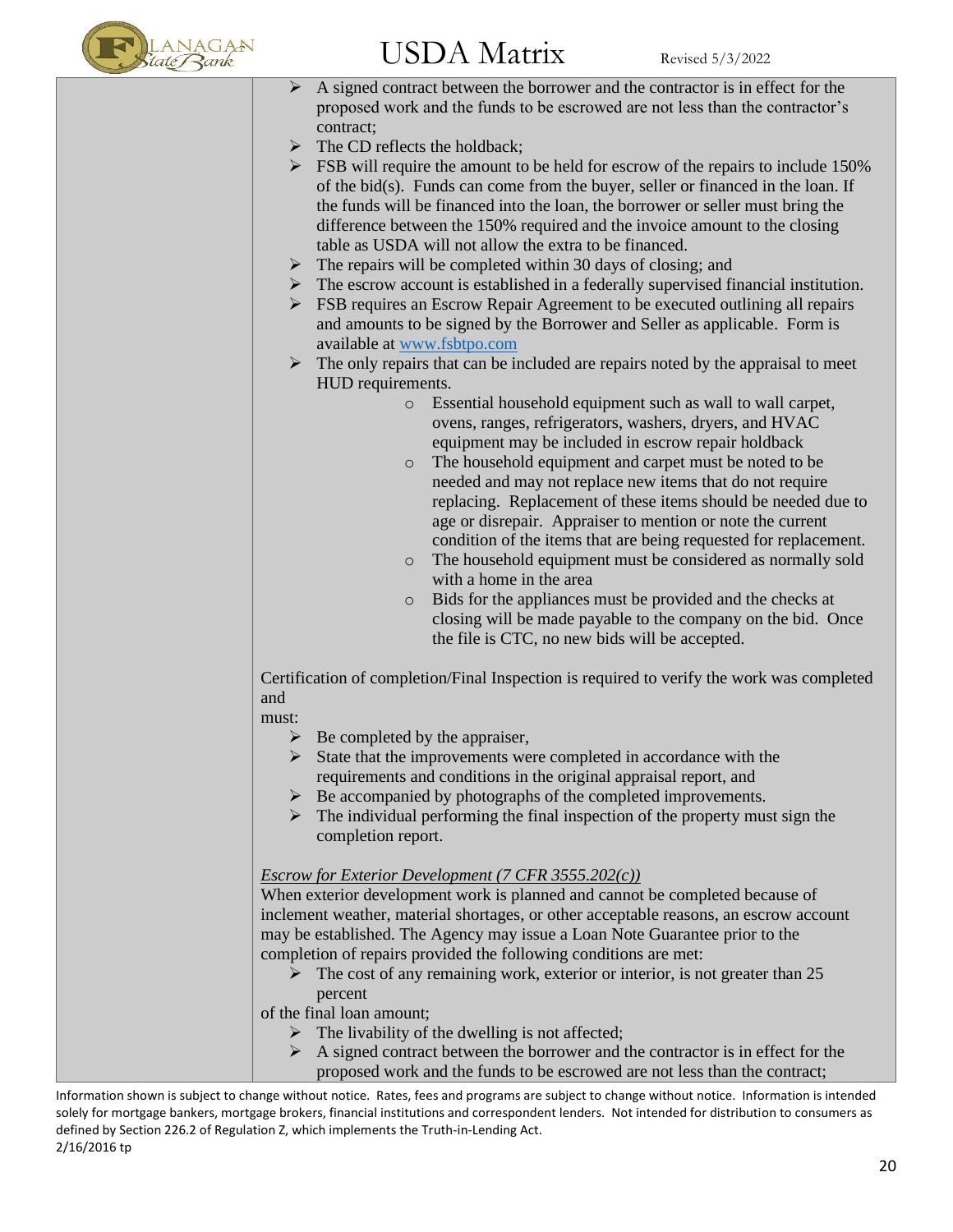- A signed contract between the borrower and the contractor is in effect for the proposed work and the funds to be escrowed are not less than the contractor's contract;
- The CD reflects the holdback;
- FSB will require the amount to be held for escrow of the repairs to include 150% of the bid(s). Funds can come from the buyer, seller or financed in the loan. If the funds will be financed into the loan, the borrower or seller must bring the difference between the 150% required and the invoice amount to the closing table as USDA will not allow the extra to be financed.
- The repairs will be completed within 30 days of closing; and
- The escrow account is established in a federally supervised financial institution.
- FSB requires an Escrow Repair Agreement to be executed outlining all repairs and amounts to be signed by the Borrower and Seller as applicable. Form is available at www.fsbtpo.com
- The only repairs that can be included are repairs noted by the appraisal to meet HUD requirements.
  - Essential household equipment such as wall to wall carpet, ovens, ranges, refrigerators, washers, dryers, and HVAC equipment may be included in escrow repair holdback
  - The household equipment and carpet must be noted to be needed and may not replace new items that do not require replacing. Replacement of these items should be needed due to age or disrepair. Appraiser to mention or note the current condition of the items that are being requested for replacement.
  - The household equipment must be considered as normally sold with a home in the area
  - Bids for the appliances must be provided and the checks at closing will be made payable to the company on the bid. Once the file is CTC, no new bids will be accepted.

Certification of completion/Final Inspection is required to verify the work was completed and must:

- Be completed by the appraiser,
- State that the improvements were completed in accordance with the requirements and conditions in the original appraisal report, and
- Be accompanied by photographs of the completed improvements.
- The individual performing the final inspection of the property must sign the completion report.

*Escrow for Exterior Development (7 CFR 3555.202(c))*

When exterior development work is planned and cannot be completed because of inclement weather, material shortages, or other acceptable reasons, an escrow account may be established. The Agency may issue a Loan Note Guarantee prior to the completion of repairs provided the following conditions are met:

- The cost of any remaining work, exterior or interior, is not greater than 25 percent of the final loan amount;
- The livability of the dwelling is not affected;
- A signed contract between the borrower and the contractor is in effect for the proposed work and the funds to be escrowed are not less than the contract;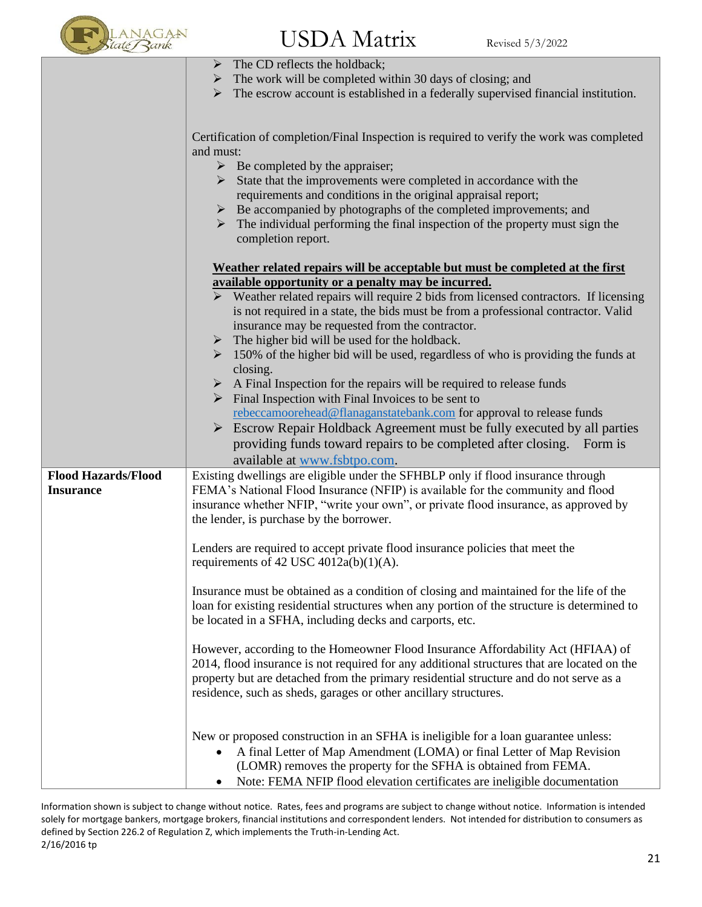| | |
|---|---|
| | ➢ The CD reflects the holdback;<br>➢ The work will be completed within 30 days of closing; and<br>➢ The escrow account is established in a federally supervised financial institution.<br><br>Certification of completion/Final Inspection is required to verify the work was completed and must:<br>➢ Be completed by the appraiser;<br>➢ State that the improvements were completed in accordance with the requirements and conditions in the original appraisal report;<br>➢ Be accompanied by photographs of the completed improvements; and<br>➢ The individual performing the final inspection of the property must sign the completion report.<br><br>**Weather related repairs will be acceptable but must be completed at the first available opportunity or a penalty may be incurred.**<br>➢ Weather related repairs will require 2 bids from licensed contractors. If licensing is not required in a state, the bids must be from a professional contractor. Valid insurance may be requested from the contractor.<br>➢ The higher bid will be used for the holdback.<br>➢ 150% of the higher bid will be used, regardless of who is providing the funds at closing.<br>➢ A Final Inspection for the repairs will be required to release funds<br>➢ Final Inspection with Final Invoices to be sent to rebeccamoorehead@flanaganstatebank.com for approval to release funds<br>➢ Escrow Repair Holdback Agreement must be fully executed by all parties providing funds toward repairs to be completed after closing. Form is available at www.fsbtpo.com. |
| **Flood Hazards/Flood Insurance** | Existing dwellings are eligible under the SFHBLP only if flood insurance through FEMA's National Flood Insurance (NFIP) is available for the community and flood insurance whether NFIP, "write your own", or private flood insurance, as approved by the lender, is purchase by the borrower.<br><br>Lenders are required to accept private flood insurance policies that meet the requirements of 42 USC 4012a(b)(1)(A).<br><br>Insurance must be obtained as a condition of closing and maintained for the life of the loan for existing residential structures when any portion of the structure is determined to be located in a SFHA, including decks and carports, etc.<br><br>However, according to the Homeowner Flood Insurance Affordability Act (HFIAA) of 2014, flood insurance is not required for any additional structures that are located on the property but are detached from the primary residential structure and do not serve as a residence, such as sheds, garages or other ancillary structures.<br><br>New or proposed construction in an SFHA is ineligible for a loan guarantee unless:<br>• A final Letter of Map Amendment (LOMA) or final Letter of Map Revision (LOMR) removes the property for the SFHA is obtained from FEMA.<br>• Note: FEMA NFIP flood elevation certificates are ineligible documentation |

Information shown is subject to change without notice. Rates, fees and programs are subject to change without notice. Information is intended solely for mortgage bankers, mortgage brokers, financial institutions and correspondent lenders. Not intended for distribution to consumers as defined by Section 226.2 of Regulation Z, which implements the Truth-in-Lending Act.
2/16/2016 tp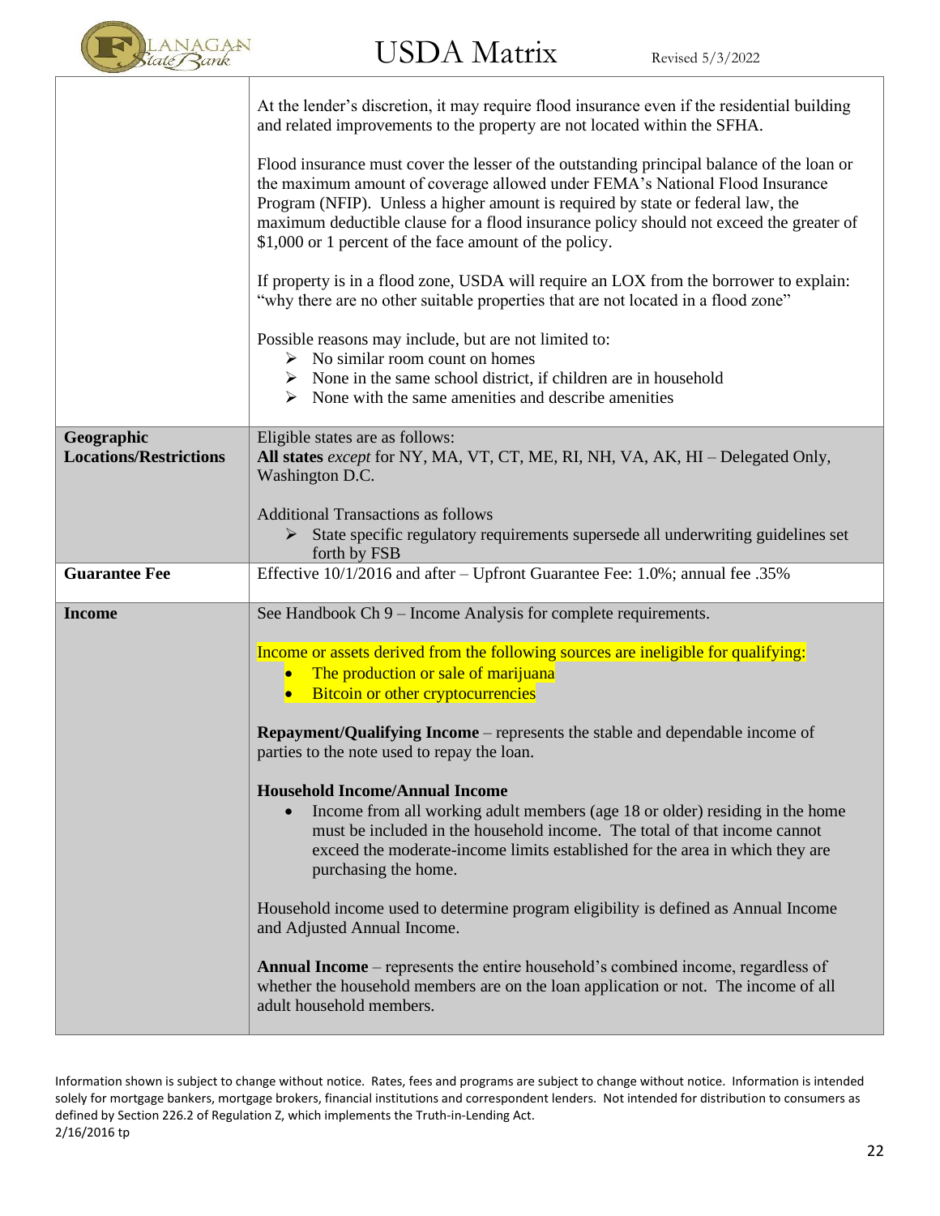| | |
|---|---|
| | At the lender's discretion, it may require flood insurance even if the residential building and related improvements to the property are not located within the SFHA.<br><br>Flood insurance must cover the lesser of the outstanding principal balance of the loan or the maximum amount of coverage allowed under FEMA's National Flood Insurance Program (NFIP). Unless a higher amount is required by state or federal law, the maximum deductible clause for a flood insurance policy should not exceed the greater of $1,000 or 1 percent of the face amount of the policy.<br><br>If property is in a flood zone, USDA will require an LOX from the borrower to explain: "why there are no other suitable properties that are not located in a flood zone"<br><br>Possible reasons may include, but are not limited to:<br>➢ No similar room count on homes<br>➢ None in the same school district, if children are in household<br>➢ None with the same amenities and describe amenities |
| **Geographic Locations/Restrictions** | Eligible states are as follows:<br>**All states** *except* for NY, MA, VT, CT, ME, RI, NH, VA, AK, HI – Delegated Only, Washington D.C.<br><br>Additional Transactions as follows<br>➢ State specific regulatory requirements supersede all underwriting guidelines set forth by FSB |
| **Guarantee Fee** | Effective 10/1/2016 and after – Upfront Guarantee Fee: 1.0%; annual fee .35% |
| **Income** | See Handbook Ch 9 – Income Analysis for complete requirements.<br><br>Income or assets derived from the following sources are ineligible for qualifying:<br>• The production or sale of marijuana<br>• Bitcoin or other cryptocurrencies<br><br>**Repayment/Qualifying Income** – represents the stable and dependable income of parties to the note used to repay the loan.<br><br>**Household Income/Annual Income**<br>• Income from all working adult members (age 18 or older) residing in the home must be included in the household income. The total of that income cannot exceed the moderate-income limits established for the area in which they are purchasing the home.<br><br>Household income used to determine program eligibility is defined as Annual Income and Adjusted Annual Income.<br><br>**Annual Income** – represents the entire household's combined income, regardless of whether the household members are on the loan application or not. The income of all adult household members. |

Information shown is subject to change without notice. Rates, fees and programs are subject to change without notice. Information is intended solely for mortgage bankers, mortgage brokers, financial institutions and correspondent lenders. Not intended for distribution to consumers as defined by Section 226.2 of Regulation Z, which implements the Truth-in-Lending Act.
2/16/2016 tp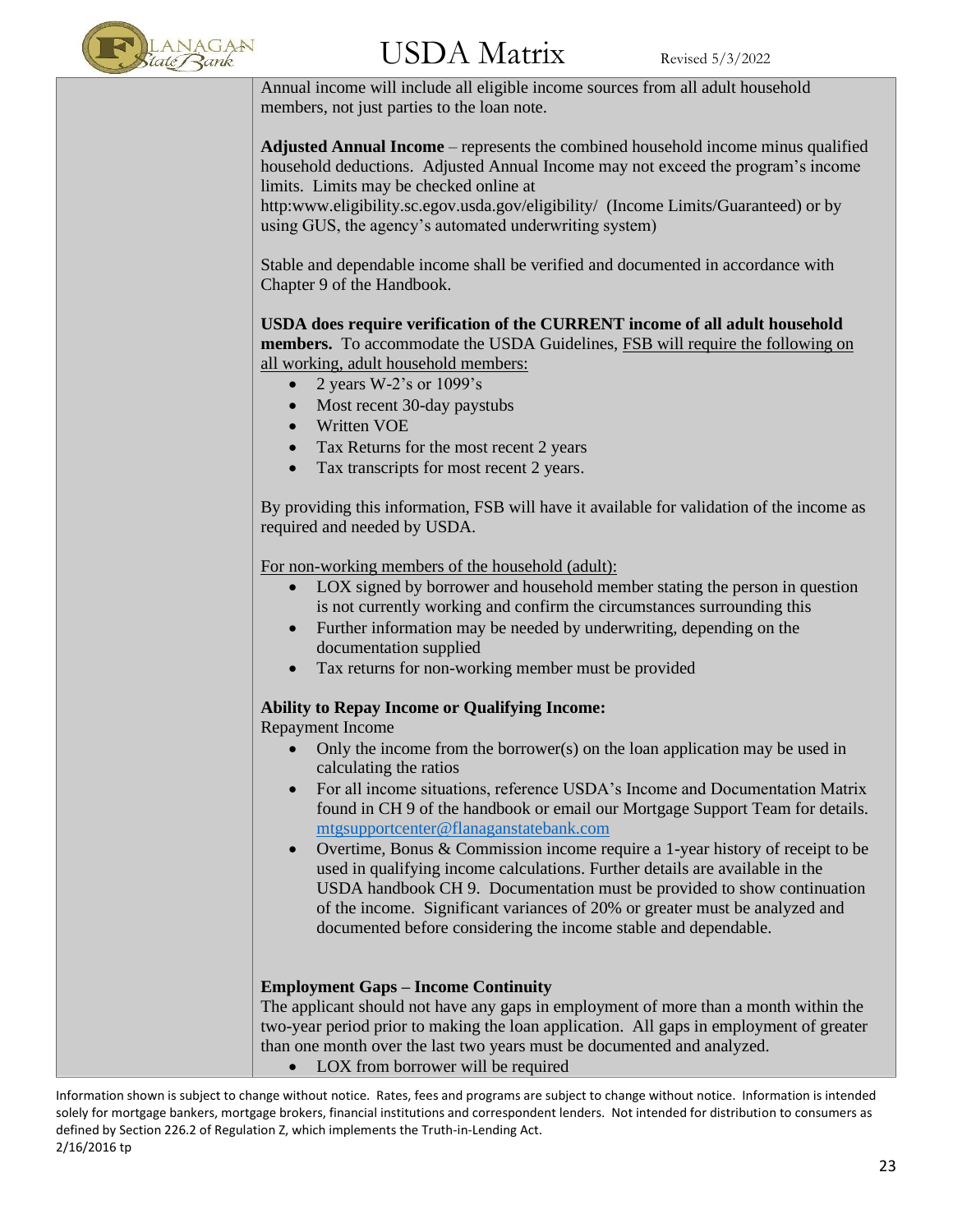Annual income will include all eligible income sources from all adult household members, not just parties to the loan note.

**Adjusted Annual Income** – represents the combined household income minus qualified household deductions. Adjusted Annual Income may not exceed the program's income limits. Limits may be checked online at http:www.eligibility.sc.egov.usda.gov/eligibility/ (Income Limits/Guaranteed) or by using GUS, the agency's automated underwriting system)

Stable and dependable income shall be verified and documented in accordance with Chapter 9 of the Handbook.

**USDA does require verification of the CURRENT income of all adult household members.** To accommodate the USDA Guidelines, FSB will require the following on all working, adult household members:

- 2 years W-2's or 1099's
- Most recent 30-day paystubs
- Written VOE
- Tax Returns for the most recent 2 years
- Tax transcripts for most recent 2 years.

By providing this information, FSB will have it available for validation of the income as required and needed by USDA.

For non-working members of the household (adult):

- LOX signed by borrower and household member stating the person in question is not currently working and confirm the circumstances surrounding this
- Further information may be needed by underwriting, depending on the documentation supplied
- Tax returns for non-working member must be provided

**Ability to Repay Income or Qualifying Income:**

Repayment Income

- Only the income from the borrower(s) on the loan application may be used in calculating the ratios
- For all income situations, reference USDA's Income and Documentation Matrix found in CH 9 of the handbook or email our Mortgage Support Team for details. mtgsupportcenter@flanaganstatebank.com
- Overtime, Bonus & Commission income require a 1-year history of receipt to be used in qualifying income calculations. Further details are available in the USDA handbook CH 9. Documentation must be provided to show continuation of the income. Significant variances of 20% or greater must be analyzed and documented before considering the income stable and dependable.

**Employment Gaps – Income Continuity**

The applicant should not have any gaps in employment of more than a month within the two-year period prior to making the loan application. All gaps in employment of greater than one month over the last two years must be documented and analyzed.

- LOX from borrower will be required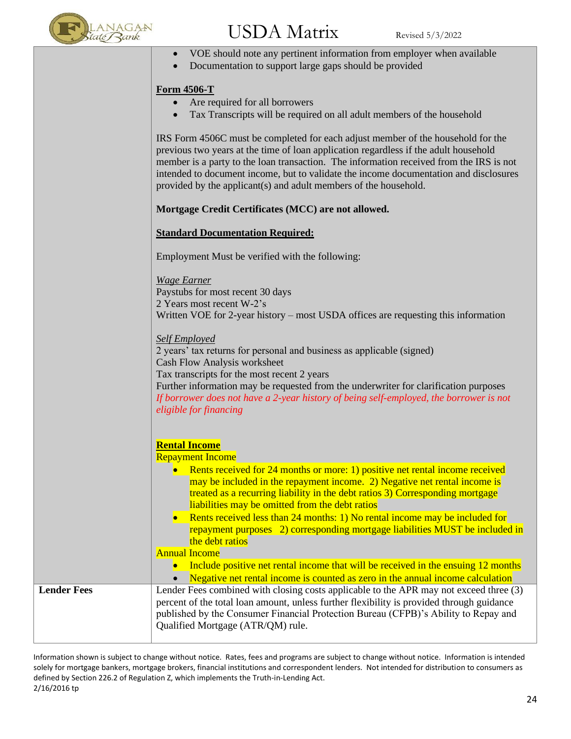| | |
|---|---|
| | • VOE should note any pertinent information from employer when available<br>• Documentation to support large gaps should be provided<br><br>**<u>Form 4506-T</u>**<br>• Are required for all borrowers<br>• Tax Transcripts will be required on all adult members of the household<br><br>IRS Form 4506C must be completed for each adjust member of the household for the previous two years at the time of loan application regardless if the adult household member is a party to the loan transaction. The information received from the IRS is not intended to document income, but to validate the income documentation and disclosures provided by the applicant(s) and adult members of the household.<br><br>**Mortgage Credit Certificates (MCC) are not allowed.**<br><br>**<u>Standard Documentation Required:</u>**<br><br>Employment Must be verified with the following:<br><br>*<u>Wage Earner</u>*<br>Paystubs for most recent 30 days<br>2 Years most recent W-2's<br>Written VOE for 2-year history – most USDA offices are requesting this information<br><br>*<u>Self Employed</u>*<br>2 years' tax returns for personal and business as applicable (signed)<br>Cash Flow Analysis worksheet<br>Tax transcripts for the most recent 2 years<br>Further information may be requested from the underwriter for clarification purposes<br>*If borrower does not have a 2-year history of being self-employed, the borrower is not eligible for financing*<br><br>**<u>Rental Income</u>**<br>Repayment Income<br>• Rents received for 24 months or more: 1) positive net rental income received may be included in the repayment income. 2) Negative net rental income is treated as a recurring liability in the debt ratios 3) Corresponding mortgage liabilities may be omitted from the debt ratios<br>• Rents received less than 24 months: 1) No rental income may be included for repayment purposes 2) corresponding mortgage liabilities MUST be included in the debt ratios<br><br>Annual Income<br>• Include positive net rental income that will be received in the ensuing 12 months<br>• Negative net rental income is counted as zero in the annual income calculation |
| **Lender Fees** | Lender Fees combined with closing costs applicable to the APR may not exceed three (3) percent of the total loan amount, unless further flexibility is provided through guidance published by the Consumer Financial Protection Bureau (CFPB)'s Ability to Repay and Qualified Mortgage (ATR/QM) rule. |

Information shown is subject to change without notice. Rates, fees and programs are subject to change without notice. Information is intended solely for mortgage bankers, mortgage brokers, financial institutions and correspondent lenders. Not intended for distribution to consumers as defined by Section 226.2 of Regulation Z, which implements the Truth-in-Lending Act.
2/16/2016 tp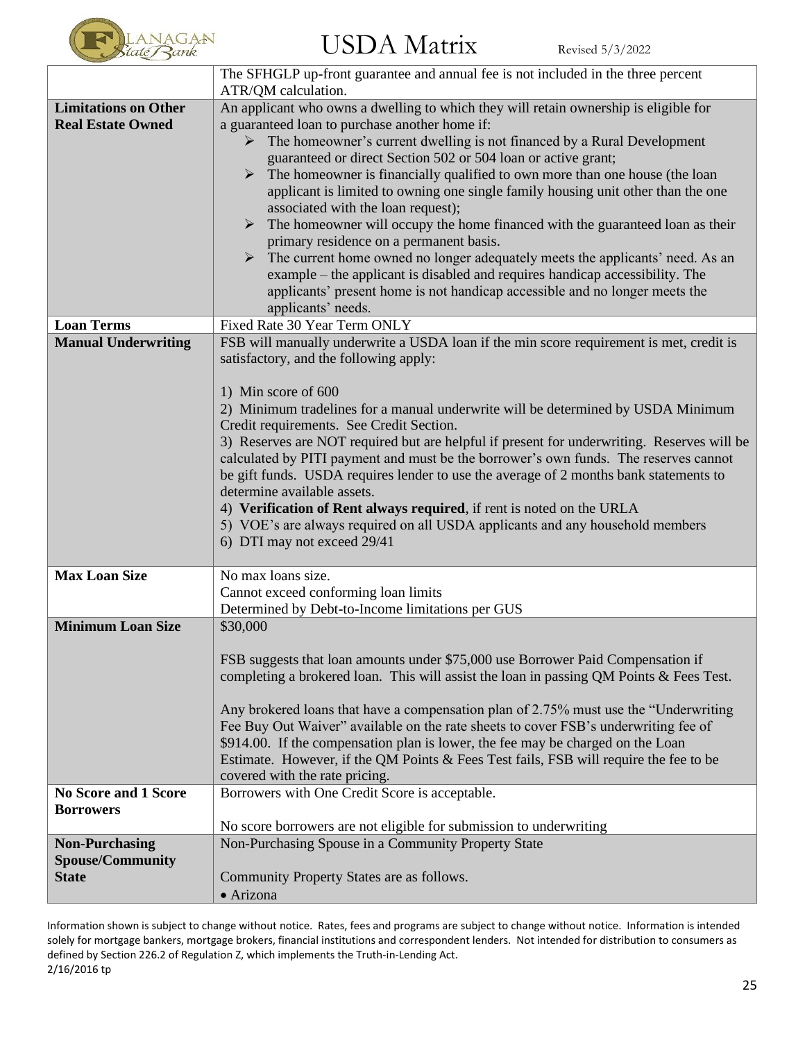| | |
|---|---|
| | The SFHGLP up-front guarantee and annual fee is not included in the three percent ATR/QM calculation. |
| **Limitations on Other Real Estate Owned** | An applicant who owns a dwelling to which they will retain ownership is eligible for a guaranteed loan to purchase another home if:<br>➢ The homeowner's current dwelling is not financed by a Rural Development guaranteed or direct Section 502 or 504 loan or active grant;<br>➢ The homeowner is financially qualified to own more than one house (the loan applicant is limited to owning one single family housing unit other than the one associated with the loan request);<br>➢ The homeowner will occupy the home financed with the guaranteed loan as their primary residence on a permanent basis.<br>➢ The current home owned no longer adequately meets the applicants' need. As an example – the applicant is disabled and requires handicap accessibility. The applicants' present home is not handicap accessible and no longer meets the applicants' needs. |
| **Loan Terms** | Fixed Rate 30 Year Term ONLY |
| **Manual Underwriting** | FSB will manually underwrite a USDA loan if the min score requirement is met, credit is satisfactory, and the following apply:<br><br>1) Min score of 600<br>2) Minimum tradelines for a manual underwrite will be determined by USDA Minimum Credit requirements. See Credit Section.<br>3) Reserves are NOT required but are helpful if present for underwriting. Reserves will be calculated by PITI payment and must be the borrower's own funds. The reserves cannot be gift funds. USDA requires lender to use the average of 2 months bank statements to determine available assets.<br>4) **Verification of Rent always required**, if rent is noted on the URLA<br>5) VOE's are always required on all USDA applicants and any household members<br>6) DTI may not exceed 29/41 |
| **Max Loan Size** | No max loans size.<br>Cannot exceed conforming loan limits<br>Determined by Debt-to-Income limitations per GUS |
| **Minimum Loan Size** | $30,000<br><br>FSB suggests that loan amounts under $75,000 use Borrower Paid Compensation if completing a brokered loan. This will assist the loan in passing QM Points & Fees Test.<br><br>Any brokered loans that have a compensation plan of 2.75% must use the "Underwriting Fee Buy Out Waiver" available on the rate sheets to cover FSB's underwriting fee of $914.00. If the compensation plan is lower, the fee may be charged on the Loan Estimate. However, if the QM Points & Fees Test fails, FSB will require the fee to be covered with the rate pricing. |
| **No Score and 1 Score Borrowers** | Borrowers with One Credit Score is acceptable.<br><br>No score borrowers are not eligible for submission to underwriting |
| **Non-Purchasing Spouse/Community State** | Non-Purchasing Spouse in a Community Property State<br><br>Community Property States are as follows.<br>• Arizona |

Information shown is subject to change without notice. Rates, fees and programs are subject to change without notice. Information is intended solely for mortgage bankers, mortgage brokers, financial institutions and correspondent lenders. Not intended for distribution to consumers as defined by Section 226.2 of Regulation Z, which implements the Truth-in-Lending Act.
2/16/2016 tp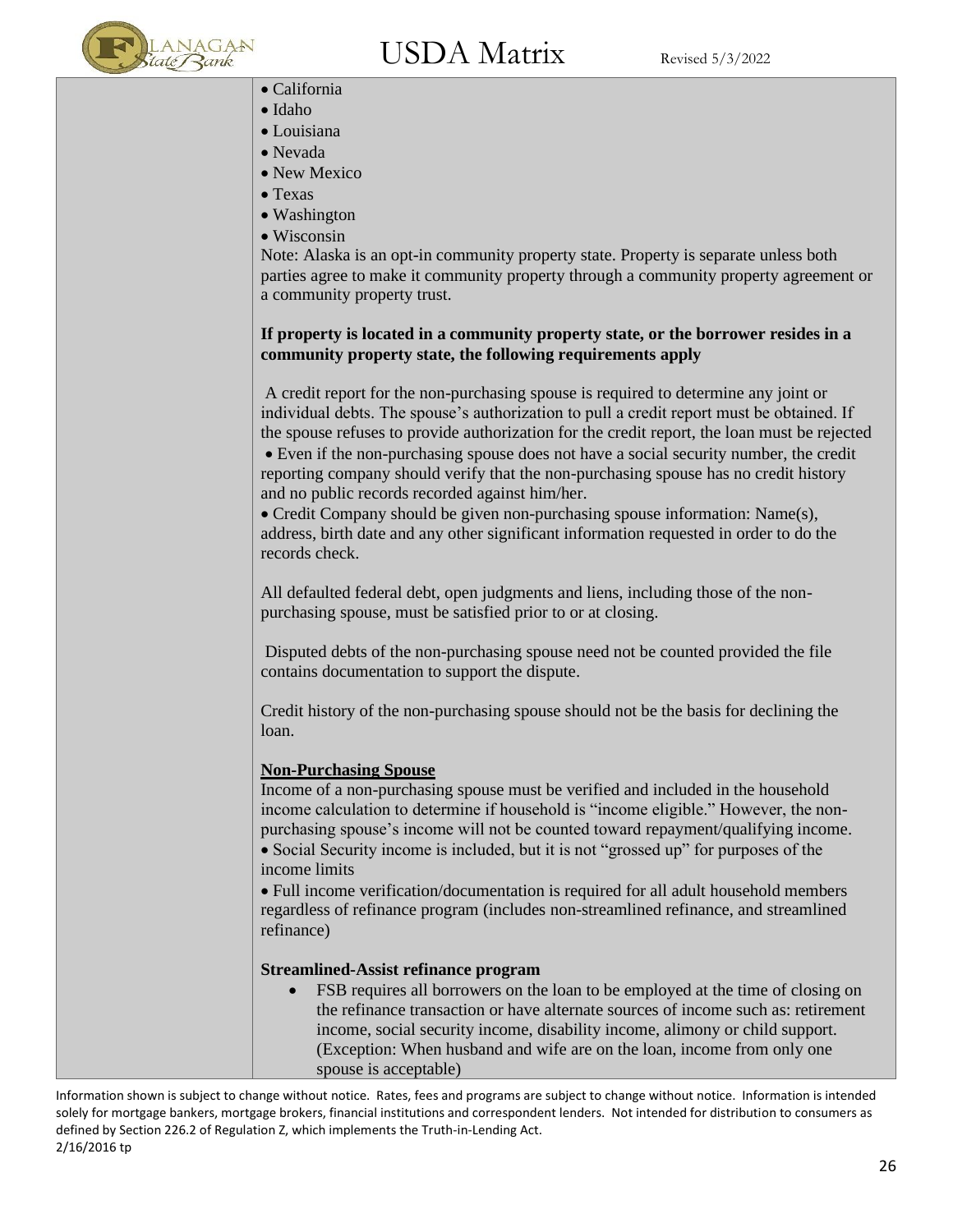- California
- Idaho
- Louisiana
- Nevada
- New Mexico
- Texas
- Washington
- Wisconsin

Note: Alaska is an opt-in community property state. Property is separate unless both parties agree to make it community property through a community property agreement or a community property trust.

**If property is located in a community property state, or the borrower resides in a community property state, the following requirements apply**

A credit report for the non-purchasing spouse is required to determine any joint or individual debts. The spouse's authorization to pull a credit report must be obtained. If the spouse refuses to provide authorization for the credit report, the loan must be rejected

- Even if the non-purchasing spouse does not have a social security number, the credit reporting company should verify that the non-purchasing spouse has no credit history and no public records recorded against him/her.
- Credit Company should be given non-purchasing spouse information: Name(s), address, birth date and any other significant information requested in order to do the records check.

All defaulted federal debt, open judgments and liens, including those of the non-purchasing spouse, must be satisfied prior to or at closing.

Disputed debts of the non-purchasing spouse need not be counted provided the file contains documentation to support the dispute.

Credit history of the non-purchasing spouse should not be the basis for declining the loan.

**Non-Purchasing Spouse**

Income of a non-purchasing spouse must be verified and included in the household income calculation to determine if household is "income eligible." However, the non-purchasing spouse's income will not be counted toward repayment/qualifying income.

- Social Security income is included, but it is not "grossed up" for purposes of the income limits
- Full income verification/documentation is required for all adult household members regardless of refinance program (includes non-streamlined refinance, and streamlined refinance)

**Streamlined-Assist refinance program**

- FSB requires all borrowers on the loan to be employed at the time of closing on the refinance transaction or have alternate sources of income such as: retirement income, social security income, disability income, alimony or child support. (Exception: When husband and wife are on the loan, income from only one spouse is acceptable)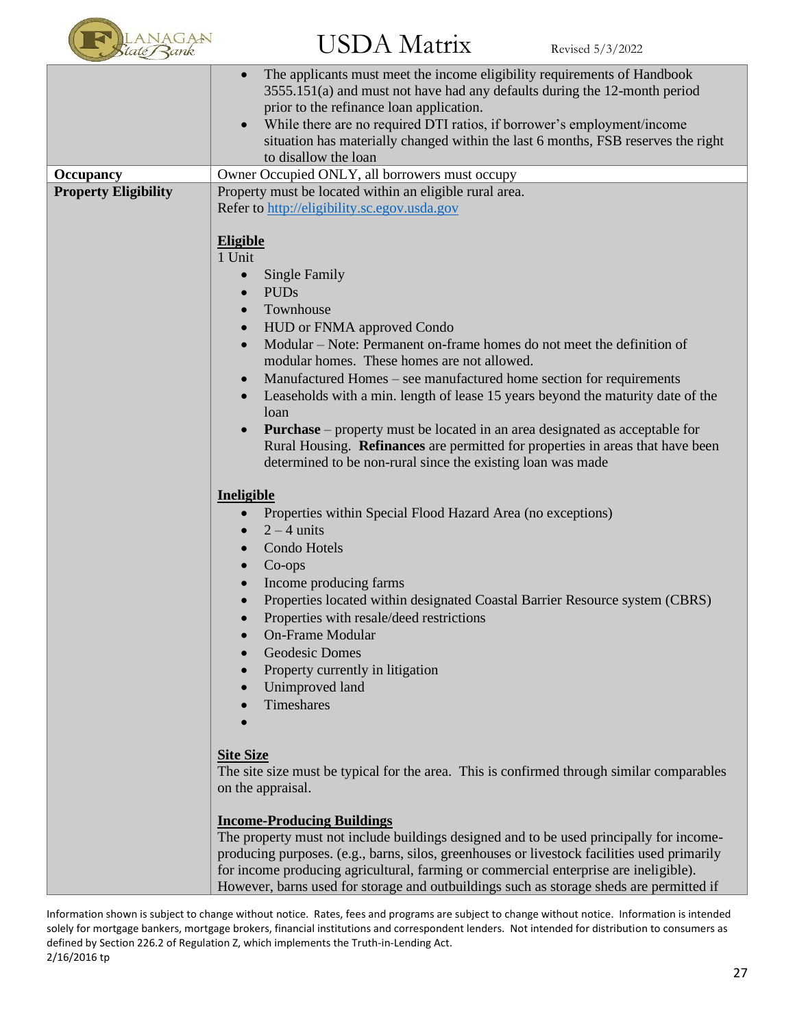| | |
|---|---|
| | • The applicants must meet the income eligibility requirements of Handbook 3555.151(a) and must not have had any defaults during the 12-month period prior to the refinance loan application.<br>• While there are no required DTI ratios, if borrower's employment/income situation has materially changed within the last 6 months, FSB reserves the right to disallow the loan |
| **Occupancy** | Owner Occupied ONLY, all borrowers must occupy |
| **Property Eligibility** | Property must be located within an eligible rural area.<br>Refer to http://eligibility.sc.egov.usda.gov<br><br>**Eligible**<br>1 Unit<br>• Single Family<br>• PUDs<br>• Townhouse<br>• HUD or FNMA approved Condo<br>• Modular – Note: Permanent on-frame homes do not meet the definition of modular homes. These homes are not allowed.<br>• Manufactured Homes – see manufactured home section for requirements<br>• Leaseholds with a min. length of lease 15 years beyond the maturity date of the loan<br>• **Purchase** – property must be located in an area designated as acceptable for Rural Housing. **Refinances** are permitted for properties in areas that have been determined to be non-rural since the existing loan was made<br><br>**Ineligible**<br>• Properties within Special Flood Hazard Area (no exceptions)<br>• 2 – 4 units<br>• Condo Hotels<br>• Co-ops<br>• Income producing farms<br>• Properties located within designated Coastal Barrier Resource system (CBRS)<br>• Properties with resale/deed restrictions<br>• On-Frame Modular<br>• Geodesic Domes<br>• Property currently in litigation<br>• Unimproved land<br>• Timeshares<br>•<br><br>**Site Size**<br>The site size must be typical for the area. This is confirmed through similar comparables on the appraisal.<br><br>**Income-Producing Buildings**<br>The property must not include buildings designed and to be used principally for income-producing purposes. (e.g., barns, silos, greenhouses or livestock facilities used primarily for income producing agricultural, farming or commercial enterprise are ineligible). However, barns used for storage and outbuildings such as storage sheds are permitted if |

Information shown is subject to change without notice. Rates, fees and programs are subject to change without notice. Information is intended solely for mortgage bankers, mortgage brokers, financial institutions and correspondent lenders. Not intended for distribution to consumers as defined by Section 226.2 of Regulation Z, which implements the Truth-in-Lending Act.
2/16/2016 tp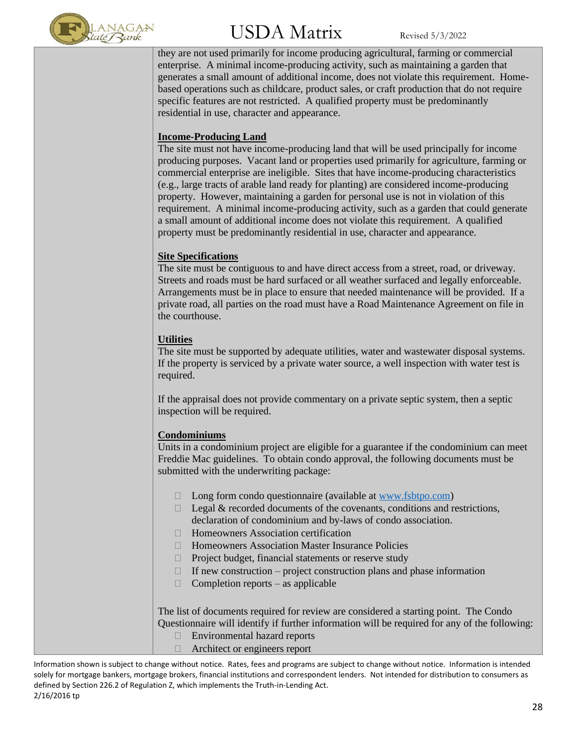they are not used primarily for income producing agricultural, farming or commercial enterprise. A minimal income-producing activity, such as maintaining a garden that generates a small amount of additional income, does not violate this requirement. Home-based operations such as childcare, product sales, or craft production that do not require specific features are not restricted. A qualified property must be predominantly residential in use, character and appearance.

**Income-Producing Land**

The site must not have income-producing land that will be used principally for income producing purposes. Vacant land or properties used primarily for agriculture, farming or commercial enterprise are ineligible. Sites that have income-producing characteristics (e.g., large tracts of arable land ready for planting) are considered income-producing property. However, maintaining a garden for personal use is not in violation of this requirement. A minimal income-producing activity, such as a garden that could generate a small amount of additional income does not violate this requirement. A qualified property must be predominantly residential in use, character and appearance.

**Site Specifications**

The site must be contiguous to and have direct access from a street, road, or driveway. Streets and roads must be hard surfaced or all weather surfaced and legally enforceable. Arrangements must be in place to ensure that needed maintenance will be provided. If a private road, all parties on the road must have a Road Maintenance Agreement on file in the courthouse.

**Utilities**

The site must be supported by adequate utilities, water and wastewater disposal systems. If the property is serviced by a private water source, a well inspection with water test is required.

If the appraisal does not provide commentary on a private septic system, then a septic inspection will be required.

**Condominiums**

Units in a condominium project are eligible for a guarantee if the condominium can meet Freddie Mac guidelines. To obtain condo approval, the following documents must be submitted with the underwriting package:

- Long form condo questionnaire (available at www.fsbtpo.com)
- Legal & recorded documents of the covenants, conditions and restrictions, declaration of condominium and by-laws of condo association.
- Homeowners Association certification
- Homeowners Association Master Insurance Policies
- Project budget, financial statements or reserve study
- If new construction – project construction plans and phase information
- Completion reports – as applicable

The list of documents required for review are considered a starting point. The Condo Questionnaire will identify if further information will be required for any of the following:

- Environmental hazard reports
- Architect or engineers report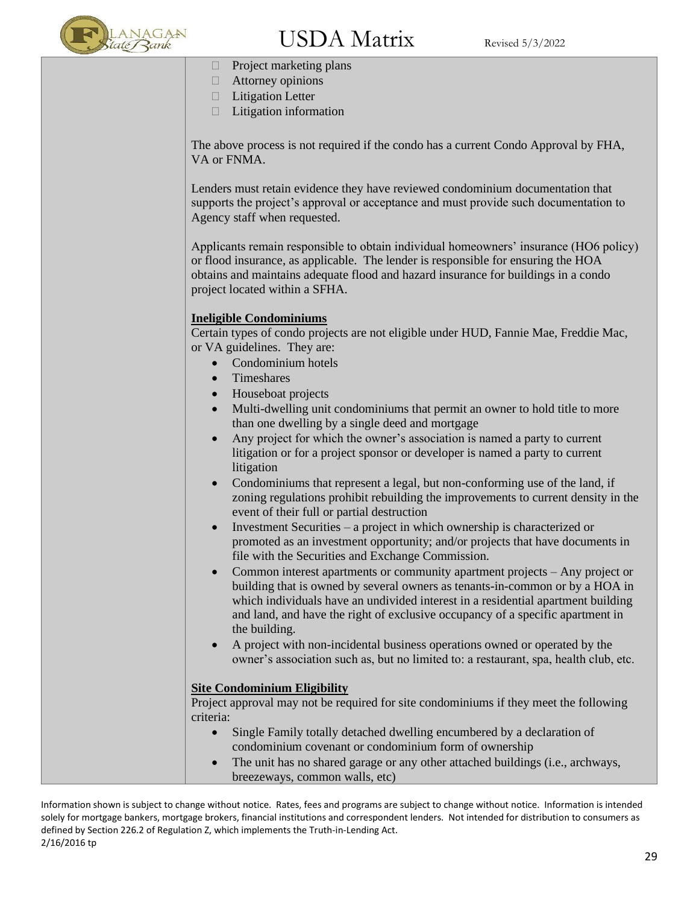- Project marketing plans
- Attorney opinions
- Litigation Letter
- Litigation information

The above process is not required if the condo has a current Condo Approval by FHA, VA or FNMA.

Lenders must retain evidence they have reviewed condominium documentation that supports the project's approval or acceptance and must provide such documentation to Agency staff when requested.

Applicants remain responsible to obtain individual homeowners' insurance (HO6 policy) or flood insurance, as applicable. The lender is responsible for ensuring the HOA obtains and maintains adequate flood and hazard insurance for buildings in a condo project located within a SFHA.

**Ineligible Condominiums**

Certain types of condo projects are not eligible under HUD, Fannie Mae, Freddie Mac, or VA guidelines. They are:

- Condominium hotels
- Timeshares
- Houseboat projects
- Multi-dwelling unit condominiums that permit an owner to hold title to more than one dwelling by a single deed and mortgage
- Any project for which the owner's association is named a party to current litigation or for a project sponsor or developer is named a party to current litigation
- Condominiums that represent a legal, but non-conforming use of the land, if zoning regulations prohibit rebuilding the improvements to current density in the event of their full or partial destruction
- Investment Securities – a project in which ownership is characterized or promoted as an investment opportunity; and/or projects that have documents in file with the Securities and Exchange Commission.
- Common interest apartments or community apartment projects – Any project or building that is owned by several owners as tenants-in-common or by a HOA in which individuals have an undivided interest in a residential apartment building and land, and have the right of exclusive occupancy of a specific apartment in the building.
- A project with non-incidental business operations owned or operated by the owner's association such as, but no limited to: a restaurant, spa, health club, etc.

**Site Condominium Eligibility**

Project approval may not be required for site condominiums if they meet the following criteria:

- Single Family totally detached dwelling encumbered by a declaration of condominium covenant or condominium form of ownership
- The unit has no shared garage or any other attached buildings (i.e., archways, breezeways, common walls, etc)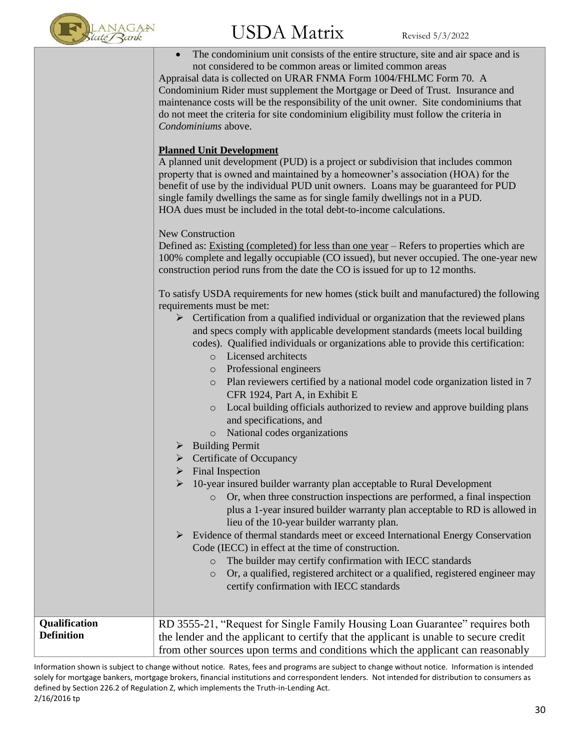| | |
|---|---|
| | • The condominium unit consists of the entire structure, site and air space and is not considered to be common areas or limited common areas<br>Appraisal data is collected on URAR FNMA Form 1004/FHLMC Form 70. A Condominium Rider must supplement the Mortgage or Deed of Trust. Insurance and maintenance costs will be the responsibility of the unit owner. Site condominiums that do not meet the criteria for site condominium eligibility must follow the criteria in *Condominiums* above.<br><br>**Planned Unit Development**<br>A planned unit development (PUD) is a project or subdivision that includes common property that is owned and maintained by a homeowner's association (HOA) for the benefit of use by the individual PUD unit owners. Loans may be guaranteed for PUD single family dwellings the same as for single family dwellings not in a PUD.<br>HOA dues must be included in the total debt-to-income calculations.<br><br>New Construction<br>Defined as: Existing (completed) for less than one year – Refers to properties which are 100% complete and legally occupiable (CO issued), but never occupied. The one-year new construction period runs from the date the CO is issued for up to 12 months.<br><br>To satisfy USDA requirements for new homes (stick built and manufactured) the following requirements must be met:<br>➢ Certification from a qualified individual or organization that the reviewed plans and specs comply with applicable development standards (meets local building codes). Qualified individuals or organizations able to provide this certification:<br>&nbsp;&nbsp;&nbsp;&nbsp;○ Licensed architects<br>&nbsp;&nbsp;&nbsp;&nbsp;○ Professional engineers<br>&nbsp;&nbsp;&nbsp;&nbsp;○ Plan reviewers certified by a national model code organization listed in 7 CFR 1924, Part A, in Exhibit E<br>&nbsp;&nbsp;&nbsp;&nbsp;○ Local building officials authorized to review and approve building plans and specifications, and<br>&nbsp;&nbsp;&nbsp;&nbsp;○ National codes organizations<br>➢ Building Permit<br>➢ Certificate of Occupancy<br>➢ Final Inspection<br>➢ 10-year insured builder warranty plan acceptable to Rural Development<br>&nbsp;&nbsp;&nbsp;&nbsp;○ Or, when three construction inspections are performed, a final inspection plus a 1-year insured builder warranty plan acceptable to RD is allowed in lieu of the 10-year builder warranty plan.<br>➢ Evidence of thermal standards meet or exceed International Energy Conservation Code (IECC) in effect at the time of construction.<br>&nbsp;&nbsp;&nbsp;&nbsp;○ The builder may certify confirmation with IECC standards<br>&nbsp;&nbsp;&nbsp;&nbsp;○ Or, a qualified, registered architect or a qualified, registered engineer may certify confirmation with IECC standards |
| **Qualification Definition** | RD 3555-21, "Request for Single Family Housing Loan Guarantee" requires both the lender and the applicant to certify that the applicant is unable to secure credit from other sources upon terms and conditions which the applicant can reasonably |

Information shown is subject to change without notice. Rates, fees and programs are subject to change without notice. Information is intended solely for mortgage bankers, mortgage brokers, financial institutions and correspondent lenders. Not intended for distribution to consumers as defined by Section 226.2 of Regulation Z, which implements the Truth-in-Lending Act.
2/16/2016 tp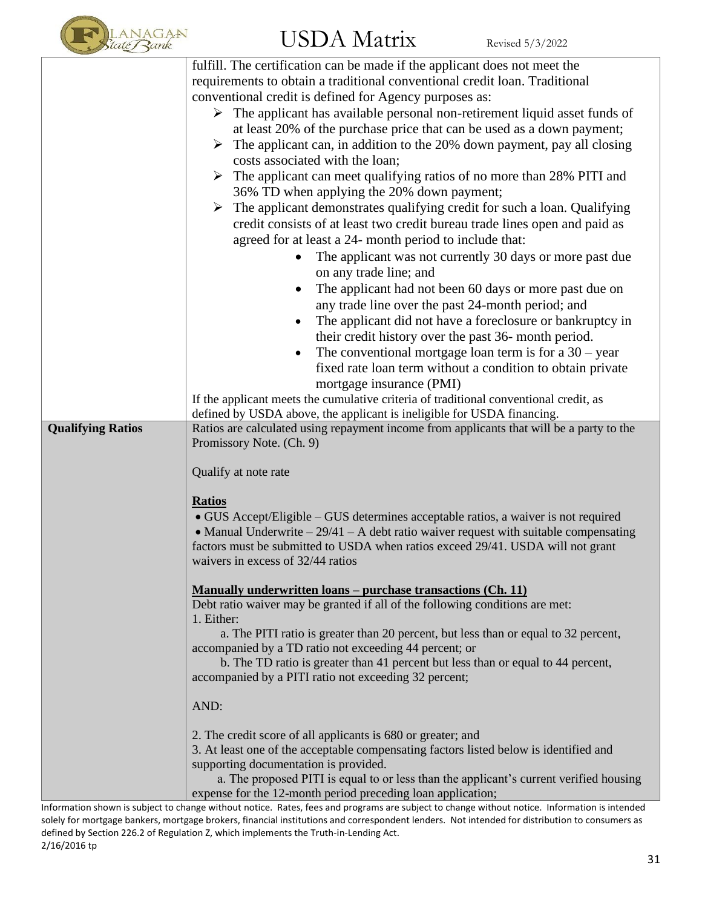| | |
|---|---|
| | fulfill. The certification can be made if the applicant does not meet the requirements to obtain a traditional conventional credit loan. Traditional conventional credit is defined for Agency purposes as:<br>➢ The applicant has available personal non-retirement liquid asset funds of at least 20% of the purchase price that can be used as a down payment;<br>➢ The applicant can, in addition to the 20% down payment, pay all closing costs associated with the loan;<br>➢ The applicant can meet qualifying ratios of no more than 28% PITI and 36% TD when applying the 20% down payment;<br>➢ The applicant demonstrates qualifying credit for such a loan. Qualifying credit consists of at least two credit bureau trade lines open and paid as agreed for at least a 24- month period to include that:<br>• The applicant was not currently 30 days or more past due on any trade line; and<br>• The applicant had not been 60 days or more past due on any trade line over the past 24-month period; and<br>• The applicant did not have a foreclosure or bankruptcy in their credit history over the past 36- month period.<br>• The conventional mortgage loan term is for a 30 – year fixed rate loan term without a condition to obtain private mortgage insurance (PMI)<br>If the applicant meets the cumulative criteria of traditional conventional credit, as defined by USDA above, the applicant is ineligible for USDA financing. |
| **Qualifying Ratios** | Ratios are calculated using repayment income from applicants that will be a party to the Promissory Note. (Ch. 9)<br><br>Qualify at note rate<br><br>**Ratios**<br>• GUS Accept/Eligible – GUS determines acceptable ratios, a waiver is not required<br>• Manual Underwrite – 29/41 – A debt ratio waiver request with suitable compensating factors must be submitted to USDA when ratios exceed 29/41. USDA will not grant waivers in excess of 32/44 ratios<br><br>**Manually underwritten loans – purchase transactions (Ch. 11)**<br>Debt ratio waiver may be granted if all of the following conditions are met:<br>1. Either:<br>a. The PITI ratio is greater than 20 percent, but less than or equal to 32 percent, accompanied by a TD ratio not exceeding 44 percent; or<br>b. The TD ratio is greater than 41 percent but less than or equal to 44 percent, accompanied by a PITI ratio not exceeding 32 percent;<br><br>AND:<br><br>2. The credit score of all applicants is 680 or greater; and<br>3. At least one of the acceptable compensating factors listed below is identified and supporting documentation is provided.<br>a. The proposed PITI is equal to or less than the applicant's current verified housing expense for the 12-month period preceding loan application; |

Information shown is subject to change without notice. Rates, fees and programs are subject to change without notice. Information is intended solely for mortgage bankers, mortgage brokers, financial institutions and correspondent lenders. Not intended for distribution to consumers as defined by Section 226.2 of Regulation Z, which implements the Truth-in-Lending Act.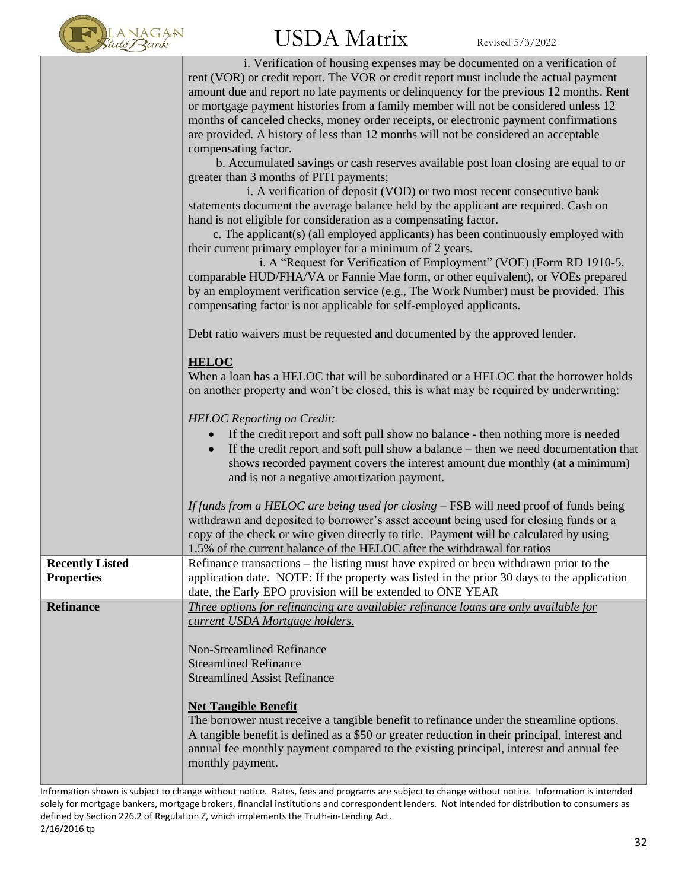| | |
|---|---|
| | i. Verification of housing expenses may be documented on a verification of rent (VOR) or credit report. The VOR or credit report must include the actual payment amount due and report no late payments or delinquency for the previous 12 months. Rent or mortgage payment histories from a family member will not be considered unless 12 months of canceled checks, money order receipts, or electronic payment confirmations are provided. A history of less than 12 months will not be considered an acceptable compensating factor.<br>b. Accumulated savings or cash reserves available post loan closing are equal to or greater than 3 months of PITI payments;<br>i. A verification of deposit (VOD) or two most recent consecutive bank statements document the average balance held by the applicant are required. Cash on hand is not eligible for consideration as a compensating factor.<br>c. The applicant(s) (all employed applicants) has been continuously employed with their current primary employer for a minimum of 2 years.<br>i. A "Request for Verification of Employment" (VOE) (Form RD 1910-5, comparable HUD/FHA/VA or Fannie Mae form, or other equivalent), or VOEs prepared by an employment verification service (e.g., The Work Number) must be provided. This compensating factor is not applicable for self-employed applicants.<br><br>Debt ratio waivers must be requested and documented by the approved lender.<br><br>**<u>HELOC</u>**<br>When a loan has a HELOC that will be subordinated or a HELOC that the borrower holds on another property and won't be closed, this is what may be required by underwriting:<br><br>*HELOC Reporting on Credit:*<br>• If the credit report and soft pull show no balance - then nothing more is needed<br>• If the credit report and soft pull show a balance – then we need documentation that shows recorded payment covers the interest amount due monthly (at a minimum) and is not a negative amortization payment.<br><br>*If funds from a HELOC are being used for closing* – FSB will need proof of funds being withdrawn and deposited to borrower's asset account being used for closing funds or a copy of the check or wire given directly to title. Payment will be calculated by using 1.5% of the current balance of the HELOC after the withdrawal for ratios |
| **Recently Listed Properties** | Refinance transactions – the listing must have expired or been withdrawn prior to the application date. NOTE: If the property was listed in the prior 30 days to the application date, the Early EPO provision will be extended to ONE YEAR |
| **Refinance** | *<u>Three options for refinancing are available: refinance loans are only available for current USDA Mortgage holders.</u>*<br><br>Non-Streamlined Refinance<br>Streamlined Refinance<br>Streamlined Assist Refinance<br><br>**<u>Net Tangible Benefit</u>**<br>The borrower must receive a tangible benefit to refinance under the streamline options. A tangible benefit is defined as a \$50 or greater reduction in their principal, interest and annual fee monthly payment compared to the existing principal, interest and annual fee monthly payment. |

Information shown is subject to change without notice. Rates, fees and programs are subject to change without notice. Information is intended solely for mortgage bankers, mortgage brokers, financial institutions and correspondent lenders. Not intended for distribution to consumers as defined by Section 226.2 of Regulation Z, which implements the Truth-in-Lending Act.
2/16/2016 tp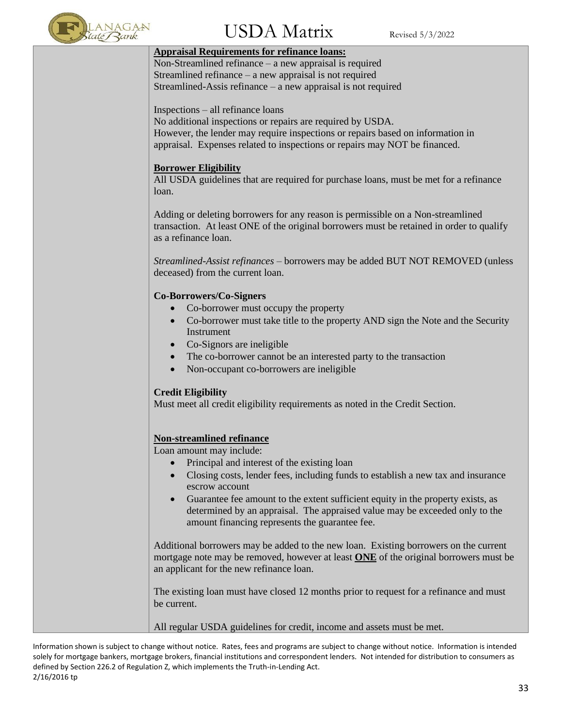**Appraisal Requirements for refinance loans:**
Non-Streamlined refinance – a new appraisal is required
Streamlined refinance – a new appraisal is not required
Streamlined-Assis refinance – a new appraisal is not required

Inspections – all refinance loans
No additional inspections or repairs are required by USDA.
However, the lender may require inspections or repairs based on information in appraisal. Expenses related to inspections or repairs may NOT be financed.

**Borrower Eligibility**
All USDA guidelines that are required for purchase loans, must be met for a refinance loan.

Adding or deleting borrowers for any reason is permissible on a Non-streamlined transaction. At least ONE of the original borrowers must be retained in order to qualify as a refinance loan.

*Streamlined-Assist refinances* – borrowers may be added BUT NOT REMOVED (unless deceased) from the current loan.

**Co-Borrowers/Co-Signers**

- Co-borrower must occupy the property
- Co-borrower must take title to the property AND sign the Note and the Security Instrument
- Co-Signors are ineligible
- The co-borrower cannot be an interested party to the transaction
- Non-occupant co-borrowers are ineligible

**Credit Eligibility**
Must meet all credit eligibility requirements as noted in the Credit Section.

**Non-streamlined refinance**
Loan amount may include:

- Principal and interest of the existing loan
- Closing costs, lender fees, including funds to establish a new tax and insurance escrow account
- Guarantee fee amount to the extent sufficient equity in the property exists, as determined by an appraisal. The appraised value may be exceeded only to the amount financing represents the guarantee fee.

Additional borrowers may be added to the new loan. Existing borrowers on the current mortgage note may be removed, however at least **ONE** of the original borrowers must be an applicant for the new refinance loan.

The existing loan must have closed 12 months prior to request for a refinance and must be current.

All regular USDA guidelines for credit, income and assets must be met.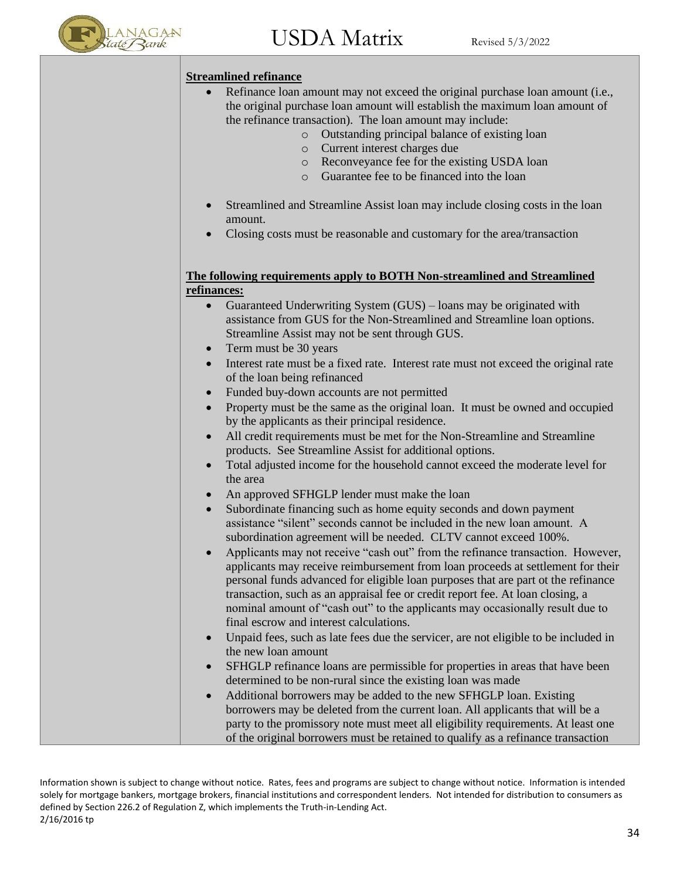**Streamlined refinance**

- Refinance loan amount may not exceed the original purchase loan amount (i.e., the original purchase loan amount will establish the maximum loan amount of the refinance transaction). The loan amount may include:
  - Outstanding principal balance of existing loan
  - Current interest charges due
  - Reconveyance fee for the existing USDA loan
  - Guarantee fee to be financed into the loan

- Streamlined and Streamline Assist loan may include closing costs in the loan amount.
- Closing costs must be reasonable and customary for the area/transaction

**The following requirements apply to BOTH Non-streamlined and Streamlined refinances:**

- Guaranteed Underwriting System (GUS) – loans may be originated with assistance from GUS for the Non-Streamlined and Streamline loan options. Streamline Assist may not be sent through GUS.
- Term must be 30 years
- Interest rate must be a fixed rate. Interest rate must not exceed the original rate of the loan being refinanced
- Funded buy-down accounts are not permitted
- Property must be the same as the original loan. It must be owned and occupied by the applicants as their principal residence.
- All credit requirements must be met for the Non-Streamline and Streamline products. See Streamline Assist for additional options.
- Total adjusted income for the household cannot exceed the moderate level for the area
- An approved SFHGLP lender must make the loan
- Subordinate financing such as home equity seconds and down payment assistance "silent" seconds cannot be included in the new loan amount. A subordination agreement will be needed. CLTV cannot exceed 100%.
- Applicants may not receive "cash out" from the refinance transaction. However, applicants may receive reimbursement from loan proceeds at settlement for their personal funds advanced for eligible loan purposes that are part ot the refinance transaction, such as an appraisal fee or credit report fee. At loan closing, a nominal amount of "cash out" to the applicants may occasionally result due to final escrow and interest calculations.
- Unpaid fees, such as late fees due the servicer, are not eligible to be included in the new loan amount
- SFHGLP refinance loans are permissible for properties in areas that have been determined to be non-rural since the existing loan was made
- Additional borrowers may be added to the new SFHGLP loan. Existing borrowers may be deleted from the current loan. All applicants that will be a party to the promissory note must meet all eligibility requirements. At least one of the original borrowers must be retained to qualify as a refinance transaction

Information shown is subject to change without notice. Rates, fees and programs are subject to change without notice. Information is intended solely for mortgage bankers, mortgage brokers, financial institutions and correspondent lenders. Not intended for distribution to consumers as defined by Section 226.2 of Regulation Z, which implements the Truth-in-Lending Act.
2/16/2016 tp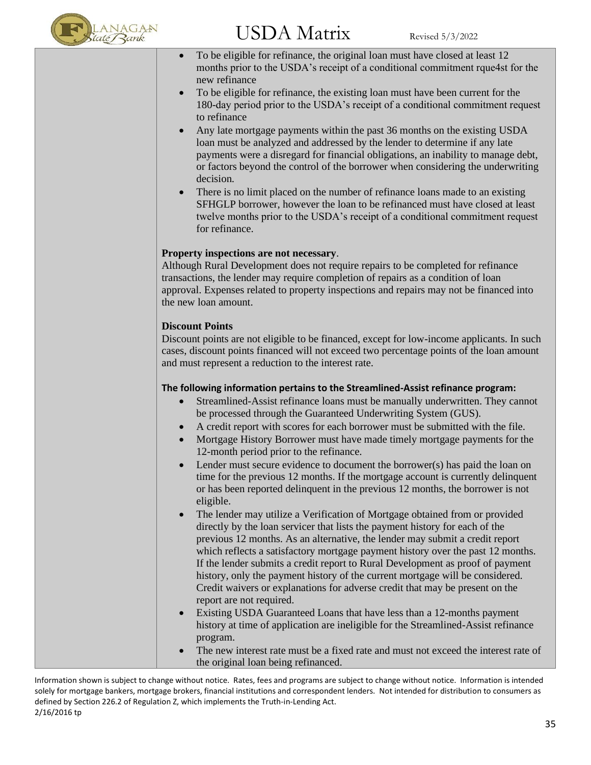- To be eligible for refinance, the original loan must have closed at least 12 months prior to the USDA's receipt of a conditional commitment rque4st for the new refinance
- To be eligible for refinance, the existing loan must have been current for the 180-day period prior to the USDA's receipt of a conditional commitment request to refinance
- Any late mortgage payments within the past 36 months on the existing USDA loan must be analyzed and addressed by the lender to determine if any late payments were a disregard for financial obligations, an inability to manage debt, or factors beyond the control of the borrower when considering the underwriting decision.
- There is no limit placed on the number of refinance loans made to an existing SFHGLP borrower, however the loan to be refinanced must have closed at least twelve months prior to the USDA's receipt of a conditional commitment request for refinance.

**Property inspections are not necessary**.
Although Rural Development does not require repairs to be completed for refinance transactions, the lender may require completion of repairs as a condition of loan approval. Expenses related to property inspections and repairs may not be financed into the new loan amount.

**Discount Points**
Discount points are not eligible to be financed, except for low-income applicants. In such cases, discount points financed will not exceed two percentage points of the loan amount and must represent a reduction to the interest rate.

**The following information pertains to the Streamlined-Assist refinance program:**

- Streamlined-Assist refinance loans must be manually underwritten. They cannot be processed through the Guaranteed Underwriting System (GUS).
- A credit report with scores for each borrower must be submitted with the file.
- Mortgage History Borrower must have made timely mortgage payments for the 12-month period prior to the refinance.
- Lender must secure evidence to document the borrower(s) has paid the loan on time for the previous 12 months. If the mortgage account is currently delinquent or has been reported delinquent in the previous 12 months, the borrower is not eligible.
- The lender may utilize a Verification of Mortgage obtained from or provided directly by the loan servicer that lists the payment history for each of the previous 12 months. As an alternative, the lender may submit a credit report which reflects a satisfactory mortgage payment history over the past 12 months. If the lender submits a credit report to Rural Development as proof of payment history, only the payment history of the current mortgage will be considered. Credit waivers or explanations for adverse credit that may be present on the report are not required.
- Existing USDA Guaranteed Loans that have less than a 12-months payment history at time of application are ineligible for the Streamlined-Assist refinance program.
- The new interest rate must be a fixed rate and must not exceed the interest rate of the original loan being refinanced.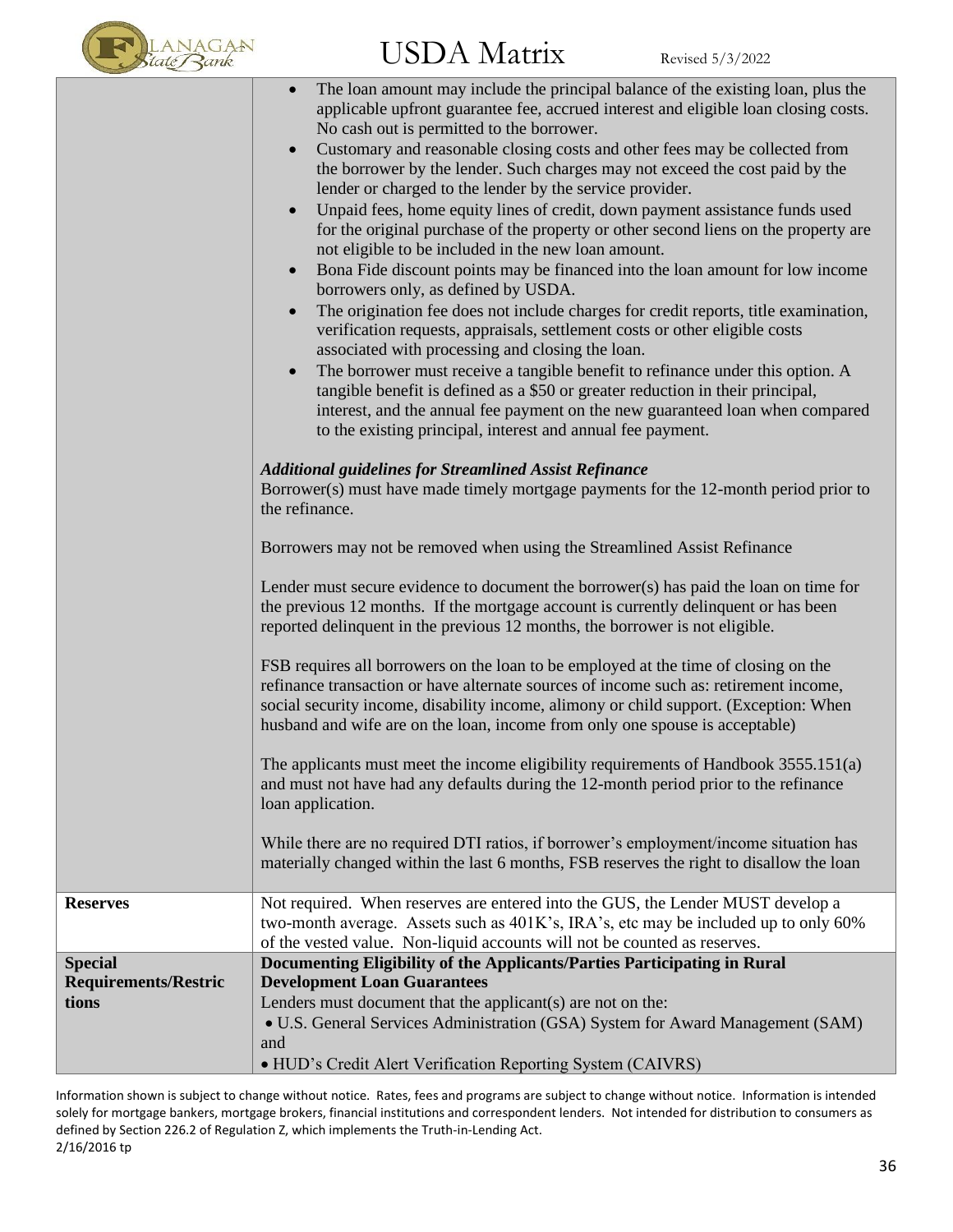| | |
|---|---|
| | • The loan amount may include the principal balance of the existing loan, plus the applicable upfront guarantee fee, accrued interest and eligible loan closing costs. No cash out is permitted to the borrower.<br>• Customary and reasonable closing costs and other fees may be collected from the borrower by the lender. Such charges may not exceed the cost paid by the lender or charged to the lender by the service provider.<br>• Unpaid fees, home equity lines of credit, down payment assistance funds used for the original purchase of the property or other second liens on the property are not eligible to be included in the new loan amount.<br>• Bona Fide discount points may be financed into the loan amount for low income borrowers only, as defined by USDA.<br>• The origination fee does not include charges for credit reports, title examination, verification requests, appraisals, settlement costs or other eligible costs associated with processing and closing the loan.<br>• The borrower must receive a tangible benefit to refinance under this option. A tangible benefit is defined as a $50 or greater reduction in their principal, interest, and the annual fee payment on the new guaranteed loan when compared to the existing principal, interest and annual fee payment.<br><br>***Additional guidelines for Streamlined Assist Refinance***<br>Borrower(s) must have made timely mortgage payments for the 12-month period prior to the refinance.<br><br>Borrowers may not be removed when using the Streamlined Assist Refinance<br><br>Lender must secure evidence to document the borrower(s) has paid the loan on time for the previous 12 months. If the mortgage account is currently delinquent or has been reported delinquent in the previous 12 months, the borrower is not eligible.<br><br>FSB requires all borrowers on the loan to be employed at the time of closing on the refinance transaction or have alternate sources of income such as: retirement income, social security income, disability income, alimony or child support. (Exception: When husband and wife are on the loan, income from only one spouse is acceptable)<br><br>The applicants must meet the income eligibility requirements of Handbook 3555.151(a) and must not have had any defaults during the 12-month period prior to the refinance loan application.<br><br>While there are no required DTI ratios, if borrower's employment/income situation has materially changed within the last 6 months, FSB reserves the right to disallow the loan |
| **Reserves** | Not required. When reserves are entered into the GUS, the Lender MUST develop a two-month average. Assets such as 401K's, IRA's, etc may be included up to only 60% of the vested value. Non-liquid accounts will not be counted as reserves. |
| **Special Requirements/Restrictions** | **Documenting Eligibility of the Applicants/Parties Participating in Rural Development Loan Guarantees**<br>Lenders must document that the applicant(s) are not on the:<br>• U.S. General Services Administration (GSA) System for Award Management (SAM) and<br>• HUD's Credit Alert Verification Reporting System (CAIVRS) |

Information shown is subject to change without notice. Rates, fees and programs are subject to change without notice. Information is intended solely for mortgage bankers, mortgage brokers, financial institutions and correspondent lenders. Not intended for distribution to consumers as defined by Section 226.2 of Regulation Z, which implements the Truth-in-Lending Act.
2/16/2016 tp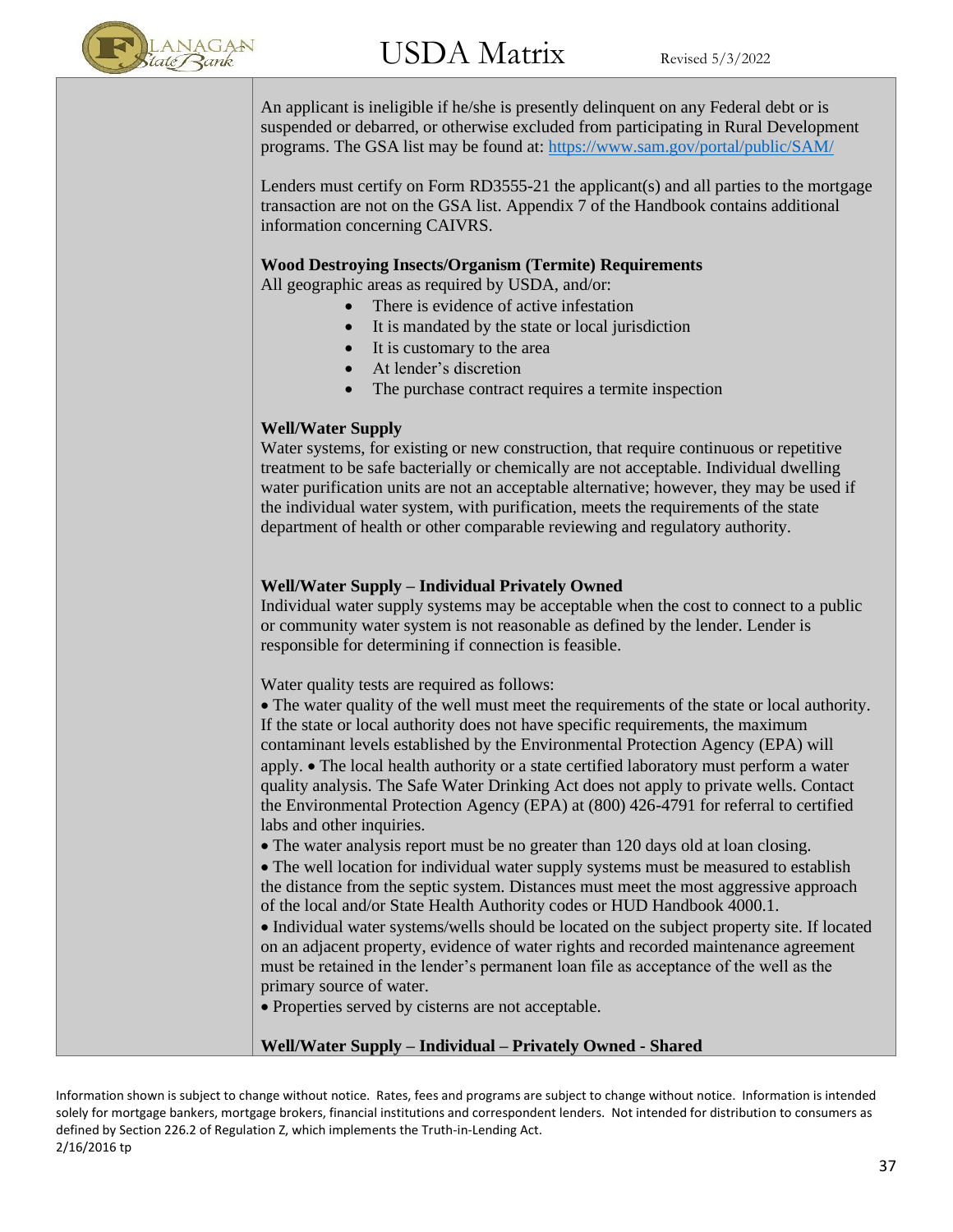An applicant is ineligible if he/she is presently delinquent on any Federal debt or is suspended or debarred, or otherwise excluded from participating in Rural Development programs. The GSA list may be found at: https://www.sam.gov/portal/public/SAM/

Lenders must certify on Form RD3555-21 the applicant(s) and all parties to the mortgage transaction are not on the GSA list. Appendix 7 of the Handbook contains additional information concerning CAIVRS.

**Wood Destroying Insects/Organism (Termite) Requirements**

All geographic areas as required by USDA, and/or:

- There is evidence of active infestation
- It is mandated by the state or local jurisdiction
- It is customary to the area
- At lender's discretion
- The purchase contract requires a termite inspection

**Well/Water Supply**

Water systems, for existing or new construction, that require continuous or repetitive treatment to be safe bacterially or chemically are not acceptable. Individual dwelling water purification units are not an acceptable alternative; however, they may be used if the individual water system, with purification, meets the requirements of the state department of health or other comparable reviewing and regulatory authority.

**Well/Water Supply – Individual Privately Owned**

Individual water supply systems may be acceptable when the cost to connect to a public or community water system is not reasonable as defined by the lender. Lender is responsible for determining if connection is feasible.

Water quality tests are required as follows:

- The water quality of the well must meet the requirements of the state or local authority. If the state or local authority does not have specific requirements, the maximum contaminant levels established by the Environmental Protection Agency (EPA) will apply.
- The local health authority or a state certified laboratory must perform a water quality analysis. The Safe Water Drinking Act does not apply to private wells. Contact the Environmental Protection Agency (EPA) at (800) 426-4791 for referral to certified labs and other inquiries.
- The water analysis report must be no greater than 120 days old at loan closing.
- The well location for individual water supply systems must be measured to establish the distance from the septic system. Distances must meet the most aggressive approach of the local and/or State Health Authority codes or HUD Handbook 4000.1.
- Individual water systems/wells should be located on the subject property site. If located on an adjacent property, evidence of water rights and recorded maintenance agreement must be retained in the lender's permanent loan file as acceptance of the well as the primary source of water.
- Properties served by cisterns are not acceptable.

**Well/Water Supply – Individual – Privately Owned - Shared**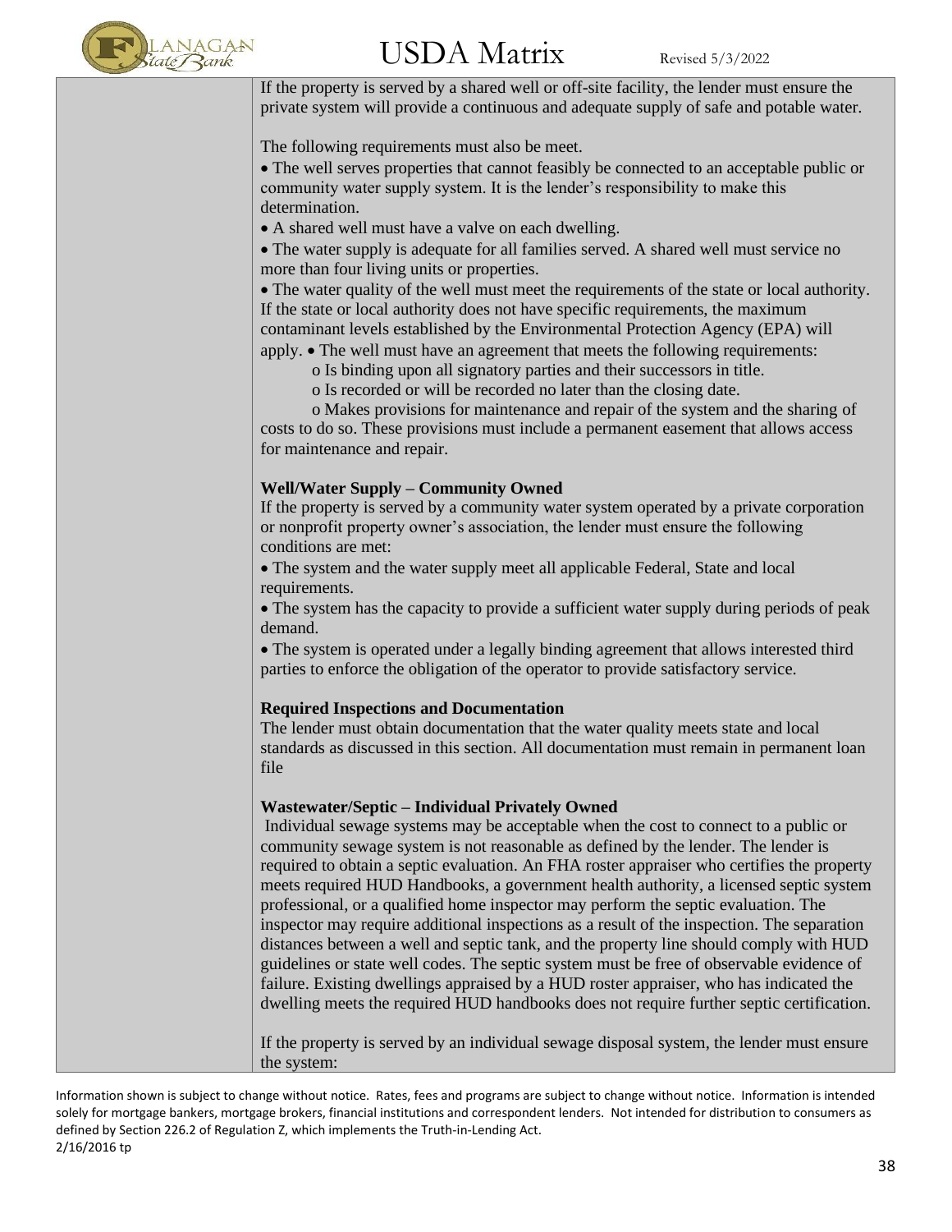| | |
|---|---|
| | If the property is served by a shared well or off-site facility, the lender must ensure the private system will provide a continuous and adequate supply of safe and potable water.<br><br>The following requirements must also be meet.<br>• The well serves properties that cannot feasibly be connected to an acceptable public or community water supply system. It is the lender's responsibility to make this determination.<br>• A shared well must have a valve on each dwelling.<br>• The water supply is adequate for all families served. A shared well must service no more than four living units or properties.<br>• The water quality of the well must meet the requirements of the state or local authority. If the state or local authority does not have specific requirements, the maximum contaminant levels established by the Environmental Protection Agency (EPA) will apply. • The well must have an agreement that meets the following requirements:<br>o Is binding upon all signatory parties and their successors in title.<br>o Is recorded or will be recorded no later than the closing date.<br>o Makes provisions for maintenance and repair of the system and the sharing of costs to do so. These provisions must include a permanent easement that allows access for maintenance and repair.<br><br>**Well/Water Supply – Community Owned**<br>If the property is served by a community water system operated by a private corporation or nonprofit property owner's association, the lender must ensure the following conditions are met:<br>• The system and the water supply meet all applicable Federal, State and local requirements.<br>• The system has the capacity to provide a sufficient water supply during periods of peak demand.<br>• The system is operated under a legally binding agreement that allows interested third parties to enforce the obligation of the operator to provide satisfactory service.<br><br>**Required Inspections and Documentation**<br>The lender must obtain documentation that the water quality meets state and local standards as discussed in this section. All documentation must remain in permanent loan file<br><br>**Wastewater/Septic – Individual Privately Owned**<br>Individual sewage systems may be acceptable when the cost to connect to a public or community sewage system is not reasonable as defined by the lender. The lender is required to obtain a septic evaluation. An FHA roster appraiser who certifies the property meets required HUD Handbooks, a government health authority, a licensed septic system professional, or a qualified home inspector may perform the septic evaluation. The inspector may require additional inspections as a result of the inspection. The separation distances between a well and septic tank, and the property line should comply with HUD guidelines or state well codes. The septic system must be free of observable evidence of failure. Existing dwellings appraised by a HUD roster appraiser, who has indicated the dwelling meets the required HUD handbooks does not require further septic certification.<br><br>If the property is served by an individual sewage disposal system, the lender must ensure the system: |

Information shown is subject to change without notice. Rates, fees and programs are subject to change without notice. Information is intended solely for mortgage bankers, mortgage brokers, financial institutions and correspondent lenders. Not intended for distribution to consumers as defined by Section 226.2 of Regulation Z, which implements the Truth-in-Lending Act.
2/16/2016 tp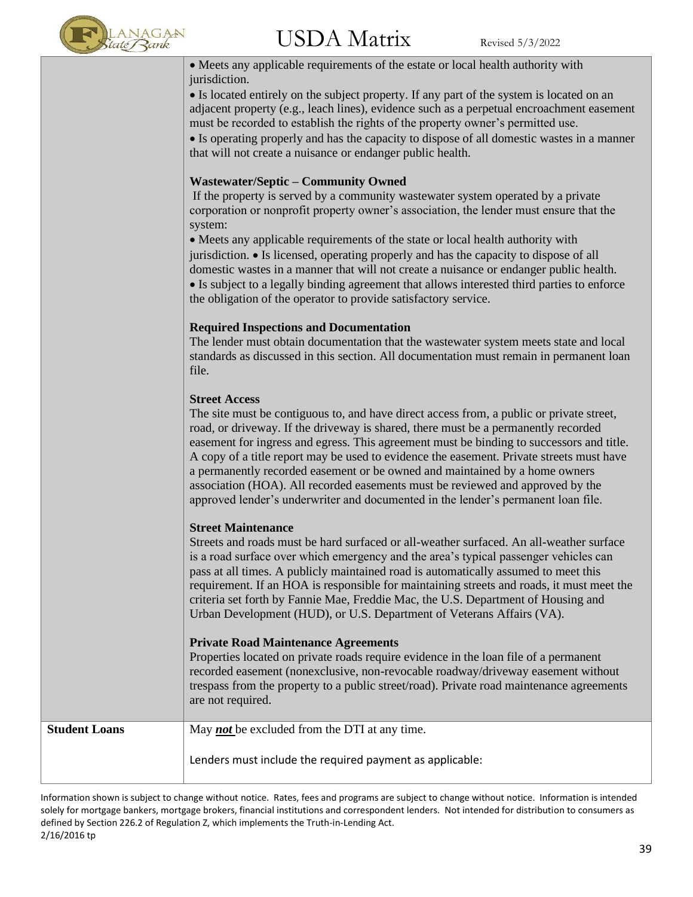| | |
|---|---|
| | • Meets any applicable requirements of the estate or local health authority with jurisdiction.<br>• Is located entirely on the subject property. If any part of the system is located on an adjacent property (e.g., leach lines), evidence such as a perpetual encroachment easement must be recorded to establish the rights of the property owner's permitted use.<br>• Is operating properly and has the capacity to dispose of all domestic wastes in a manner that will not create a nuisance or endanger public health.<br><br>**Wastewater/Septic – Community Owned**<br>If the property is served by a community wastewater system operated by a private corporation or nonprofit property owner's association, the lender must ensure that the system:<br>• Meets any applicable requirements of the state or local health authority with jurisdiction. • Is licensed, operating properly and has the capacity to dispose of all domestic wastes in a manner that will not create a nuisance or endanger public health.<br>• Is subject to a legally binding agreement that allows interested third parties to enforce the obligation of the operator to provide satisfactory service.<br><br>**Required Inspections and Documentation**<br>The lender must obtain documentation that the wastewater system meets state and local standards as discussed in this section. All documentation must remain in permanent loan file.<br><br>**Street Access**<br>The site must be contiguous to, and have direct access from, a public or private street, road, or driveway. If the driveway is shared, there must be a permanently recorded easement for ingress and egress. This agreement must be binding to successors and title. A copy of a title report may be used to evidence the easement. Private streets must have a permanently recorded easement or be owned and maintained by a home owners association (HOA). All recorded easements must be reviewed and approved by the approved lender's underwriter and documented in the lender's permanent loan file.<br><br>**Street Maintenance**<br>Streets and roads must be hard surfaced or all-weather surfaced. An all-weather surface is a road surface over which emergency and the area's typical passenger vehicles can pass at all times. A publicly maintained road is automatically assumed to meet this requirement. If an HOA is responsible for maintaining streets and roads, it must meet the criteria set forth by Fannie Mae, Freddie Mac, the U.S. Department of Housing and Urban Development (HUD), or U.S. Department of Veterans Affairs (VA).<br><br>**Private Road Maintenance Agreements**<br>Properties located on private roads require evidence in the loan file of a permanent recorded easement (nonexclusive, non-revocable roadway/driveway easement without trespass from the property to a public street/road). Private road maintenance agreements are not required. |
| **Student Loans** | May ***not*** be excluded from the DTI at any time.<br><br>Lenders must include the required payment as applicable: |

Information shown is subject to change without notice. Rates, fees and programs are subject to change without notice. Information is intended solely for mortgage bankers, mortgage brokers, financial institutions and correspondent lenders. Not intended for distribution to consumers as defined by Section 226.2 of Regulation Z, which implements the Truth-in-Lending Act.
2/16/2016 tp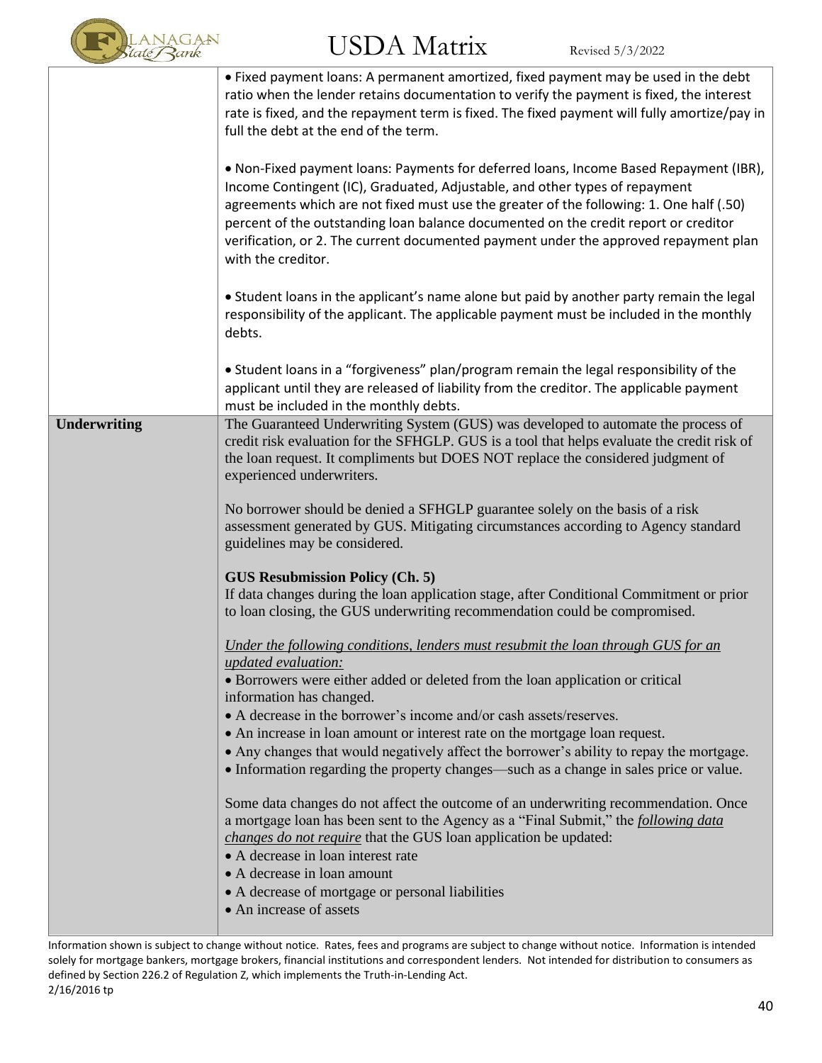| | |
|---|---|
| | • Fixed payment loans: A permanent amortized, fixed payment may be used in the debt ratio when the lender retains documentation to verify the payment is fixed, the interest rate is fixed, and the repayment term is fixed. The fixed payment will fully amortize/pay in full the debt at the end of the term.<br><br>• Non-Fixed payment loans: Payments for deferred loans, Income Based Repayment (IBR), Income Contingent (IC), Graduated, Adjustable, and other types of repayment agreements which are not fixed must use the greater of the following: 1. One half (.50) percent of the outstanding loan balance documented on the credit report or creditor verification, or 2. The current documented payment under the approved repayment plan with the creditor.<br><br>• Student loans in the applicant's name alone but paid by another party remain the legal responsibility of the applicant. The applicable payment must be included in the monthly debts.<br><br>• Student loans in a "forgiveness" plan/program remain the legal responsibility of the applicant until they are released of liability from the creditor. The applicable payment must be included in the monthly debts. |
| **Underwriting** | The Guaranteed Underwriting System (GUS) was developed to automate the process of credit risk evaluation for the SFHGLP. GUS is a tool that helps evaluate the credit risk of the loan request. It compliments but DOES NOT replace the considered judgment of experienced underwriters.<br><br>No borrower should be denied a SFHGLP guarantee solely on the basis of a risk assessment generated by GUS. Mitigating circumstances according to Agency standard guidelines may be considered.<br><br>**GUS Resubmission Policy (Ch. 5)**<br>If data changes during the loan application stage, after Conditional Commitment or prior to loan closing, the GUS underwriting recommendation could be compromised.<br><br>*<u>Under the following conditions, lenders must resubmit the loan through GUS for an updated evaluation:</u>*<br>• Borrowers were either added or deleted from the loan application or critical information has changed.<br>• A decrease in the borrower's income and/or cash assets/reserves.<br>• An increase in loan amount or interest rate on the mortgage loan request.<br>• Any changes that would negatively affect the borrower's ability to repay the mortgage.<br>• Information regarding the property changes—such as a change in sales price or value.<br><br>Some data changes do not affect the outcome of an underwriting recommendation. Once a mortgage loan has been sent to the Agency as a "Final Submit," the *<u>following data changes do not require</u>* that the GUS loan application be updated:<br>• A decrease in loan interest rate<br>• A decrease in loan amount<br>• A decrease of mortgage or personal liabilities<br>• An increase of assets |

Information shown is subject to change without notice. Rates, fees and programs are subject to change without notice. Information is intended solely for mortgage bankers, mortgage brokers, financial institutions and correspondent lenders. Not intended for distribution to consumers as defined by Section 226.2 of Regulation Z, which implements the Truth-in-Lending Act.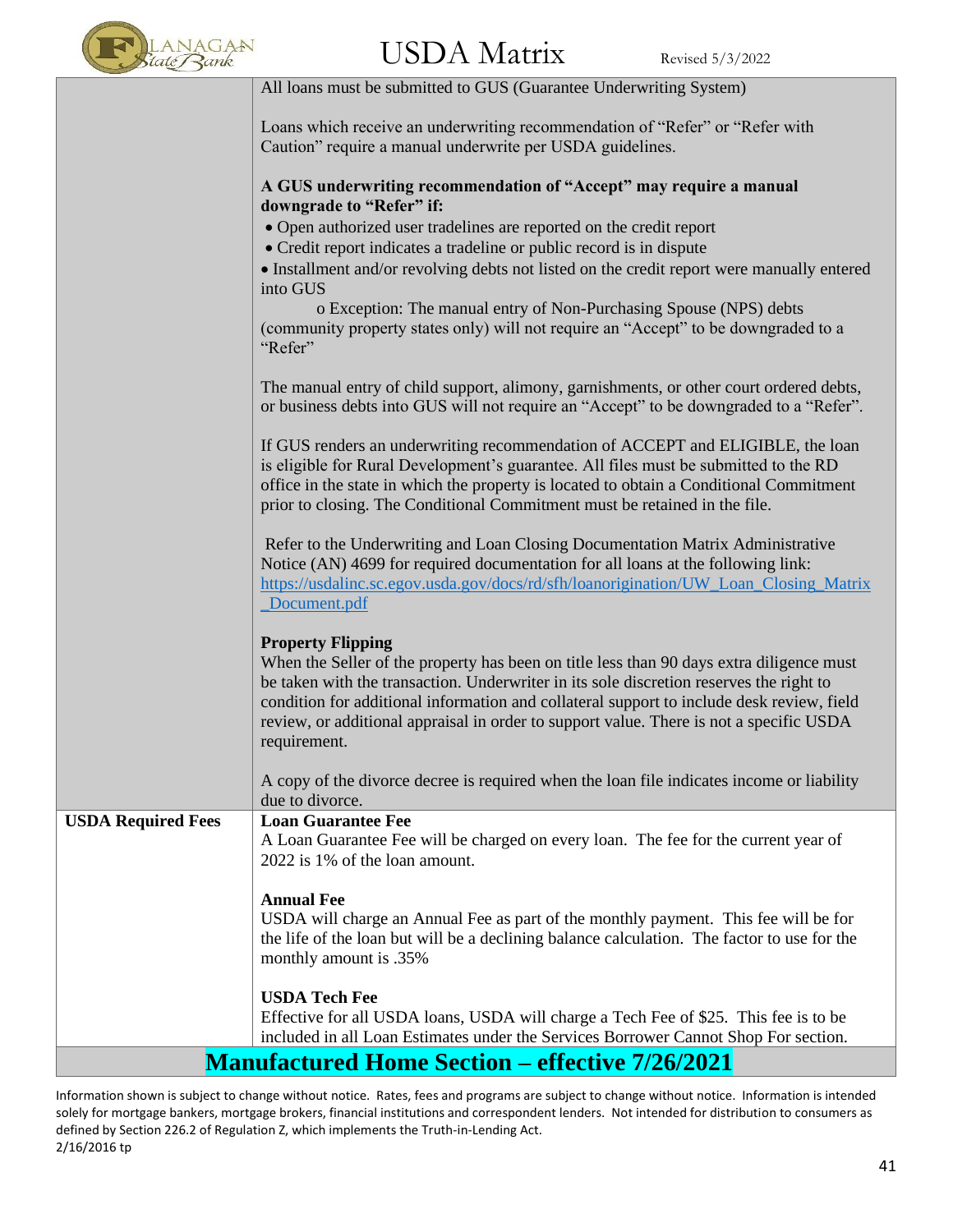| | |
|---|---|
| | All loans must be submitted to GUS (Guarantee Underwriting System)<br><br>Loans which receive an underwriting recommendation of "Refer" or "Refer with Caution" require a manual underwrite per USDA guidelines.<br><br>**A GUS underwriting recommendation of "Accept" may require a manual downgrade to "Refer" if:**<br>• Open authorized user tradelines are reported on the credit report<br>• Credit report indicates a tradeline or public record is in dispute<br>• Installment and/or revolving debts not listed on the credit report were manually entered into GUS<br>o Exception: The manual entry of Non-Purchasing Spouse (NPS) debts (community property states only) will not require an "Accept" to be downgraded to a "Refer"<br><br>The manual entry of child support, alimony, garnishments, or other court ordered debts, or business debts into GUS will not require an "Accept" to be downgraded to a "Refer".<br><br>If GUS renders an underwriting recommendation of ACCEPT and ELIGIBLE, the loan is eligible for Rural Development's guarantee. All files must be submitted to the RD office in the state in which the property is located to obtain a Conditional Commitment prior to closing. The Conditional Commitment must be retained in the file.<br><br>Refer to the Underwriting and Loan Closing Documentation Matrix Administrative Notice (AN) 4699 for required documentation for all loans at the following link: https://usdalinc.sc.egov.usda.gov/docs/rd/sfh/loanorigination/UW_Loan_Closing_Matrix_Document.pdf<br><br>**Property Flipping**<br>When the Seller of the property has been on title less than 90 days extra diligence must be taken with the transaction. Underwriter in its sole discretion reserves the right to condition for additional information and collateral support to include desk review, field review, or additional appraisal in order to support value. There is not a specific USDA requirement.<br><br>A copy of the divorce decree is required when the loan file indicates income or liability due to divorce. |
| **USDA Required Fees** | **Loan Guarantee Fee**<br>A Loan Guarantee Fee will be charged on every loan. The fee for the current year of 2022 is 1% of the loan amount.<br><br>**Annual Fee**<br>USDA will charge an Annual Fee as part of the monthly payment. This fee will be for the life of the loan but will be a declining balance calculation. The factor to use for the monthly amount is .35%<br><br>**USDA Tech Fee**<br>Effective for all USDA loans, USDA will charge a Tech Fee of $25. This fee is to be included in all Loan Estimates under the Services Borrower Cannot Shop For section. |

## Manufactured Home Section – effective 7/26/2021

Information shown is subject to change without notice. Rates, fees and programs are subject to change without notice. Information is intended solely for mortgage bankers, mortgage brokers, financial institutions and correspondent lenders. Not intended for distribution to consumers as defined by Section 226.2 of Regulation Z, which implements the Truth-in-Lending Act.
2/16/2016 tp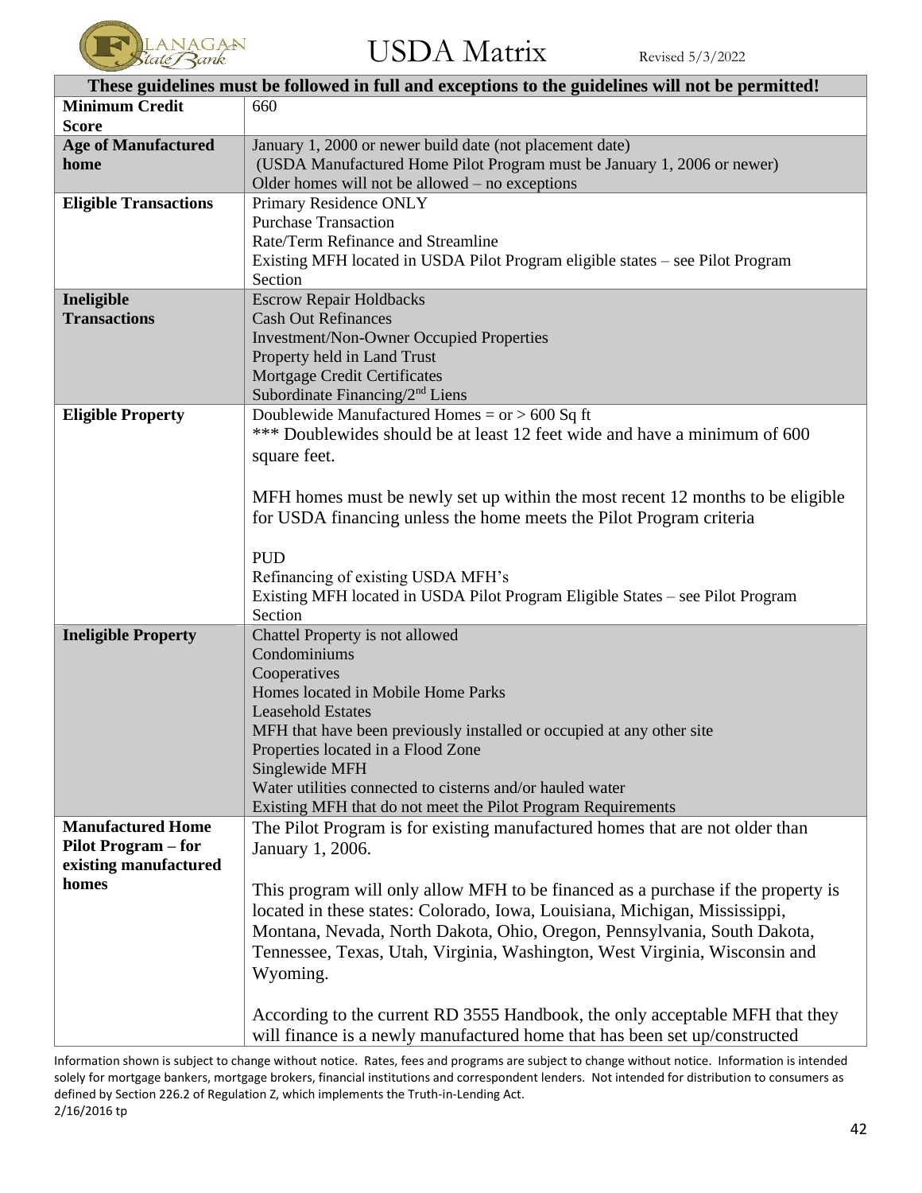# USDA Matrix

Revised 5/3/2022

| These guidelines must be followed in full and exceptions to the guidelines will not be permitted! | |
|---|---|
| **Minimum Credit Score** | 660 |
| **Age of Manufactured home** | January 1, 2000 or newer build date (not placement date)<br>(USDA Manufactured Home Pilot Program must be January 1, 2006 or newer)<br>Older homes will not be allowed – no exceptions |
| **Eligible Transactions** | Primary Residence ONLY<br>Purchase Transaction<br>Rate/Term Refinance and Streamline<br>Existing MFH located in USDA Pilot Program eligible states – see Pilot Program Section |
| **Ineligible Transactions** | Escrow Repair Holdbacks<br>Cash Out Refinances<br>Investment/Non-Owner Occupied Properties<br>Property held in Land Trust<br>Mortgage Credit Certificates<br>Subordinate Financing/2nd Liens |
| **Eligible Property** | Doublewide Manufactured Homes = or > 600 Sq ft<br>*** Doublewides should be at least 12 feet wide and have a minimum of 600 square feet.<br><br>MFH homes must be newly set up within the most recent 12 months to be eligible for USDA financing unless the home meets the Pilot Program criteria<br><br>PUD<br>Refinancing of existing USDA MFH's<br>Existing MFH located in USDA Pilot Program Eligible States – see Pilot Program Section |
| **Ineligible Property** | Chattel Property is not allowed<br>Condominiums<br>Cooperatives<br>Homes located in Mobile Home Parks<br>Leasehold Estates<br>MFH that have been previously installed or occupied at any other site<br>Properties located in a Flood Zone<br>Singlewide MFH<br>Water utilities connected to cisterns and/or hauled water<br>Existing MFH that do not meet the Pilot Program Requirements |
| **Manufactured Home Pilot Program – for existing manufactured homes** | The Pilot Program is for existing manufactured homes that are not older than January 1, 2006.<br><br>This program will only allow MFH to be financed as a purchase if the property is located in these states: Colorado, Iowa, Louisiana, Michigan, Mississippi, Montana, Nevada, North Dakota, Ohio, Oregon, Pennsylvania, South Dakota, Tennessee, Texas, Utah, Virginia, Washington, West Virginia, Wisconsin and Wyoming.<br><br>According to the current RD 3555 Handbook, the only acceptable MFH that they will finance is a newly manufactured home that has been set up/constructed |

Information shown is subject to change without notice. Rates, fees and programs are subject to change without notice. Information is intended solely for mortgage bankers, mortgage brokers, financial institutions and correspondent lenders. Not intended for distribution to consumers as defined by Section 226.2 of Regulation Z, which implements the Truth-in-Lending Act.
2/16/2016 tp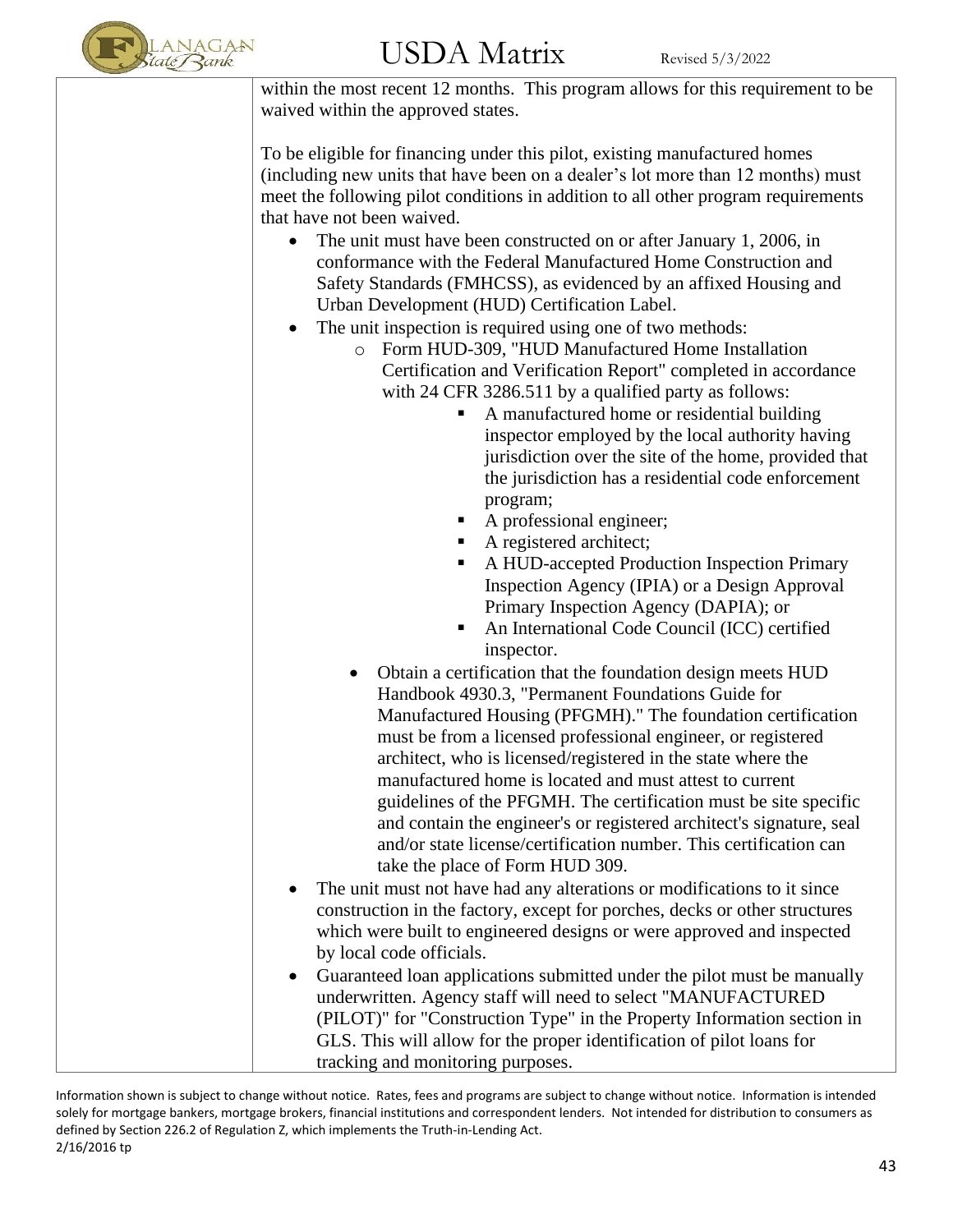| | within the most recent 12 months. This program allows for this requirement to be waived within the approved states.<br><br>To be eligible for financing under this pilot, existing manufactured homes (including new units that have been on a dealer's lot more than 12 months) must meet the following pilot conditions in addition to all other program requirements that have not been waived.<br>• The unit must have been constructed on or after January 1, 2006, in conformance with the Federal Manufactured Home Construction and Safety Standards (FMHCSS), as evidenced by an affixed Housing and Urban Development (HUD) Certification Label.<br>• The unit inspection is required using one of two methods:<br>&nbsp;&nbsp;&nbsp;&nbsp;o Form HUD-309, "HUD Manufactured Home Installation Certification and Verification Report" completed in accordance with 24 CFR 3286.511 by a qualified party as follows:<br>&nbsp;&nbsp;&nbsp;&nbsp;&nbsp;&nbsp;&nbsp;&nbsp;▪ A manufactured home or residential building inspector employed by the local authority having jurisdiction over the site of the home, provided that the jurisdiction has a residential code enforcement program;<br>&nbsp;&nbsp;&nbsp;&nbsp;&nbsp;&nbsp;&nbsp;&nbsp;▪ A professional engineer;<br>&nbsp;&nbsp;&nbsp;&nbsp;&nbsp;&nbsp;&nbsp;&nbsp;▪ A registered architect;<br>&nbsp;&nbsp;&nbsp;&nbsp;&nbsp;&nbsp;&nbsp;&nbsp;▪ A HUD-accepted Production Inspection Primary Inspection Agency (IPIA) or a Design Approval Primary Inspection Agency (DAPIA); or<br>&nbsp;&nbsp;&nbsp;&nbsp;&nbsp;&nbsp;&nbsp;&nbsp;▪ An International Code Council (ICC) certified inspector.<br>&nbsp;&nbsp;&nbsp;&nbsp;• Obtain a certification that the foundation design meets HUD Handbook 4930.3, "Permanent Foundations Guide for Manufactured Housing (PFGMH)." The foundation certification must be from a licensed professional engineer, or registered architect, who is licensed/registered in the state where the manufactured home is located and must attest to current guidelines of the PFGMH. The certification must be site specific and contain the engineer's or registered architect's signature, seal and/or state license/certification number. This certification can take the place of Form HUD 309.<br>• The unit must not have had any alterations or modifications to it since construction in the factory, except for porches, decks or other structures which were built to engineered designs or were approved and inspected by local code officials.<br>• Guaranteed loan applications submitted under the pilot must be manually underwritten. Agency staff will need to select "MANUFACTURED (PILOT)" for "Construction Type" in the Property Information section in GLS. This will allow for the proper identification of pilot loans for tracking and monitoring purposes. |
|---|---|

Information shown is subject to change without notice. Rates, fees and programs are subject to change without notice. Information is intended solely for mortgage bankers, mortgage brokers, financial institutions and correspondent lenders. Not intended for distribution to consumers as defined by Section 226.2 of Regulation Z, which implements the Truth-in-Lending Act.
2/16/2016 tp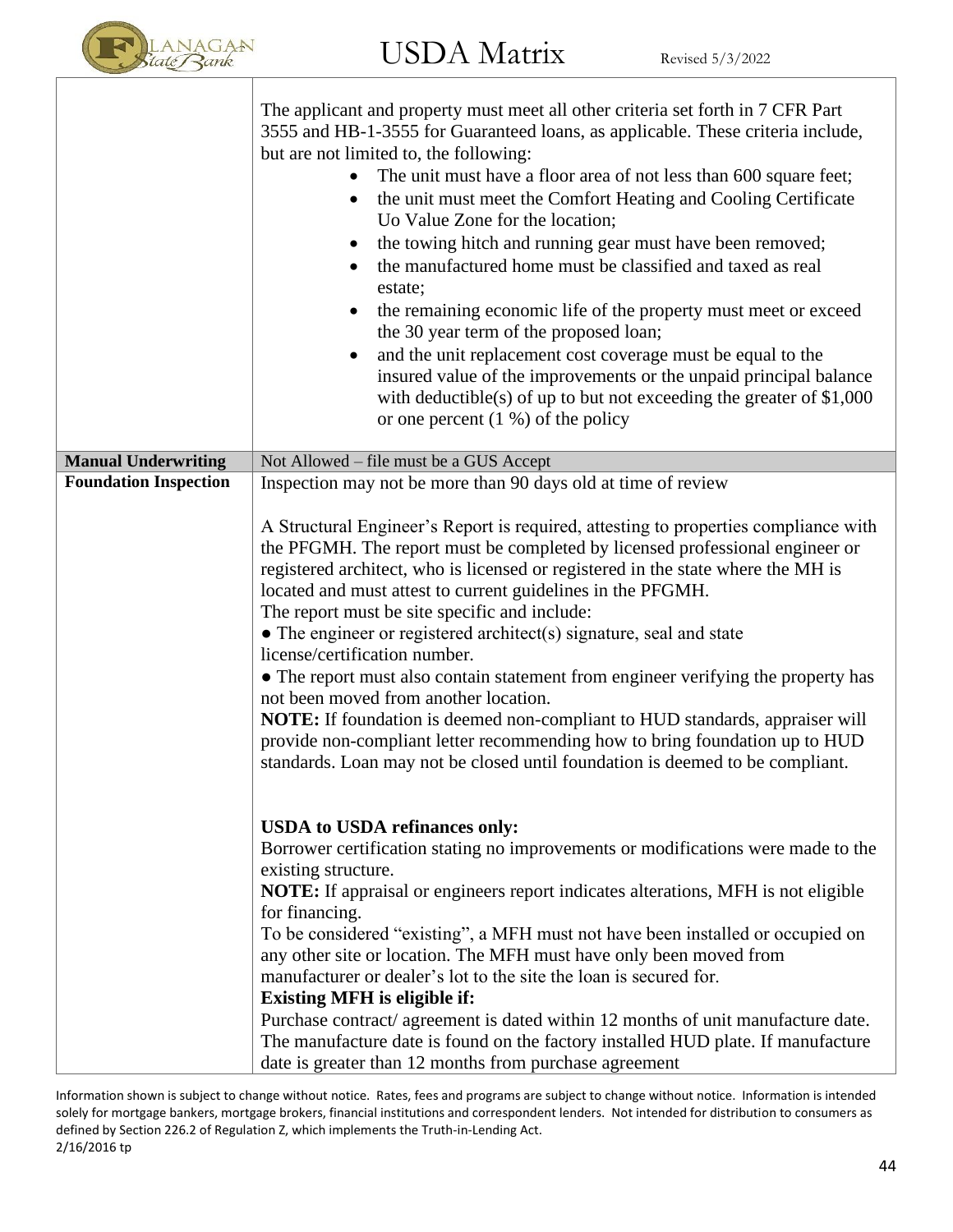| | |
|---|---|
| | The applicant and property must meet all other criteria set forth in 7 CFR Part 3555 and HB-1-3555 for Guaranteed loans, as applicable. These criteria include, but are not limited to, the following:<br>• The unit must have a floor area of not less than 600 square feet;<br>• the unit must meet the Comfort Heating and Cooling Certificate Uo Value Zone for the location;<br>• the towing hitch and running gear must have been removed;<br>• the manufactured home must be classified and taxed as real estate;<br>• the remaining economic life of the property must meet or exceed the 30 year term of the proposed loan;<br>• and the unit replacement cost coverage must be equal to the insured value of the improvements or the unpaid principal balance with deductible(s) of up to but not exceeding the greater of $1,000 or one percent (1 %) of the policy |
| **Manual Underwriting** | Not Allowed – file must be a GUS Accept |
| **Foundation Inspection** | Inspection may not be more than 90 days old at time of review<br><br>A Structural Engineer's Report is required, attesting to properties compliance with the PFGMH. The report must be completed by licensed professional engineer or registered architect, who is licensed or registered in the state where the MH is located and must attest to current guidelines in the PFGMH.<br>The report must be site specific and include:<br>● The engineer or registered architect(s) signature, seal and state license/certification number.<br>● The report must also contain statement from engineer verifying the property has not been moved from another location.<br>**NOTE:** If foundation is deemed non-compliant to HUD standards, appraiser will provide non-compliant letter recommending how to bring foundation up to HUD standards. Loan may not be closed until foundation is deemed to be compliant.<br><br>**USDA to USDA refinances only:**<br>Borrower certification stating no improvements or modifications were made to the existing structure.<br>**NOTE:** If appraisal or engineers report indicates alterations, MFH is not eligible for financing.<br>To be considered "existing", a MFH must not have been installed or occupied on any other site or location. The MFH must have only been moved from manufacturer or dealer's lot to the site the loan is secured for.<br>**Existing MFH is eligible if:**<br>Purchase contract/ agreement is dated within 12 months of unit manufacture date. The manufacture date is found on the factory installed HUD plate. If manufacture date is greater than 12 months from purchase agreement |

Information shown is subject to change without notice. Rates, fees and programs are subject to change without notice. Information is intended solely for mortgage bankers, mortgage brokers, financial institutions and correspondent lenders. Not intended for distribution to consumers as defined by Section 226.2 of Regulation Z, which implements the Truth-in-Lending Act.
2/16/2016 tp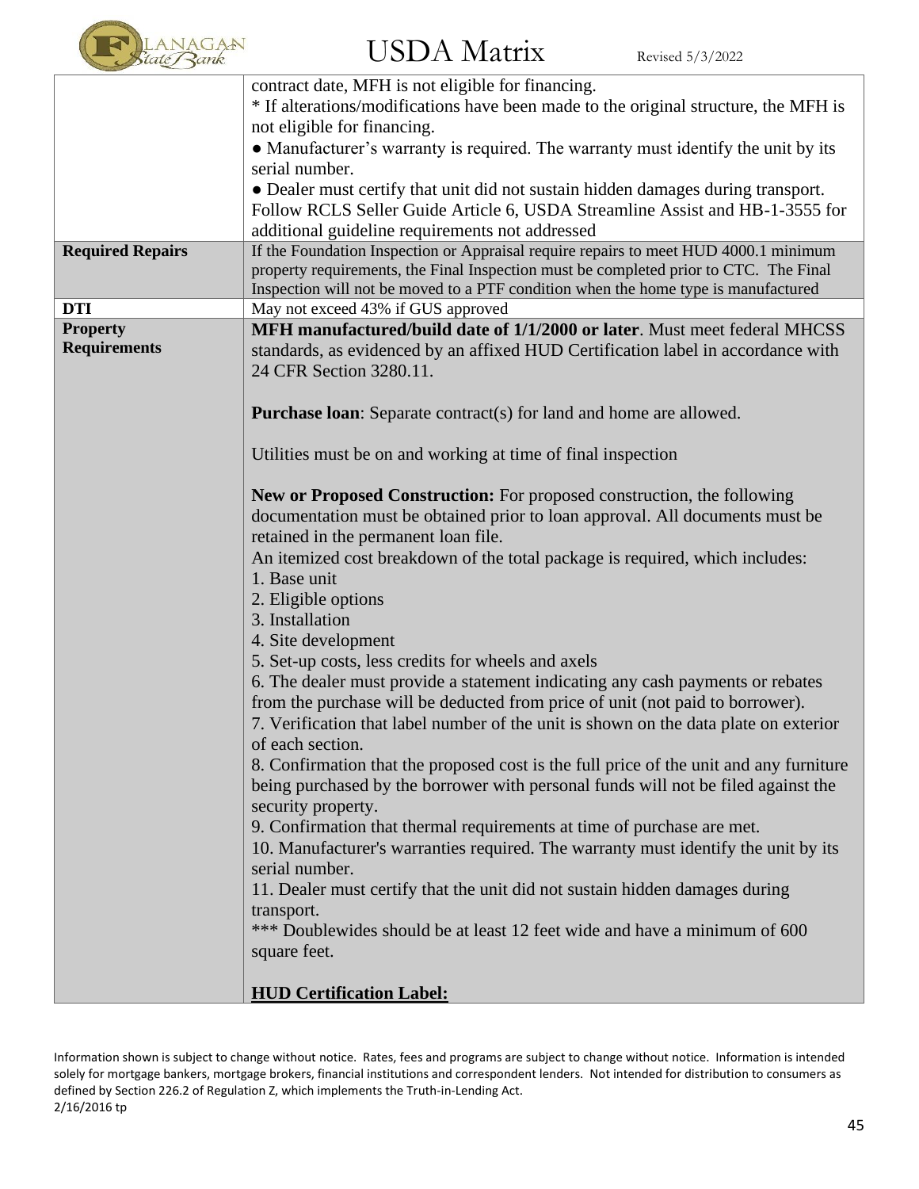| | |
|---|---|
| | contract date, MFH is not eligible for financing.<br>* If alterations/modifications have been made to the original structure, the MFH is not eligible for financing.<br>● Manufacturer's warranty is required. The warranty must identify the unit by its serial number.<br>● Dealer must certify that unit did not sustain hidden damages during transport.<br>Follow RCLS Seller Guide Article 6, USDA Streamline Assist and HB-1-3555 for additional guideline requirements not addressed |
| **Required Repairs** | If the Foundation Inspection or Appraisal require repairs to meet HUD 4000.1 minimum property requirements, the Final Inspection must be completed prior to CTC. The Final Inspection will not be moved to a PTF condition when the home type is manufactured |
| **DTI** | May not exceed 43% if GUS approved |
| **Property Requirements** | **MFH manufactured/build date of 1/1/2000 or later**. Must meet federal MHCSS standards, as evidenced by an affixed HUD Certification label in accordance with 24 CFR Section 3280.11.<br><br>**Purchase loan**: Separate contract(s) for land and home are allowed.<br><br>Utilities must be on and working at time of final inspection<br><br>**New or Proposed Construction:** For proposed construction, the following documentation must be obtained prior to loan approval. All documents must be retained in the permanent loan file.<br>An itemized cost breakdown of the total package is required, which includes:<br>1. Base unit<br>2. Eligible options<br>3. Installation<br>4. Site development<br>5. Set-up costs, less credits for wheels and axels<br>6. The dealer must provide a statement indicating any cash payments or rebates from the purchase will be deducted from price of unit (not paid to borrower).<br>7. Verification that label number of the unit is shown on the data plate on exterior of each section.<br>8. Confirmation that the proposed cost is the full price of the unit and any furniture being purchased by the borrower with personal funds will not be filed against the security property.<br>9. Confirmation that thermal requirements at time of purchase are met.<br>10. Manufacturer's warranties required. The warranty must identify the unit by its serial number.<br>11. Dealer must certify that the unit did not sustain hidden damages during transport.<br>*** Doublewides should be at least 12 feet wide and have a minimum of 600 square feet.<br><br>**HUD Certification Label:** |

Information shown is subject to change without notice. Rates, fees and programs are subject to change without notice. Information is intended solely for mortgage bankers, mortgage brokers, financial institutions and correspondent lenders. Not intended for distribution to consumers as defined by Section 226.2 of Regulation Z, which implements the Truth-in-Lending Act.
2/16/2016 tp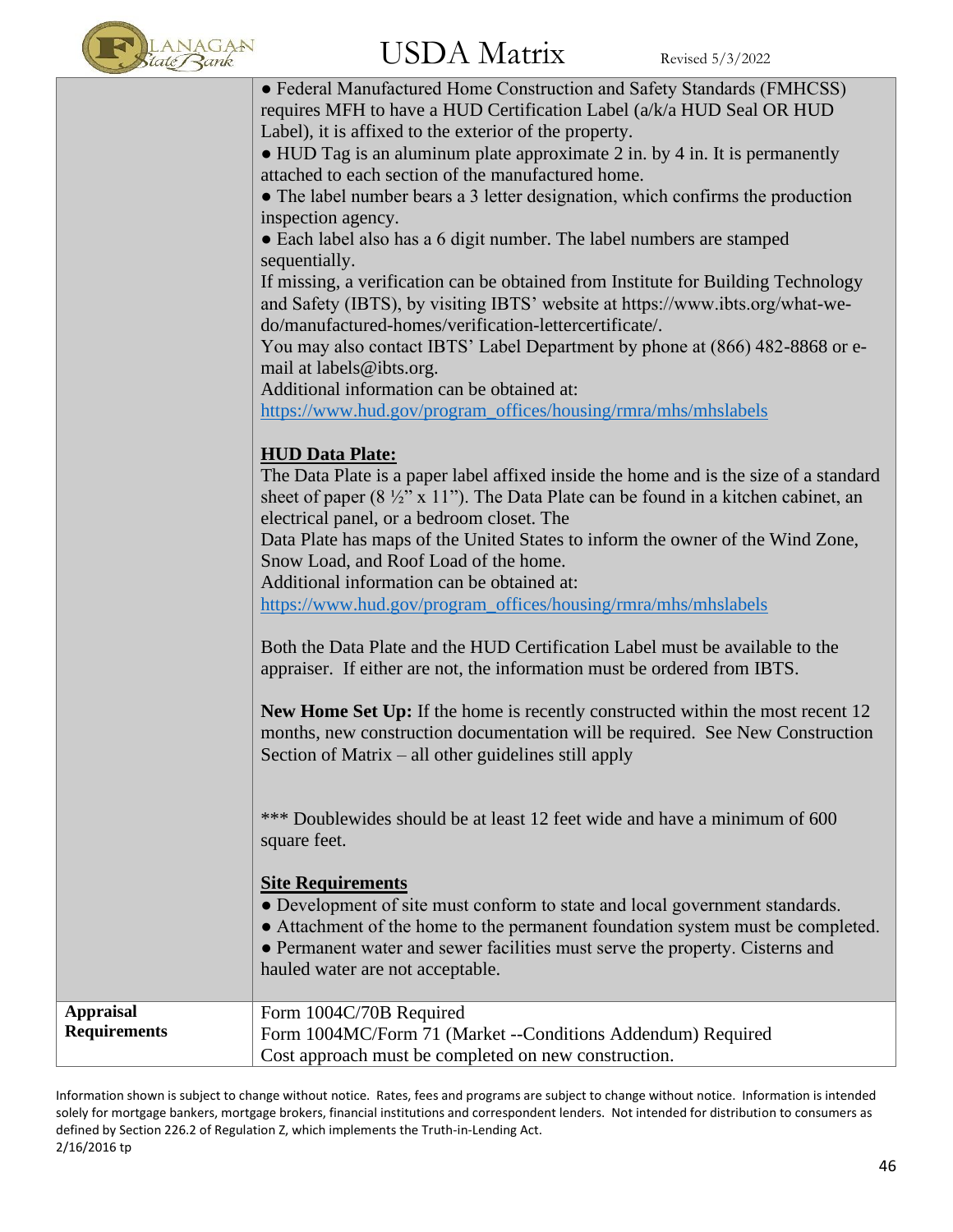| | |
|---|---|
| | ● Federal Manufactured Home Construction and Safety Standards (FMHCSS) requires MFH to have a HUD Certification Label (a/k/a HUD Seal OR HUD Label), it is affixed to the exterior of the property.<br>● HUD Tag is an aluminum plate approximate 2 in. by 4 in. It is permanently attached to each section of the manufactured home.<br>● The label number bears a 3 letter designation, which confirms the production inspection agency.<br>● Each label also has a 6 digit number. The label numbers are stamped sequentially.<br>If missing, a verification can be obtained from Institute for Building Technology and Safety (IBTS), by visiting IBTS' website at https://www.ibts.org/what-we-do/manufactured-homes/verification-lettercertificate/.<br>You may also contact IBTS' Label Department by phone at (866) 482-8868 or e-mail at labels@ibts.org.<br>Additional information can be obtained at:<br>https://www.hud.gov/program_offices/housing/rmra/mhs/mhslabels<br><br>**HUD Data Plate:**<br>The Data Plate is a paper label affixed inside the home and is the size of a standard sheet of paper (8 ½" x 11"). The Data Plate can be found in a kitchen cabinet, an electrical panel, or a bedroom closet. The<br>Data Plate has maps of the United States to inform the owner of the Wind Zone, Snow Load, and Roof Load of the home.<br>Additional information can be obtained at:<br>https://www.hud.gov/program_offices/housing/rmra/mhs/mhslabels<br><br>Both the Data Plate and the HUD Certification Label must be available to the appraiser. If either are not, the information must be ordered from IBTS.<br><br>**New Home Set Up:** If the home is recently constructed within the most recent 12 months, new construction documentation will be required. See New Construction Section of Matrix – all other guidelines still apply<br><br>*** Doublewides should be at least 12 feet wide and have a minimum of 600 square feet.<br><br>**Site Requirements**<br>● Development of site must conform to state and local government standards.<br>● Attachment of the home to the permanent foundation system must be completed.<br>● Permanent water and sewer facilities must serve the property. Cisterns and hauled water are not acceptable. |
| **Appraisal Requirements** | Form 1004C/70B Required<br>Form 1004MC/Form 71 (Market --Conditions Addendum) Required<br>Cost approach must be completed on new construction. |

Information shown is subject to change without notice. Rates, fees and programs are subject to change without notice. Information is intended solely for mortgage bankers, mortgage brokers, financial institutions and correspondent lenders. Not intended for distribution to consumers as defined by Section 226.2 of Regulation Z, which implements the Truth-in-Lending Act.
2/16/2016 tp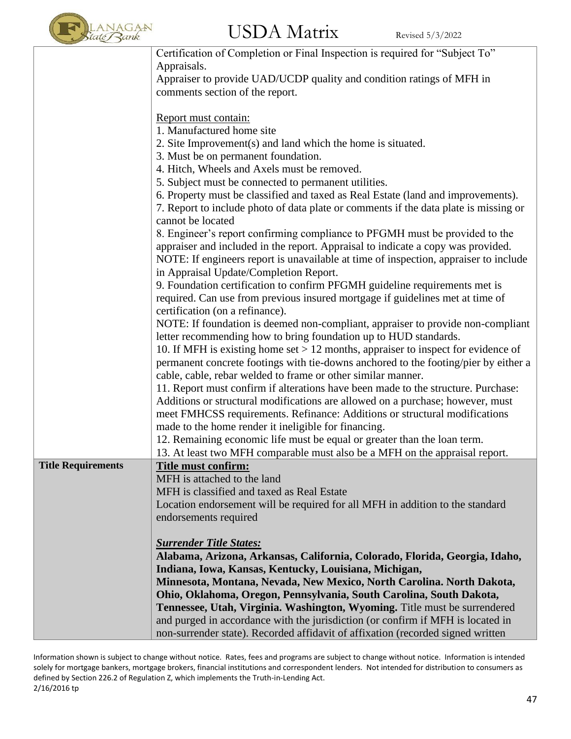| | |
|---|---|
| | Certification of Completion or Final Inspection is required for "Subject To" Appraisals.<br>Appraiser to provide UAD/UCDP quality and condition ratings of MFH in comments section of the report.<br><br><u>Report must contain:</u><br>1. Manufactured home site<br>2. Site Improvement(s) and land which the home is situated.<br>3. Must be on permanent foundation.<br>4. Hitch, Wheels and Axels must be removed.<br>5. Subject must be connected to permanent utilities.<br>6. Property must be classified and taxed as Real Estate (land and improvements).<br>7. Report to include photo of data plate or comments if the data plate is missing or cannot be located<br>8. Engineer's report confirming compliance to PFGMH must be provided to the appraiser and included in the report. Appraisal to indicate a copy was provided.<br>NOTE: If engineers report is unavailable at time of inspection, appraiser to include in Appraisal Update/Completion Report.<br>9. Foundation certification to confirm PFGMH guideline requirements met is required. Can use from previous insured mortgage if guidelines met at time of certification (on a refinance).<br>NOTE: If foundation is deemed non-compliant, appraiser to provide non-compliant letter recommending how to bring foundation up to HUD standards.<br>10. If MFH is existing home set > 12 months, appraiser to inspect for evidence of permanent concrete footings with tie-downs anchored to the footing/pier by either a cable, cable, rebar welded to frame or other similar manner.<br>11. Report must confirm if alterations have been made to the structure. Purchase: Additions or structural modifications are allowed on a purchase; however, must meet FMHCSS requirements. Refinance: Additions or structural modifications made to the home render it ineligible for financing.<br>12. Remaining economic life must be equal or greater than the loan term.<br>13. At least two MFH comparable must also be a MFH on the appraisal report. |
| **Title Requirements** | **<u>Title must confirm:</u>**<br>MFH is attached to the land<br>MFH is classified and taxed as Real Estate<br>Location endorsement will be required for all MFH in addition to the standard endorsements required<br><br>***<u>Surrender Title States:</u>***<br>**Alabama, Arizona, Arkansas, California, Colorado, Florida, Georgia, Idaho, Indiana, Iowa, Kansas, Kentucky, Louisiana, Michigan, Minnesota, Montana, Nevada, New Mexico, North Carolina. North Dakota, Ohio, Oklahoma, Oregon, Pennsylvania, South Carolina, South Dakota, Tennessee, Utah, Virginia. Washington, Wyoming.** Title must be surrendered and purged in accordance with the jurisdiction (or confirm if MFH is located in non-surrender state). Recorded affidavit of affixation (recorded signed written |

Information shown is subject to change without notice. Rates, fees and programs are subject to change without notice. Information is intended solely for mortgage bankers, mortgage brokers, financial institutions and correspondent lenders. Not intended for distribution to consumers as defined by Section 226.2 of Regulation Z, which implements the Truth-in-Lending Act.
2/16/2016 tp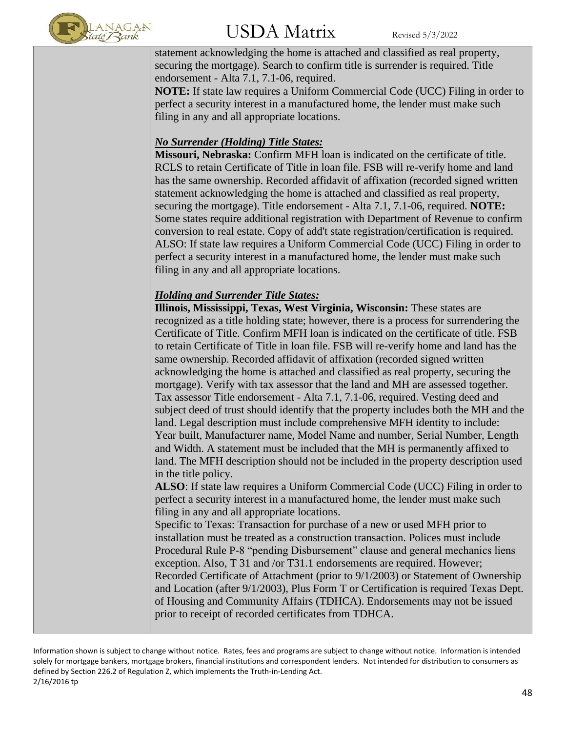| | statement acknowledging the home is attached and classified as real property, securing the mortgage). Search to confirm title is surrender is required. Title endorsement - Alta 7.1, 7.1-06, required.<br>**NOTE:** If state law requires a Uniform Commercial Code (UCC) Filing in order to perfect a security interest in a manufactured home, the lender must make such filing in any and all appropriate locations.<br><br>***No Surrender (Holding) Title States:***<br>**Missouri, Nebraska:** Confirm MFH loan is indicated on the certificate of title. RCLS to retain Certificate of Title in loan file. FSB will re-verify home and land has the same ownership. Recorded affidavit of affixation (recorded signed written statement acknowledging the home is attached and classified as real property, securing the mortgage). Title endorsement - Alta 7.1, 7.1-06, required. **NOTE:** Some states require additional registration with Department of Revenue to confirm conversion to real estate. Copy of add't state registration/certification is required. ALSO: If state law requires a Uniform Commercial Code (UCC) Filing in order to perfect a security interest in a manufactured home, the lender must make such filing in any and all appropriate locations.<br><br>***Holding and Surrender Title States:***<br>**Illinois, Mississippi, Texas, West Virginia, Wisconsin:** These states are recognized as a title holding state; however, there is a process for surrendering the Certificate of Title. Confirm MFH loan is indicated on the certificate of title. FSB to retain Certificate of Title in loan file. FSB will re-verify home and land has the same ownership. Recorded affidavit of affixation (recorded signed written acknowledging the home is attached and classified as real property, securing the mortgage). Verify with tax assessor that the land and MH are assessed together. Tax assessor Title endorsement - Alta 7.1, 7.1-06, required. Vesting deed and subject deed of trust should identify that the property includes both the MH and the land. Legal description must include comprehensive MFH identity to include: Year built, Manufacturer name, Model Name and number, Serial Number, Length and Width. A statement must be included that the MH is permanently affixed to land. The MFH description should not be included in the property description used in the title policy.<br>**ALSO**: If state law requires a Uniform Commercial Code (UCC) Filing in order to perfect a security interest in a manufactured home, the lender must make such filing in any and all appropriate locations.<br>Specific to Texas: Transaction for purchase of a new or used MFH prior to installation must be treated as a construction transaction. Polices must include Procedural Rule P-8 "pending Disbursement" clause and general mechanics liens exception. Also, T 31 and /or T31.1 endorsements are required. However; Recorded Certificate of Attachment (prior to 9/1/2003) or Statement of Ownership and Location (after 9/1/2003), Plus Form T or Certification is required Texas Dept. of Housing and Community Affairs (TDHCA). Endorsements may not be issued prior to receipt of recorded certificates from TDHCA. |
|---|---|

Information shown is subject to change without notice. Rates, fees and programs are subject to change without notice. Information is intended solely for mortgage bankers, mortgage brokers, financial institutions and correspondent lenders. Not intended for distribution to consumers as defined by Section 226.2 of Regulation Z, which implements the Truth-in-Lending Act.
2/16/2016 tp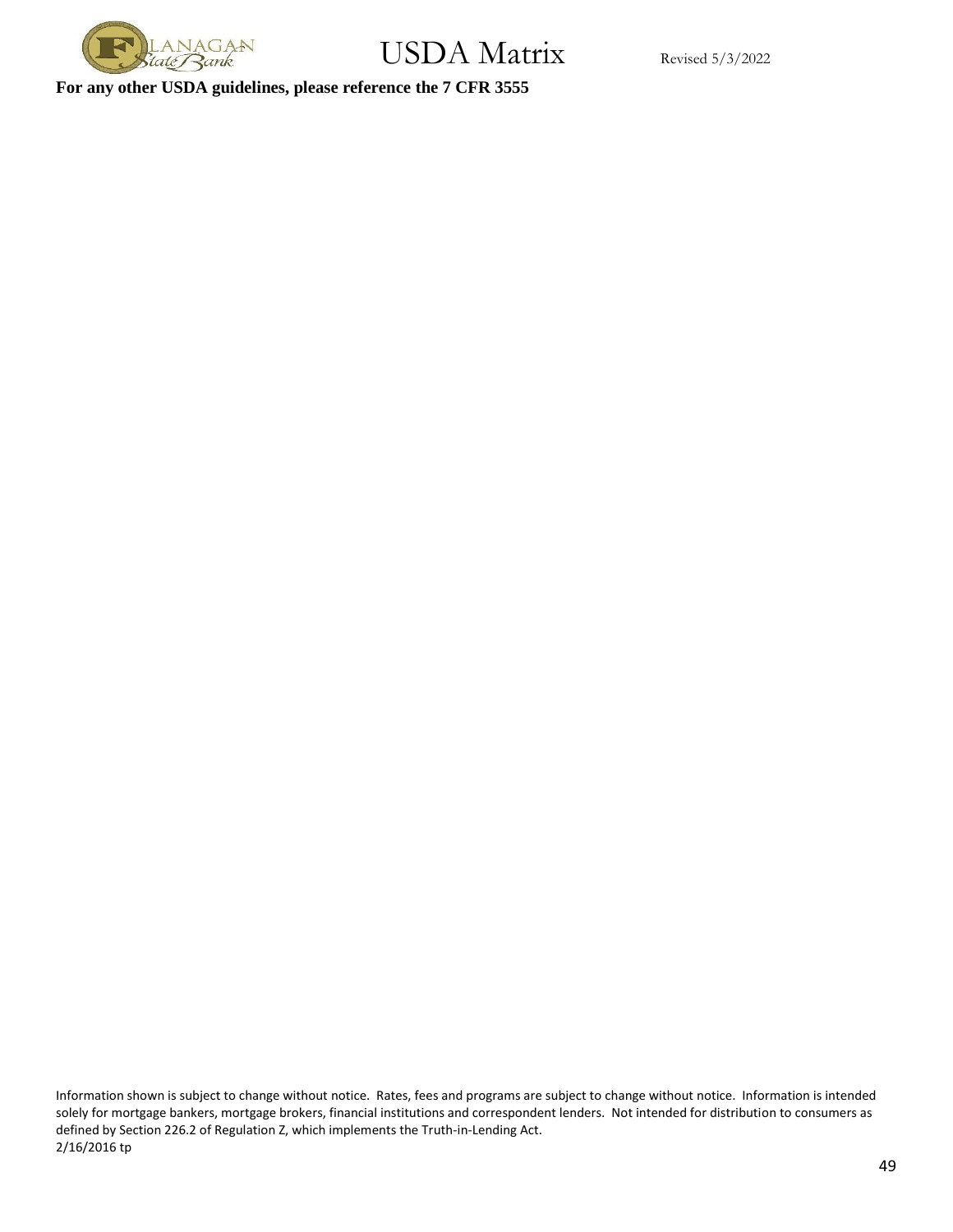**For any other USDA guidelines, please reference the 7 CFR 3555**